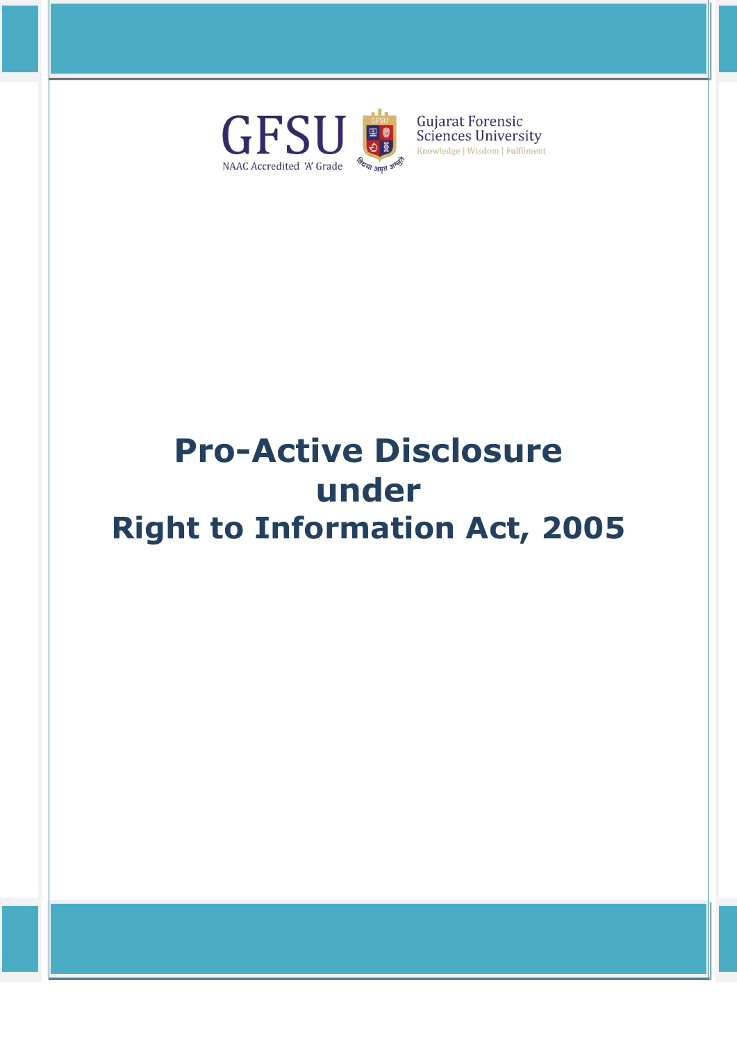GFSU

NAAC Accredited 'A' Grade

Gujarat Forensic Sciences University

Knowledge | Wisdom | Fulfilment

# Pro-Active Disclosure under Right to Information Act, 2005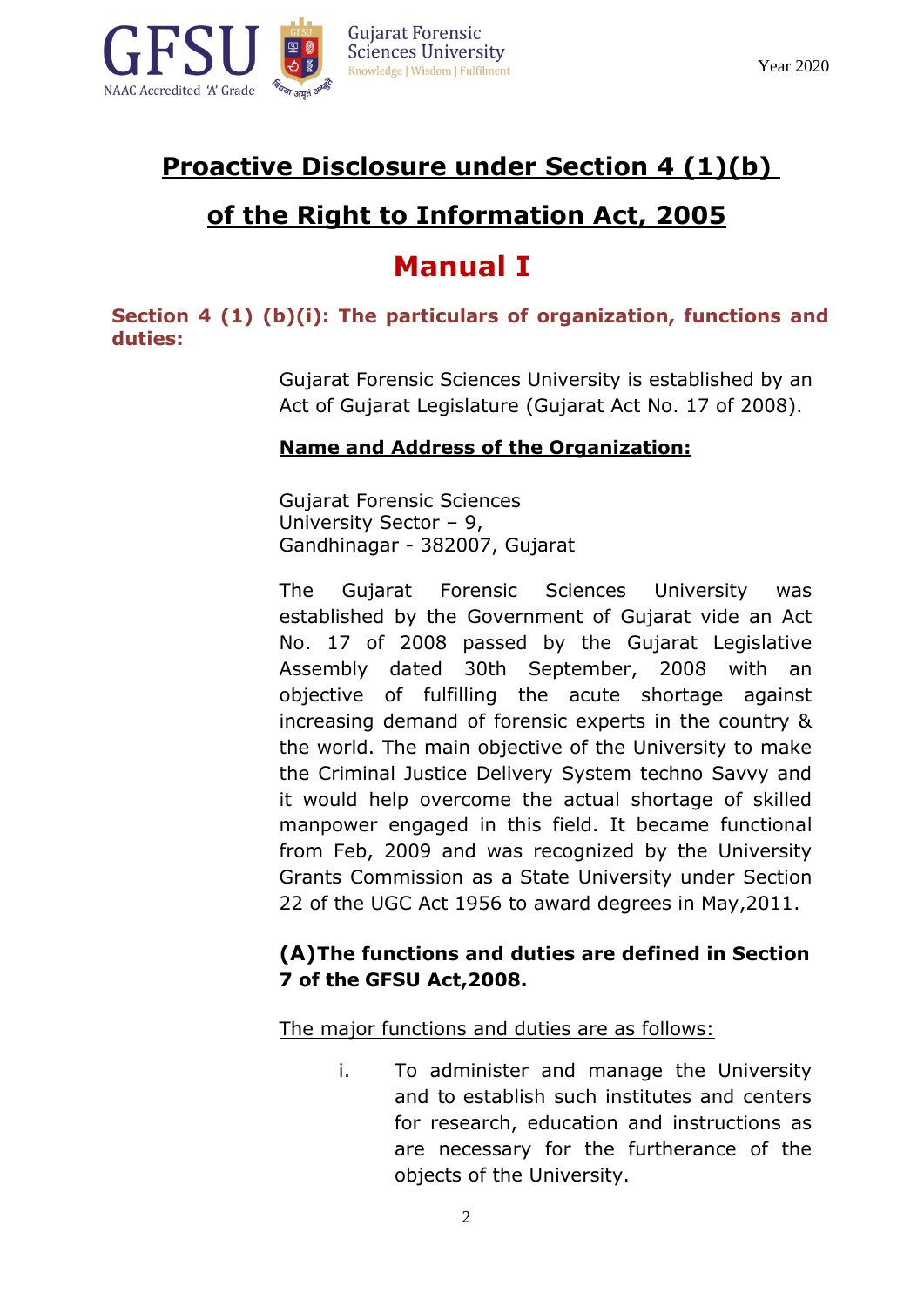# Proactive Disclosure under Section 4 (1)(b) of the Right to Information Act, 2005

# Manual I

## Section 4 (1) (b)(i): The particulars of organization, functions and duties:

Gujarat Forensic Sciences University is established by an Act of Gujarat Legislature (Gujarat Act No. 17 of 2008).

**Name and Address of the Organization:**

Gujarat Forensic Sciences
University Sector – 9,
Gandhinagar - 382007, Gujarat

The Gujarat Forensic Sciences University was established by the Government of Gujarat vide an Act No. 17 of 2008 passed by the Gujarat Legislative Assembly dated 30th September, 2008 with an objective of fulfilling the acute shortage against increasing demand of forensic experts in the country & the world. The main objective of the University to make the Criminal Justice Delivery System techno Savvy and it would help overcome the actual shortage of skilled manpower engaged in this field. It became functional from Feb, 2009 and was recognized by the University Grants Commission as a State University under Section 22 of the UGC Act 1956 to award degrees in May,2011.

**(A)The functions and duties are defined in Section 7 of the GFSU Act,2008.**

The major functions and duties are as follows:

i. To administer and manage the University and to establish such institutes and centers for research, education and instructions as are necessary for the furtherance of the objects of the University.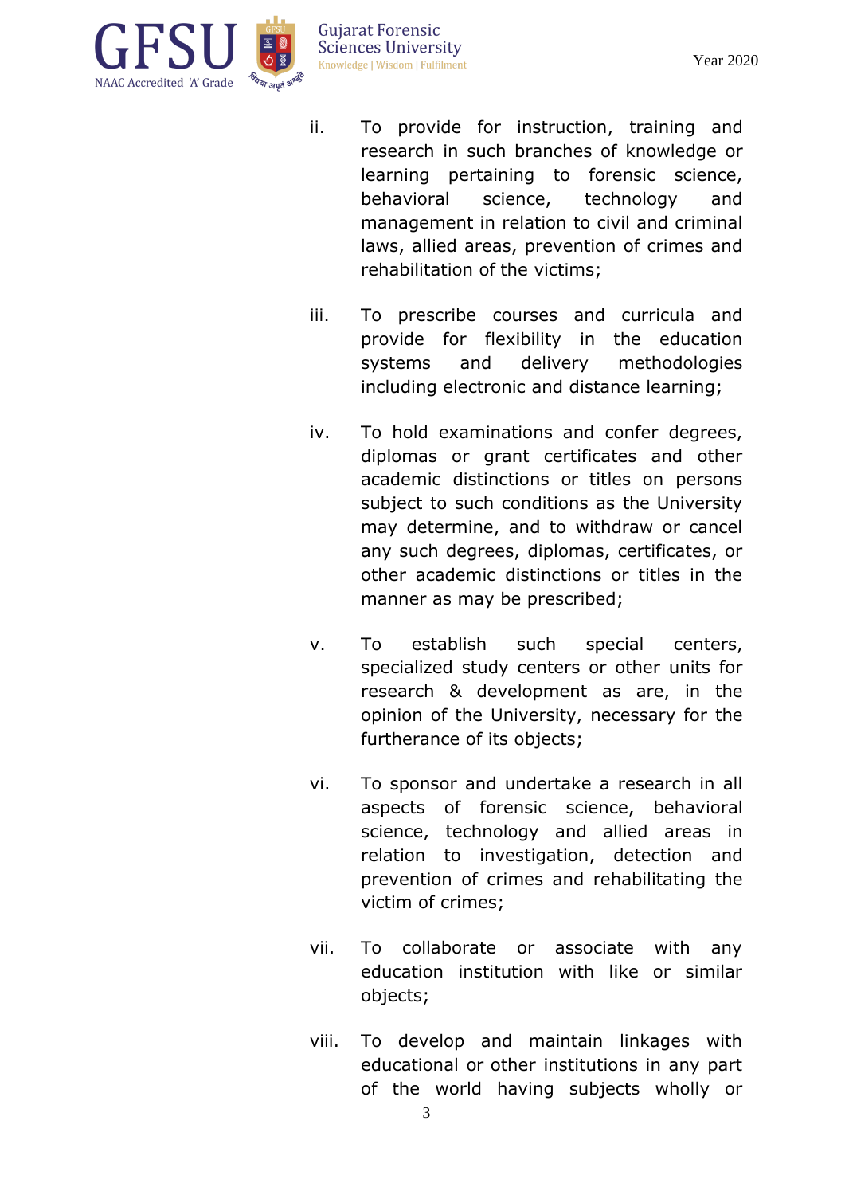ii. To provide for instruction, training and research in such branches of knowledge or learning pertaining to forensic science, behavioral science, technology and management in relation to civil and criminal laws, allied areas, prevention of crimes and rehabilitation of the victims;

iii. To prescribe courses and curricula and provide for flexibility in the education systems and delivery methodologies including electronic and distance learning;

iv. To hold examinations and confer degrees, diplomas or grant certificates and other academic distinctions or titles on persons subject to such conditions as the University may determine, and to withdraw or cancel any such degrees, diplomas, certificates, or other academic distinctions or titles in the manner as may be prescribed;

v. To establish such special centers, specialized study centers or other units for research & development as are, in the opinion of the University, necessary for the furtherance of its objects;

vi. To sponsor and undertake a research in all aspects of forensic science, behavioral science, technology and allied areas in relation to investigation, detection and prevention of crimes and rehabilitating the victim of crimes;

vii. To collaborate or associate with any education institution with like or similar objects;

viii. To develop and maintain linkages with educational or other institutions in any part of the world having subjects wholly or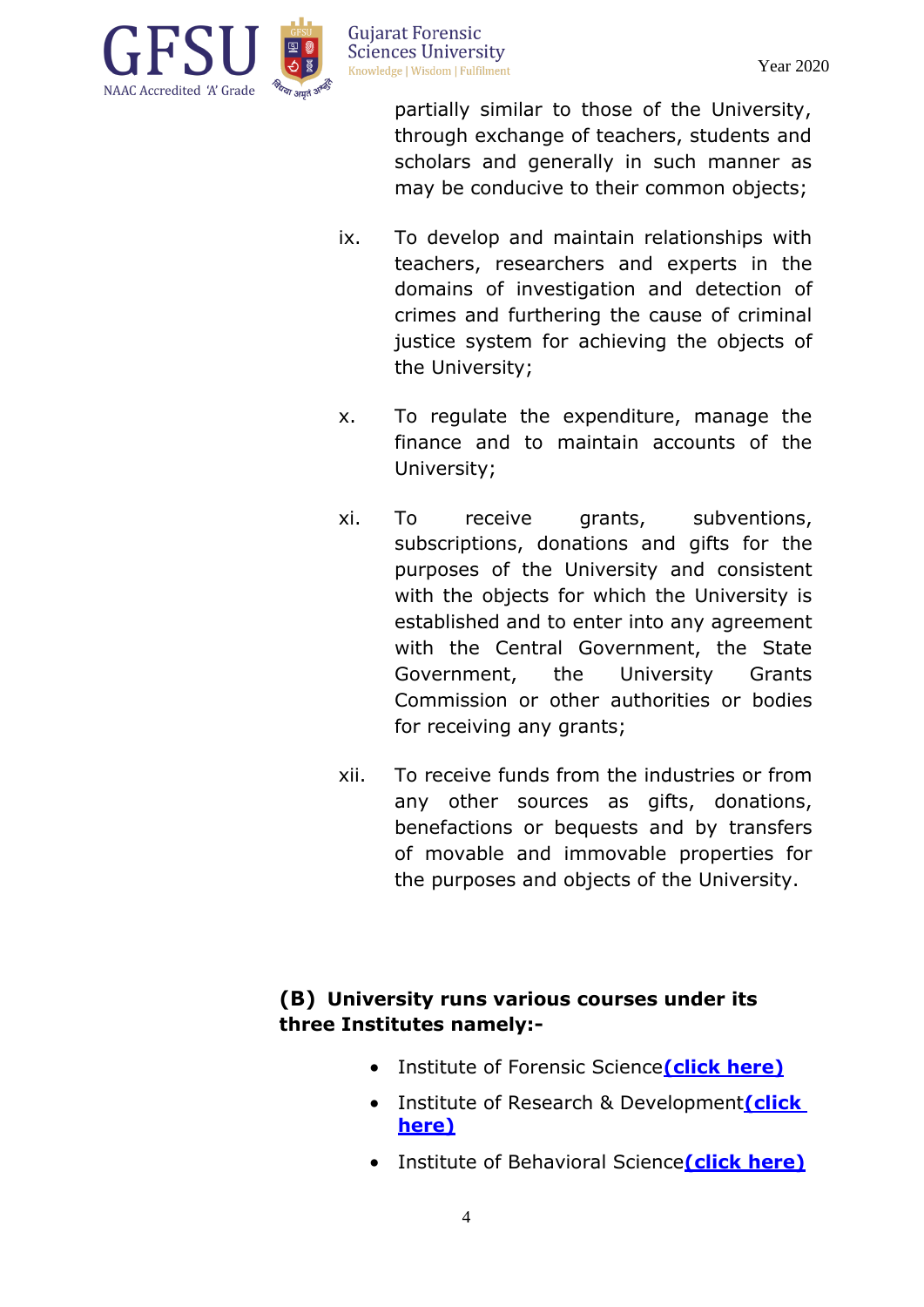partially similar to those of the University, through exchange of teachers, students and scholars and generally in such manner as may be conducive to their common objects;

ix. To develop and maintain relationships with teachers, researchers and experts in the domains of investigation and detection of crimes and furthering the cause of criminal justice system for achieving the objects of the University;

x. To regulate the expenditure, manage the finance and to maintain accounts of the University;

xi. To receive grants, subventions, subscriptions, donations and gifts for the purposes of the University and consistent with the objects for which the University is established and to enter into any agreement with the Central Government, the State Government, the University Grants Commission or other authorities or bodies for receiving any grants;

xii. To receive funds from the industries or from any other sources as gifts, donations, benefactions or bequests and by transfers of movable and immovable properties for the purposes and objects of the University.

**(B) University runs various courses under its three Institutes namely:-**

- Institute of Forensic Science**(click here)**
- Institute of Research & Development**(click here)**
- Institute of Behavioral Science**(click here)**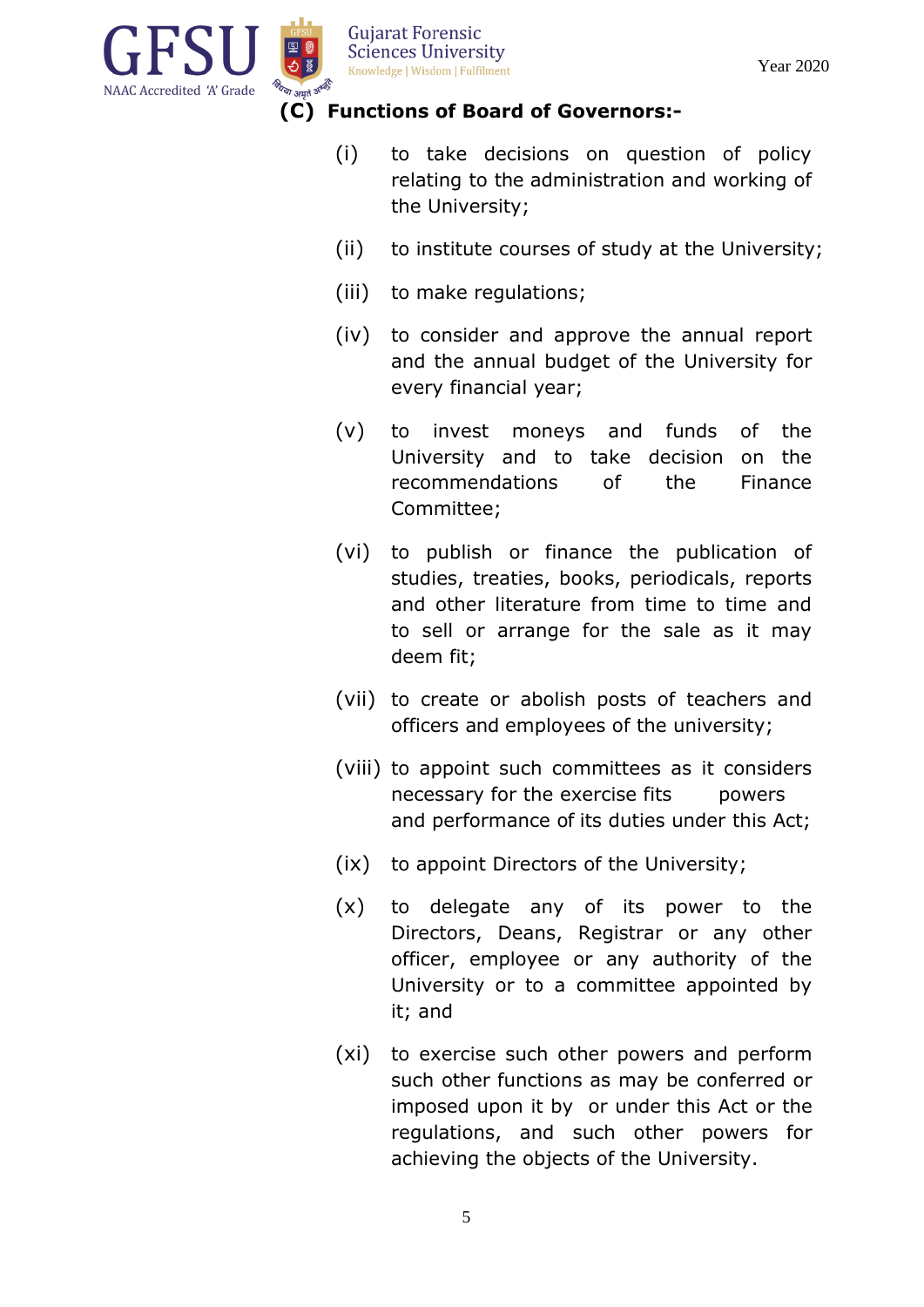### (C) Functions of Board of Governors:-

(i) to take decisions on question of policy relating to the administration and working of the University;

(ii) to institute courses of study at the University;

(iii) to make regulations;

(iv) to consider and approve the annual report and the annual budget of the University for every financial year;

(v) to invest moneys and funds of the University and to take decision on the recommendations of the Finance Committee;

(vi) to publish or finance the publication of studies, treaties, books, periodicals, reports and other literature from time to time and to sell or arrange for the sale as it may deem fit;

(vii) to create or abolish posts of teachers and officers and employees of the university;

(viii) to appoint such committees as it considers necessary for the exercise fits powers and performance of its duties under this Act;

(ix) to appoint Directors of the University;

(x) to delegate any of its power to the Directors, Deans, Registrar or any other officer, employee or any authority of the University or to a committee appointed by it; and

(xi) to exercise such other powers and perform such other functions as may be conferred or imposed upon it by or under this Act or the regulations, and such other powers for achieving the objects of the University.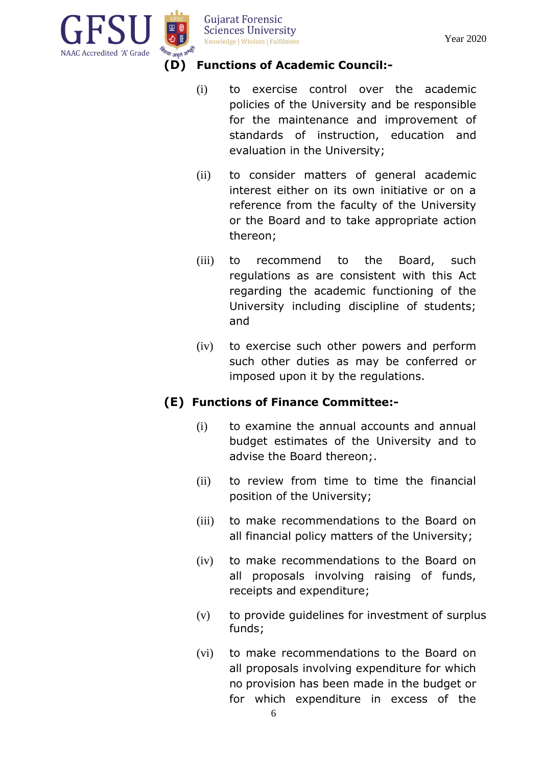## (D) Functions of Academic Council:-

(i) to exercise control over the academic policies of the University and be responsible for the maintenance and improvement of standards of instruction, education and evaluation in the University;

(ii) to consider matters of general academic interest either on its own initiative or on a reference from the faculty of the University or the Board and to take appropriate action thereon;

(iii) to recommend to the Board, such regulations as are consistent with this Act regarding the academic functioning of the University including discipline of students; and

(iv) to exercise such other powers and perform such other duties as may be conferred or imposed upon it by the regulations.

## (E) Functions of Finance Committee:-

(i) to examine the annual accounts and annual budget estimates of the University and to advise the Board thereon;.

(ii) to review from time to time the financial position of the University;

(iii) to make recommendations to the Board on all financial policy matters of the University;

(iv) to make recommendations to the Board on all proposals involving raising of funds, receipts and expenditure;

(v) to provide guidelines for investment of surplus funds;

(vi) to make recommendations to the Board on all proposals involving expenditure for which no provision has been made in the budget or for which expenditure in excess of the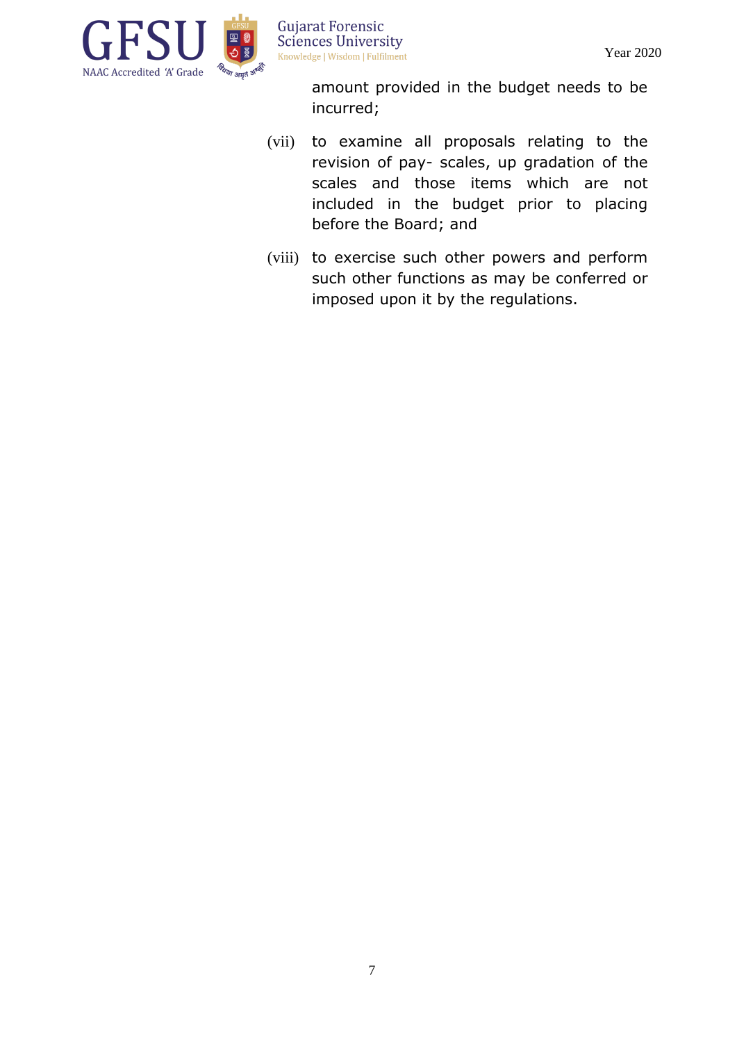amount provided in the budget needs to be incurred;

(vii) to examine all proposals relating to the revision of pay- scales, up gradation of the scales and those items which are not included in the budget prior to placing before the Board; and

(viii) to exercise such other powers and perform such other functions as may be conferred or imposed upon it by the regulations.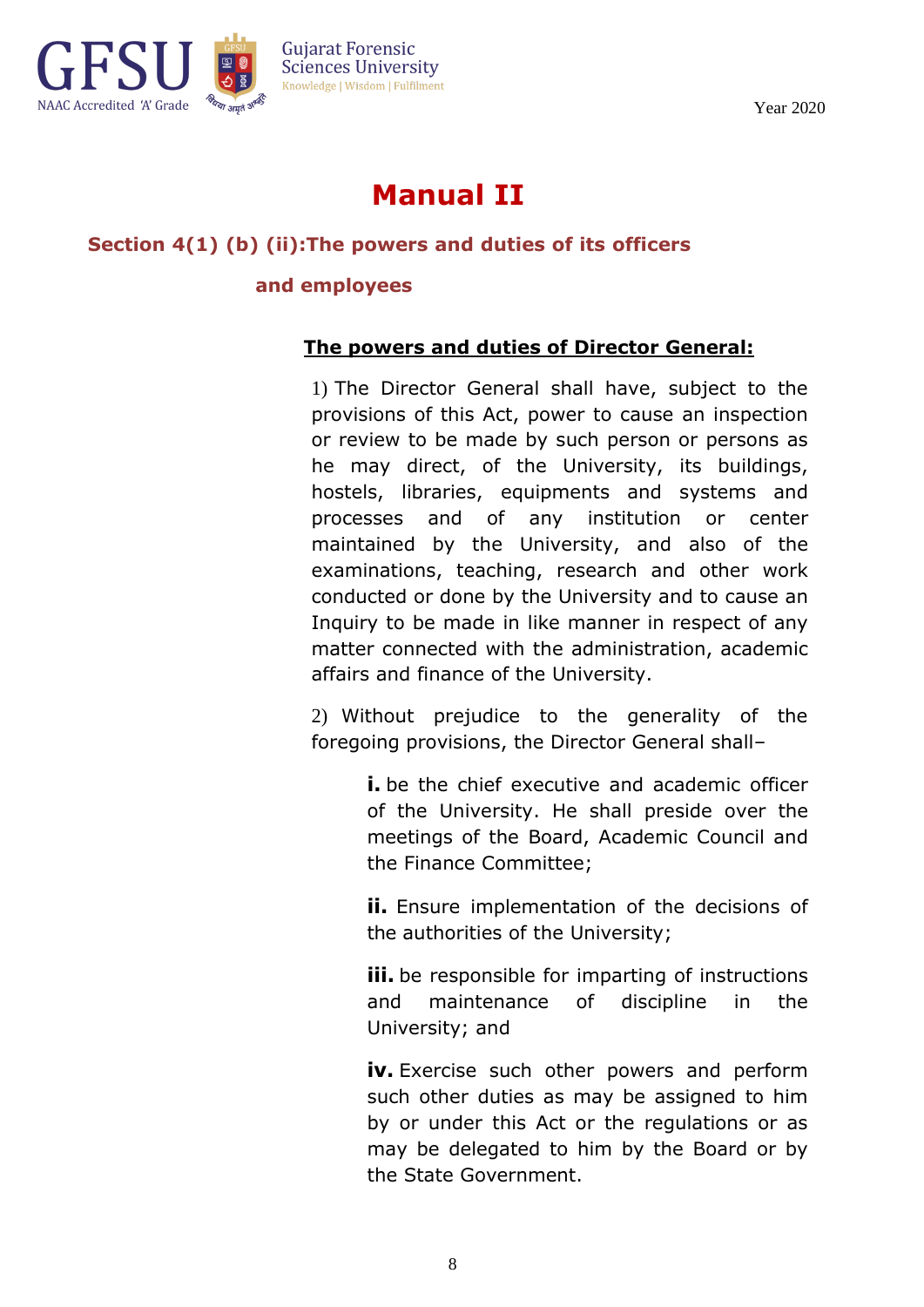# Manual II

## Section 4(1) (b) (ii):The powers and duties of its officers and employees

### The powers and duties of Director General:

1) The Director General shall have, subject to the provisions of this Act, power to cause an inspection or review to be made by such person or persons as he may direct, of the University, its buildings, hostels, libraries, equipments and systems and processes and of any institution or center maintained by the University, and also of the examinations, teaching, research and other work conducted or done by the University and to cause an Inquiry to be made in like manner in respect of any matter connected with the administration, academic affairs and finance of the University.

2) Without prejudice to the generality of the foregoing provisions, the Director General shall–

**i.** be the chief executive and academic officer of the University. He shall preside over the meetings of the Board, Academic Council and the Finance Committee;

**ii.** Ensure implementation of the decisions of the authorities of the University;

**iii.** be responsible for imparting of instructions and maintenance of discipline in the University; and

**iv.** Exercise such other powers and perform such other duties as may be assigned to him by or under this Act or the regulations or as may be delegated to him by the Board or by the State Government.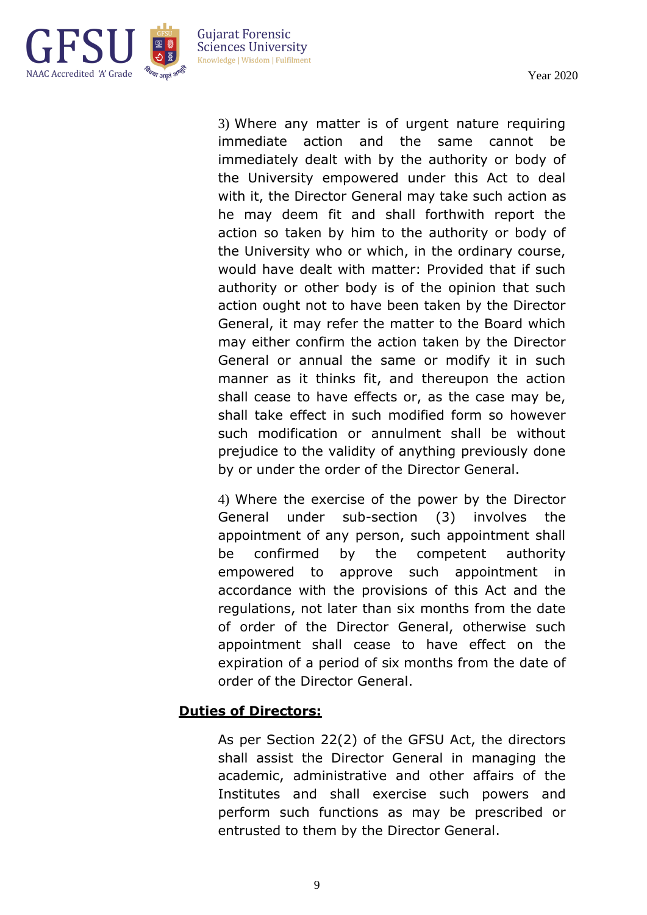3) Where any matter is of urgent nature requiring immediate action and the same cannot be immediately dealt with by the authority or body of the University empowered under this Act to deal with it, the Director General may take such action as he may deem fit and shall forthwith report the action so taken by him to the authority or body of the University who or which, in the ordinary course, would have dealt with matter: Provided that if such authority or other body is of the opinion that such action ought not to have been taken by the Director General, it may refer the matter to the Board which may either confirm the action taken by the Director General or annual the same or modify it in such manner as it thinks fit, and thereupon the action shall cease to have effects or, as the case may be, shall take effect in such modified form so however such modification or annulment shall be without prejudice to the validity of anything previously done by or under the order of the Director General.

4) Where the exercise of the power by the Director General under sub-section (3) involves the appointment of any person, such appointment shall be confirmed by the competent authority empowered to approve such appointment in accordance with the provisions of this Act and the regulations, not later than six months from the date of order of the Director General, otherwise such appointment shall cease to have effect on the expiration of a period of six months from the date of order of the Director General.

**Duties of Directors:**

As per Section 22(2) of the GFSU Act, the directors shall assist the Director General in managing the academic, administrative and other affairs of the Institutes and shall exercise such powers and perform such functions as may be prescribed or entrusted to them by the Director General.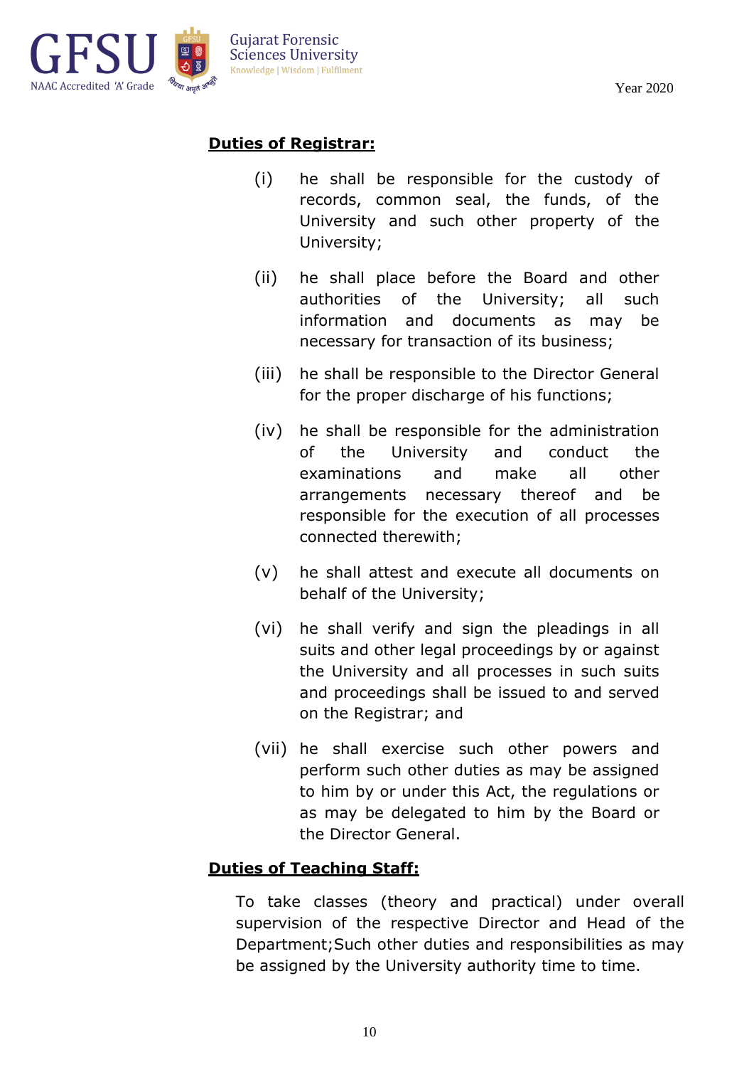**Duties of Registrar:**

(i) he shall be responsible for the custody of records, common seal, the funds, of the University and such other property of the University;

(ii) he shall place before the Board and other authorities of the University; all such information and documents as may be necessary for transaction of its business;

(iii) he shall be responsible to the Director General for the proper discharge of his functions;

(iv) he shall be responsible for the administration of the University and conduct the examinations and make all other arrangements necessary thereof and be responsible for the execution of all processes connected therewith;

(v) he shall attest and execute all documents on behalf of the University;

(vi) he shall verify and sign the pleadings in all suits and other legal proceedings by or against the University and all processes in such suits and proceedings shall be issued to and served on the Registrar; and

(vii) he shall exercise such other powers and perform such other duties as may be assigned to him by or under this Act, the regulations or as may be delegated to him by the Board or the Director General.

**Duties of Teaching Staff:**

To take classes (theory and practical) under overall supervision of the respective Director and Head of the Department;Such other duties and responsibilities as may be assigned by the University authority time to time.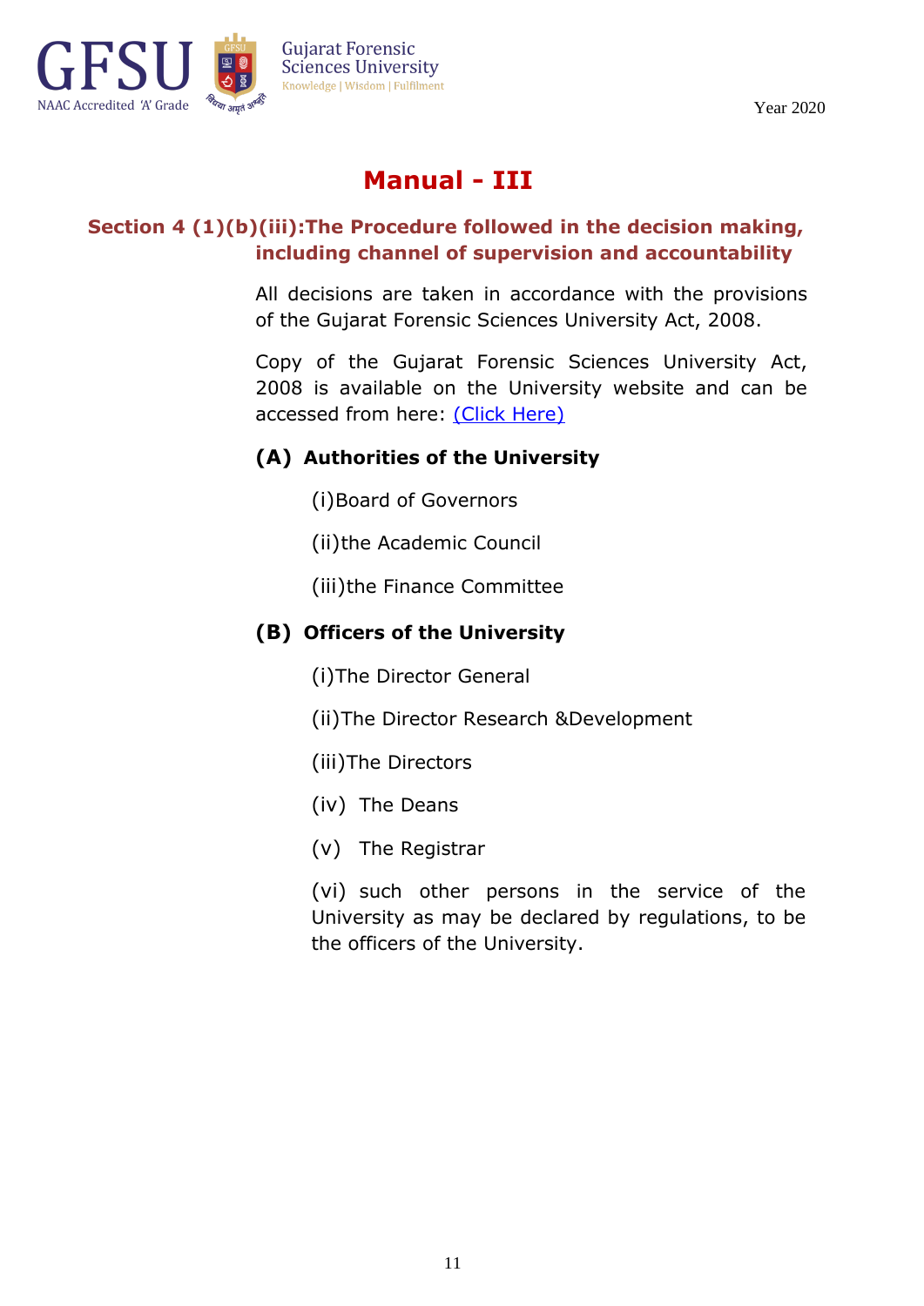# Manual - III

## Section 4 (1)(b)(iii):The Procedure followed in the decision making, including channel of supervision and accountability

All decisions are taken in accordance with the provisions of the Gujarat Forensic Sciences University Act, 2008.

Copy of the Gujarat Forensic Sciences University Act, 2008 is available on the University website and can be accessed from here: (Click Here)

### (A) Authorities of the University

(i)Board of Governors

(ii)the Academic Council

(iii)the Finance Committee

### (B) Officers of the University

(i)The Director General

(ii)The Director Research &Development

(iii)The Directors

(iv) The Deans

(v) The Registrar

(vi) such other persons in the service of the University as may be declared by regulations, to be the officers of the University.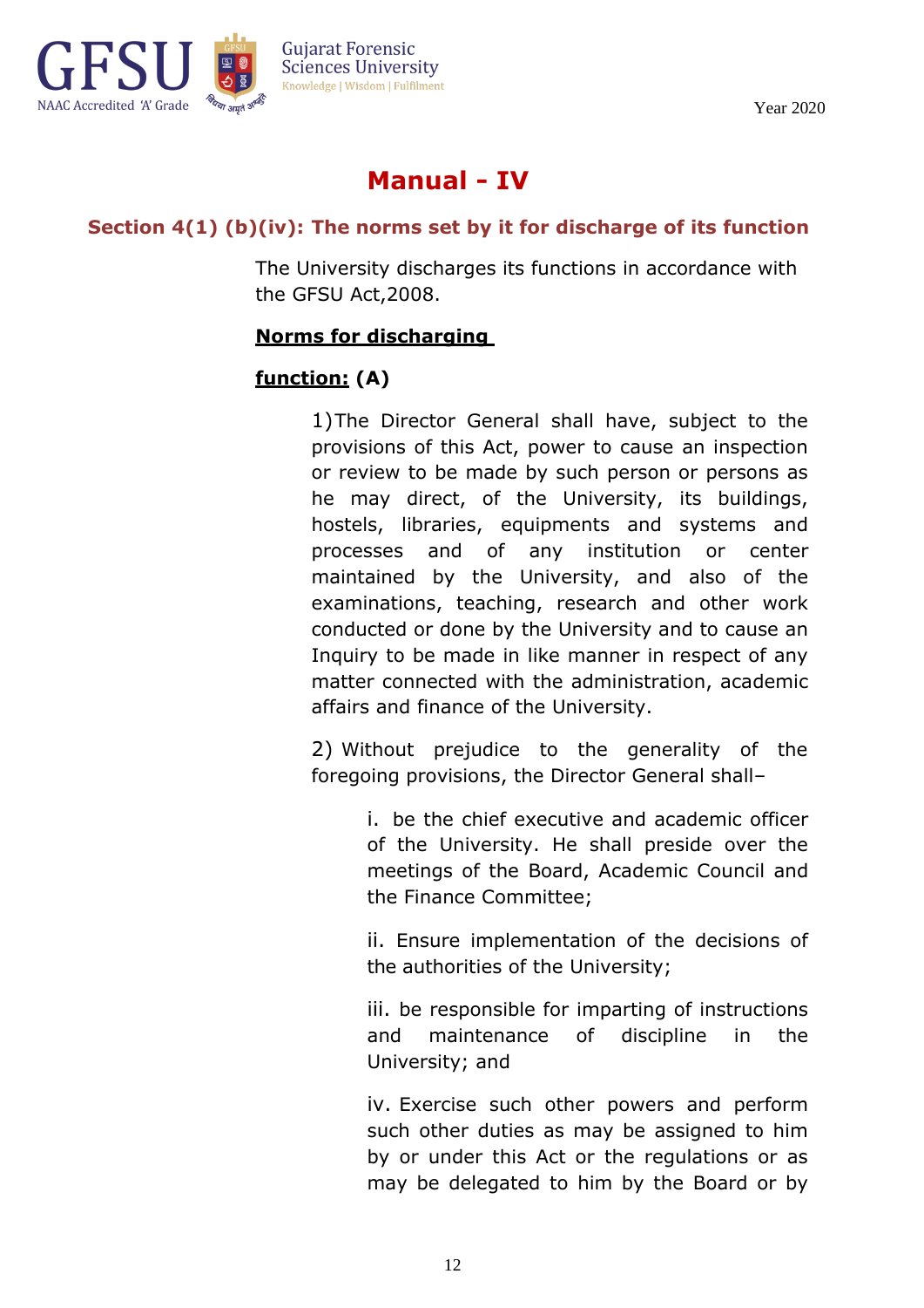# Manual - IV

## Section 4(1) (b)(iv): The norms set by it for discharge of its function

The University discharges its functions in accordance with the GFSU Act,2008.

**Norms for discharging**

**function: (A)**

1)The Director General shall have, subject to the provisions of this Act, power to cause an inspection or review to be made by such person or persons as he may direct, of the University, its buildings, hostels, libraries, equipments and systems and processes and of any institution or center maintained by the University, and also of the examinations, teaching, research and other work conducted or done by the University and to cause an Inquiry to be made in like manner in respect of any matter connected with the administration, academic affairs and finance of the University.

2) Without prejudice to the generality of the foregoing provisions, the Director General shall–

i. be the chief executive and academic officer of the University. He shall preside over the meetings of the Board, Academic Council and the Finance Committee;

ii. Ensure implementation of the decisions of the authorities of the University;

iii. be responsible for imparting of instructions and maintenance of discipline in the University; and

iv. Exercise such other powers and perform such other duties as may be assigned to him by or under this Act or the regulations or as may be delegated to him by the Board or by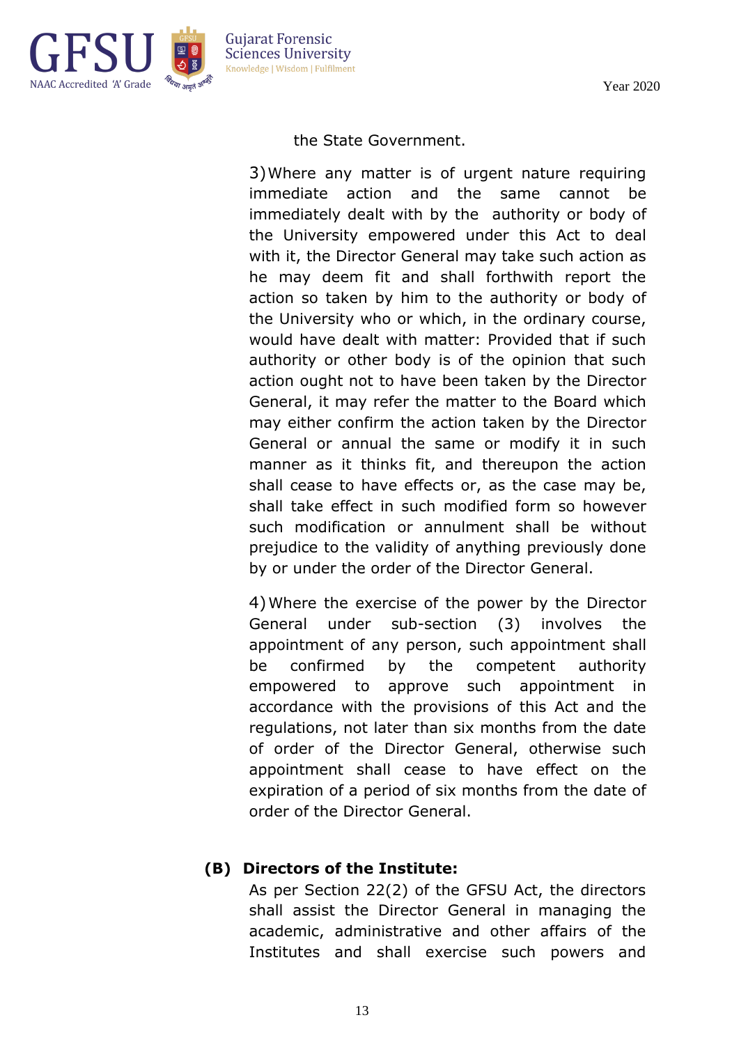the State Government.

3) Where any matter is of urgent nature requiring immediate action and the same cannot be immediately dealt with by the authority or body of the University empowered under this Act to deal with it, the Director General may take such action as he may deem fit and shall forthwith report the action so taken by him to the authority or body of the University who or which, in the ordinary course, would have dealt with matter: Provided that if such authority or other body is of the opinion that such action ought not to have been taken by the Director General, it may refer the matter to the Board which may either confirm the action taken by the Director General or annual the same or modify it in such manner as it thinks fit, and thereupon the action shall cease to have effects or, as the case may be, shall take effect in such modified form so however such modification or annulment shall be without prejudice to the validity of anything previously done by or under the order of the Director General.

4) Where the exercise of the power by the Director General under sub-section (3) involves the appointment of any person, such appointment shall be confirmed by the competent authority empowered to approve such appointment in accordance with the provisions of this Act and the regulations, not later than six months from the date of order of the Director General, otherwise such appointment shall cease to have effect on the expiration of a period of six months from the date of order of the Director General.

**(B) Directors of the Institute:**

As per Section 22(2) of the GFSU Act, the directors shall assist the Director General in managing the academic, administrative and other affairs of the Institutes and shall exercise such powers and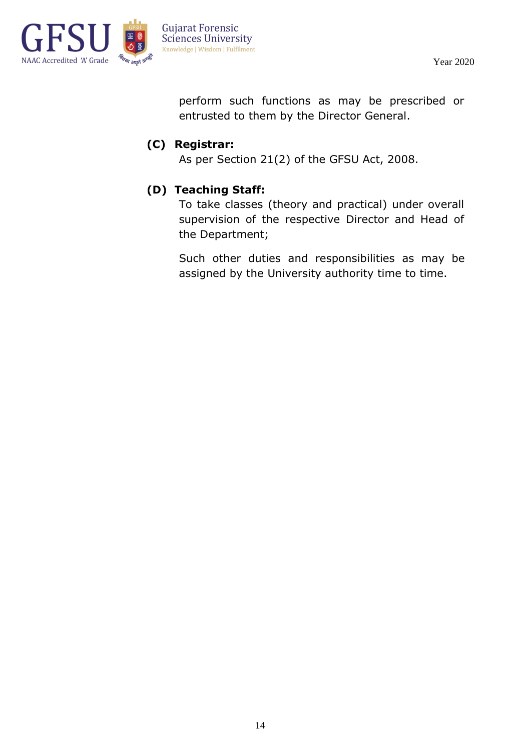perform such functions as may be prescribed or entrusted to them by the Director General.

**(C) Registrar:**

As per Section 21(2) of the GFSU Act, 2008.

**(D) Teaching Staff:**

To take classes (theory and practical) under overall supervision of the respective Director and Head of the Department;

Such other duties and responsibilities as may be assigned by the University authority time to time.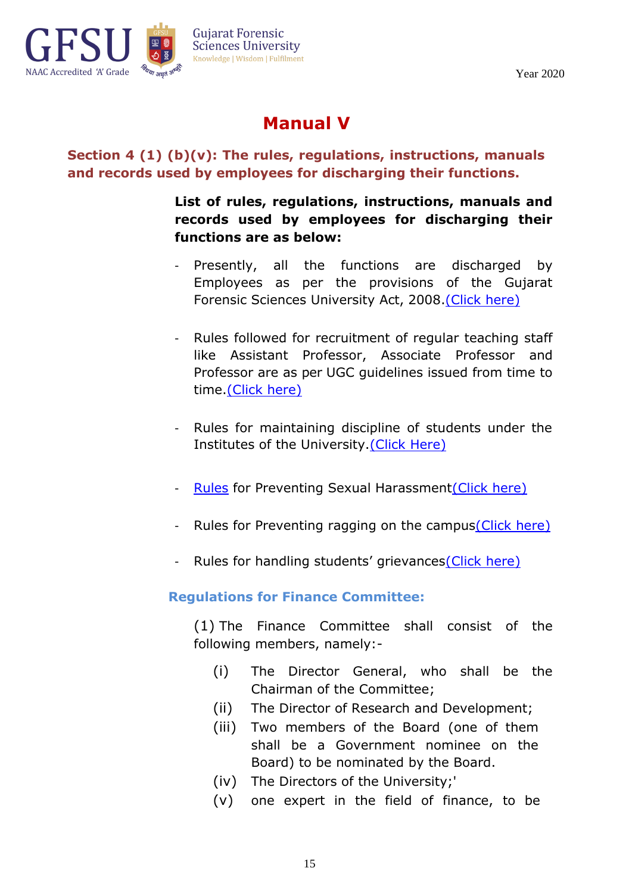# Manual V

## Section 4 (1) (b)(v): The rules, regulations, instructions, manuals and records used by employees for discharging their functions.

**List of rules, regulations, instructions, manuals and records used by employees for discharging their functions are as below:**

- Presently, all the functions are discharged by Employees as per the provisions of the Gujarat Forensic Sciences University Act, 2008.(Click here)

- Rules followed for recruitment of regular teaching staff like Assistant Professor, Associate Professor and Professor are as per UGC guidelines issued from time to time.(Click here)

- Rules for maintaining discipline of students under the Institutes of the University.(Click Here)

- Rules for Preventing Sexual Harassment(Click here)

- Rules for Preventing ragging on the campus(Click here)

- Rules for handling students' grievances(Click here)

### Regulations for Finance Committee:

(1) The Finance Committee shall consist of the following members, namely:-

(i) The Director General, who shall be the Chairman of the Committee;
(ii) The Director of Research and Development;
(iii) Two members of the Board (one of them shall be a Government nominee on the Board) to be nominated by the Board.
(iv) The Directors of the University;'
(v) one expert in the field of finance, to be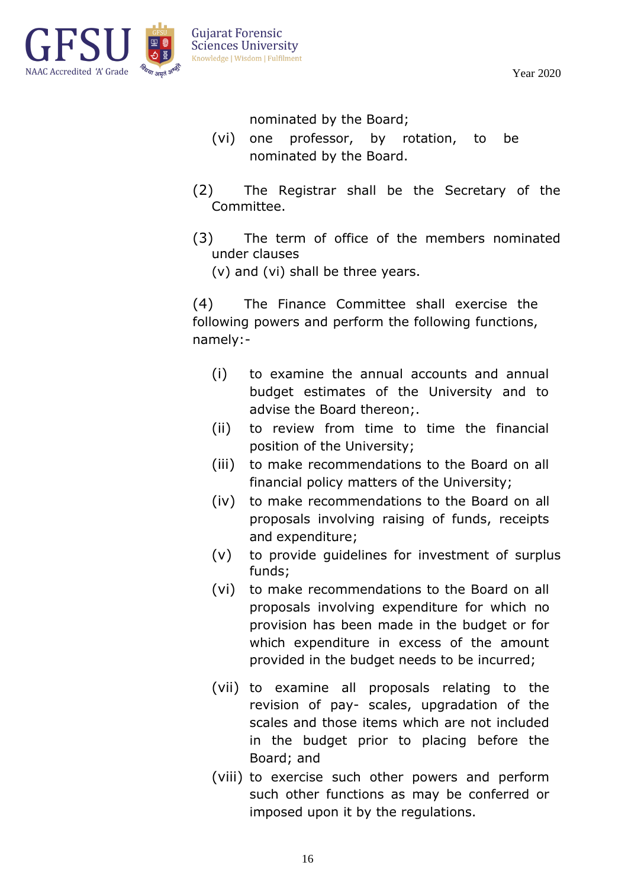nominated by the Board;

(vi) one professor, by rotation, to be nominated by the Board.

(2) The Registrar shall be the Secretary of the Committee.

(3) The term of office of the members nominated under clauses (v) and (vi) shall be three years.

(4) The Finance Committee shall exercise the following powers and perform the following functions, namely:-

(i) to examine the annual accounts and annual budget estimates of the University and to advise the Board thereon;.

(ii) to review from time to time the financial position of the University;

(iii) to make recommendations to the Board on all financial policy matters of the University;

(iv) to make recommendations to the Board on all proposals involving raising of funds, receipts and expenditure;

(v) to provide guidelines for investment of surplus funds;

(vi) to make recommendations to the Board on all proposals involving expenditure for which no provision has been made in the budget or for which expenditure in excess of the amount provided in the budget needs to be incurred;

(vii) to examine all proposals relating to the revision of pay- scales, upgradation of the scales and those items which are not included in the budget prior to placing before the Board; and

(viii) to exercise such other powers and perform such other functions as may be conferred or imposed upon it by the regulations.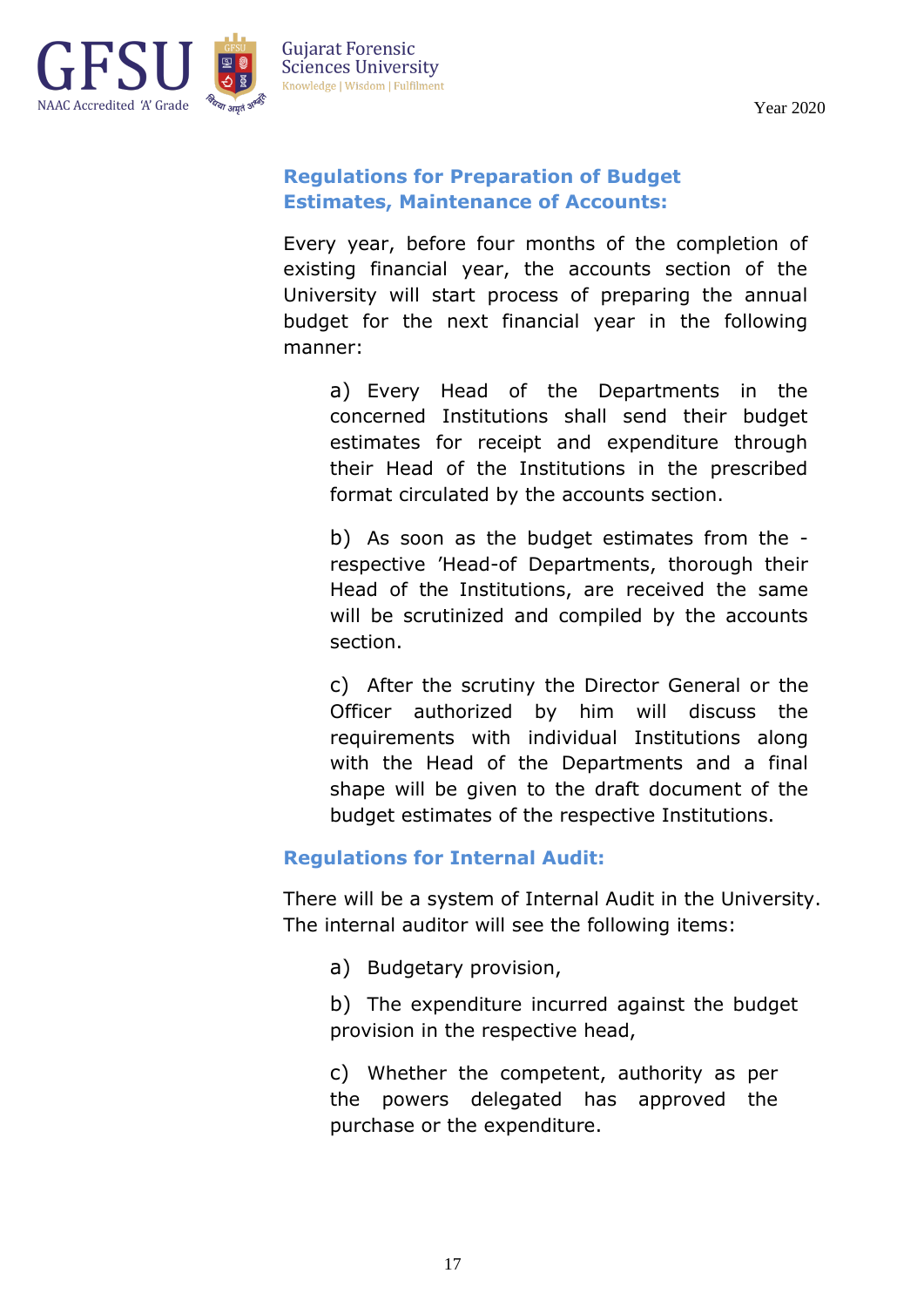## Regulations for Preparation of Budget Estimates, Maintenance of Accounts:

Every year, before four months of the completion of existing financial year, the accounts section of the University will start process of preparing the annual budget for the next financial year in the following manner:

a) Every Head of the Departments in the concerned Institutions shall send their budget estimates for receipt and expenditure through their Head of the Institutions in the prescribed format circulated by the accounts section.

b) As soon as the budget estimates from the -respective 'Head-of Departments, thorough their Head of the Institutions, are received the same will be scrutinized and compiled by the accounts section.

c) After the scrutiny the Director General or the Officer authorized by him will discuss the requirements with individual Institutions along with the Head of the Departments and a final shape will be given to the draft document of the budget estimates of the respective Institutions.

## Regulations for Internal Audit:

There will be a system of Internal Audit in the University. The internal auditor will see the following items:

a) Budgetary provision,

b) The expenditure incurred against the budget provision in the respective head,

c) Whether the competent, authority as per the powers delegated has approved the purchase or the expenditure.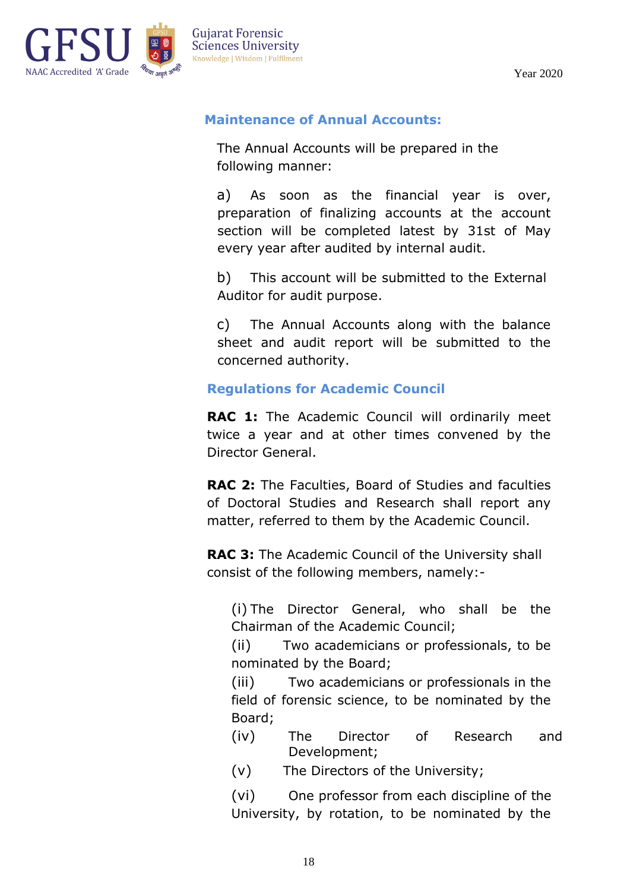## Maintenance of Annual Accounts:

The Annual Accounts will be prepared in the following manner:

a) As soon as the financial year is over, preparation of finalizing accounts at the account section will be completed latest by 31st of May every year after audited by internal audit.

b) This account will be submitted to the External Auditor for audit purpose.

c) The Annual Accounts along with the balance sheet and audit report will be submitted to the concerned authority.

## Regulations for Academic Council

**RAC 1:** The Academic Council will ordinarily meet twice a year and at other times convened by the Director General.

**RAC 2:** The Faculties, Board of Studies and faculties of Doctoral Studies and Research shall report any matter, referred to them by the Academic Council.

**RAC 3:** The Academic Council of the University shall consist of the following members, namely:-

(i) The Director General, who shall be the Chairman of the Academic Council;

(ii) Two academicians or professionals, to be nominated by the Board;

(iii) Two academicians or professionals in the field of forensic science, to be nominated by the Board;

(iv) The Director of Research and Development;

(v) The Directors of the University;

(vi) One professor from each discipline of the University, by rotation, to be nominated by the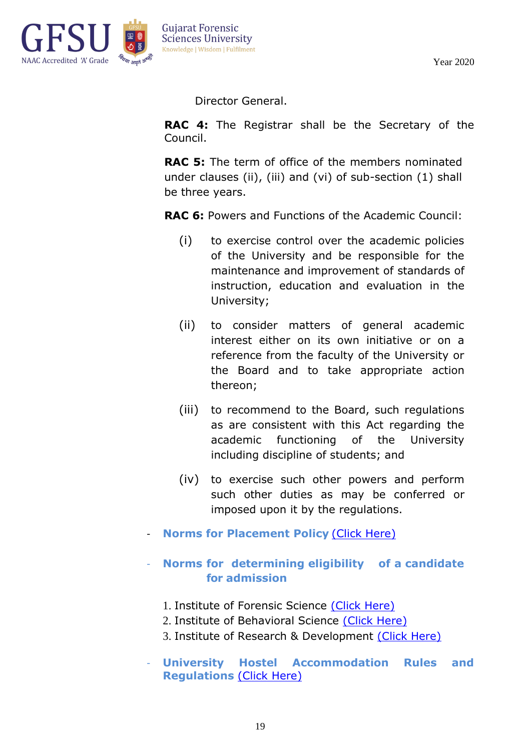Director General.

**RAC 4:** The Registrar shall be the Secretary of the Council.

**RAC 5:** The term of office of the members nominated under clauses (ii), (iii) and (vi) of sub-section (1) shall be three years.

**RAC 6:** Powers and Functions of the Academic Council:

(i) to exercise control over the academic policies of the University and be responsible for the maintenance and improvement of standards of instruction, education and evaluation in the University;

(ii) to consider matters of general academic interest either on its own initiative or on a reference from the faculty of the University or the Board and to take appropriate action thereon;

(iii) to recommend to the Board, such regulations as are consistent with this Act regarding the academic functioning of the University including discipline of students; and

(iv) to exercise such other powers and perform such other duties as may be conferred or imposed upon it by the regulations.

- **Norms for Placement Policy** (Click Here)

- **Norms for determining eligibility of a candidate for admission**

1. Institute of Forensic Science (Click Here)
2. Institute of Behavioral Science (Click Here)
3. Institute of Research & Development (Click Here)

- **University Hostel Accommodation Rules and Regulations** (Click Here)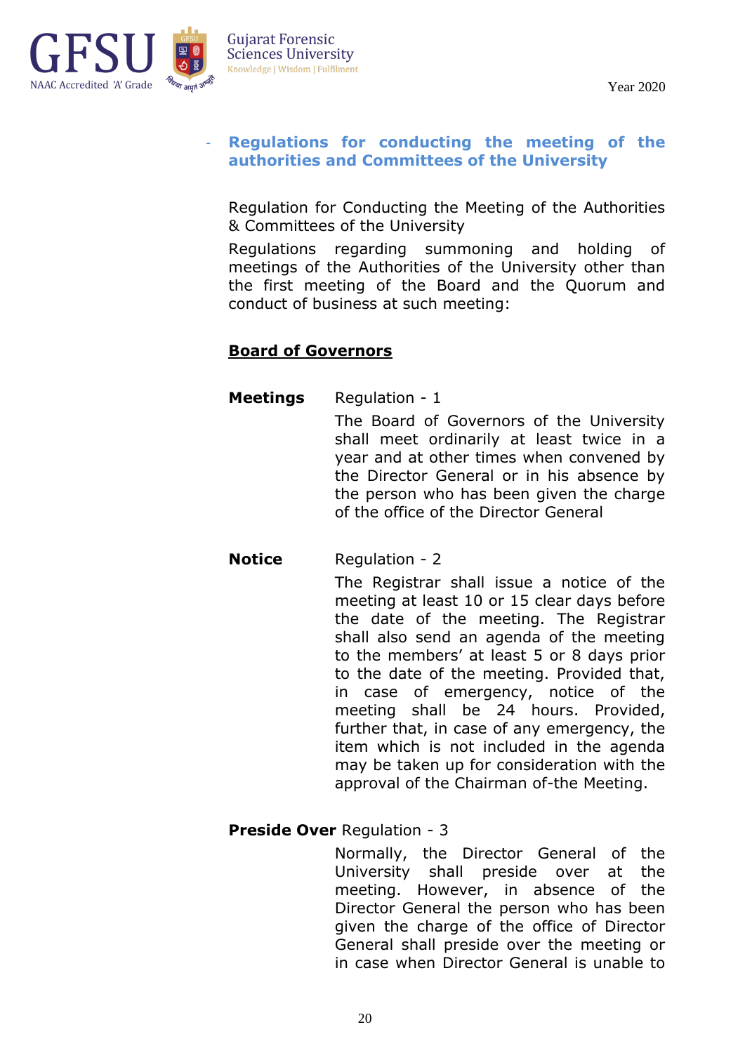- **Regulations for conducting the meeting of the authorities and Committees of the University**

Regulation for Conducting the Meeting of the Authorities & Committees of the University

Regulations regarding summoning and holding of meetings of the Authorities of the University other than the first meeting of the Board and the Quorum and conduct of business at such meeting:

**Board of Governors**

**Meetings** Regulation - 1

The Board of Governors of the University shall meet ordinarily at least twice in a year and at other times when convened by the Director General or in his absence by the person who has been given the charge of the office of the Director General

**Notice** Regulation - 2

The Registrar shall issue a notice of the meeting at least 10 or 15 clear days before the date of the meeting. The Registrar shall also send an agenda of the meeting to the members' at least 5 or 8 days prior to the date of the meeting. Provided that, in case of emergency, notice of the meeting shall be 24 hours. Provided, further that, in case of any emergency, the item which is not included in the agenda may be taken up for consideration with the approval of the Chairman of-the Meeting.

**Preside Over** Regulation - 3

Normally, the Director General of the University shall preside over at the meeting. However, in absence of the Director General the person who has been given the charge of the office of Director General shall preside over the meeting or in case when Director General is unable to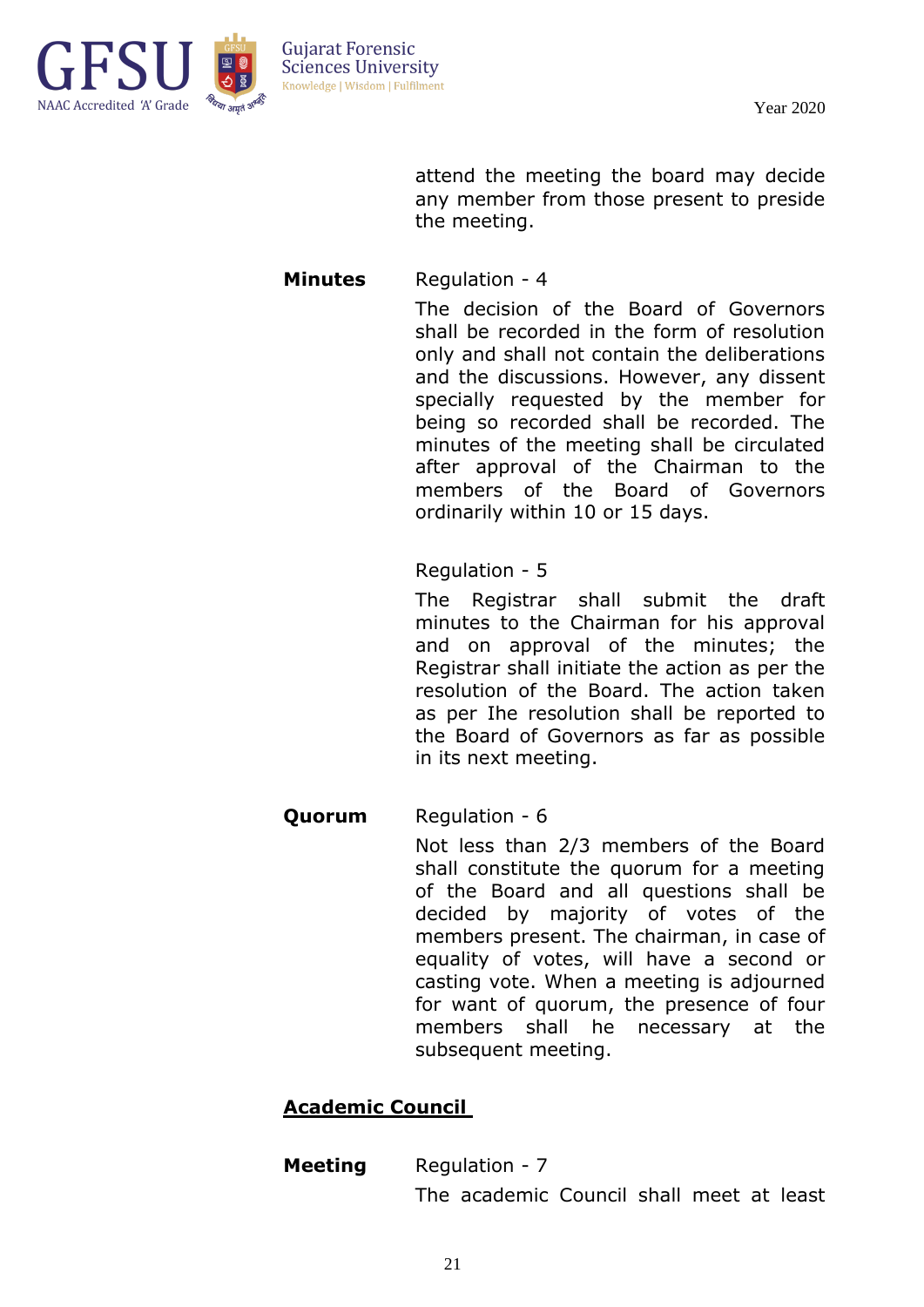attend the meeting the board may decide any member from those present to preside the meeting.

**Minutes** Regulation - 4

The decision of the Board of Governors shall be recorded in the form of resolution only and shall not contain the deliberations and the discussions. However, any dissent specially requested by the member for being so recorded shall be recorded. The minutes of the meeting shall be circulated after approval of the Chairman to the members of the Board of Governors ordinarily within 10 or 15 days.

Regulation - 5

The Registrar shall submit the draft minutes to the Chairman for his approval and on approval of the minutes; the Registrar shall initiate the action as per the resolution of the Board. The action taken as per Ihe resolution shall be reported to the Board of Governors as far as possible in its next meeting.

**Quorum** Regulation - 6

Not less than 2/3 members of the Board shall constitute the quorum for a meeting of the Board and all questions shall be decided by majority of votes of the members present. The chairman, in case of equality of votes, will have a second or casting vote. When a meeting is adjourned for want of quorum, the presence of four members shall he necessary at the subsequent meeting.

## **Academic Council**

**Meeting** Regulation - 7

The academic Council shall meet at least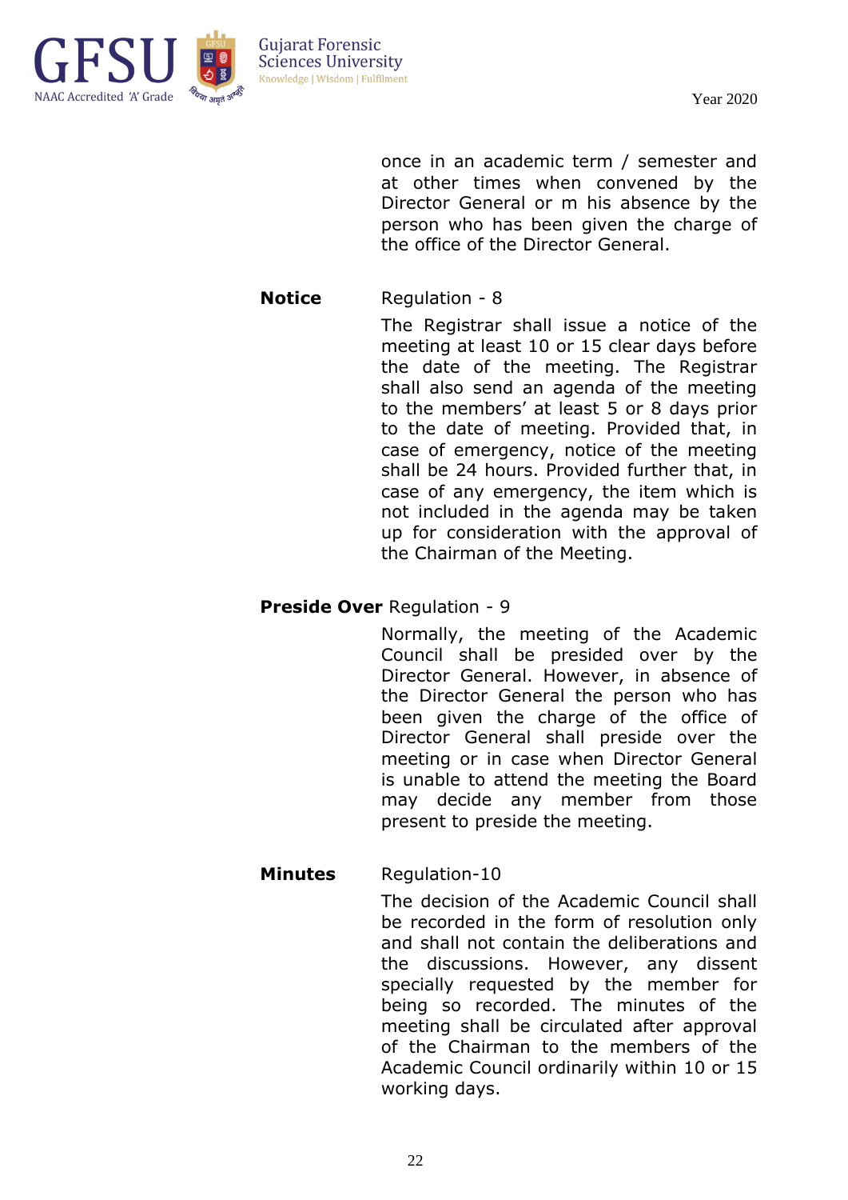once in an academic term / semester and at other times when convened by the Director General or m his absence by the person who has been given the charge of the office of the Director General.

**Notice** Regulation - 8

The Registrar shall issue a notice of the meeting at least 10 or 15 clear days before the date of the meeting. The Registrar shall also send an agenda of the meeting to the members' at least 5 or 8 days prior to the date of meeting. Provided that, in case of emergency, notice of the meeting shall be 24 hours. Provided further that, in case of any emergency, the item which is not included in the agenda may be taken up for consideration with the approval of the Chairman of the Meeting.

**Preside Over** Regulation - 9

Normally, the meeting of the Academic Council shall be presided over by the Director General. However, in absence of the Director General the person who has been given the charge of the office of Director General shall preside over the meeting or in case when Director General is unable to attend the meeting the Board may decide any member from those present to preside the meeting.

**Minutes** Regulation-10

The decision of the Academic Council shall be recorded in the form of resolution only and shall not contain the deliberations and the discussions. However, any dissent specially requested by the member for being so recorded. The minutes of the meeting shall be circulated after approval of the Chairman to the members of the Academic Council ordinarily within 10 or 15 working days.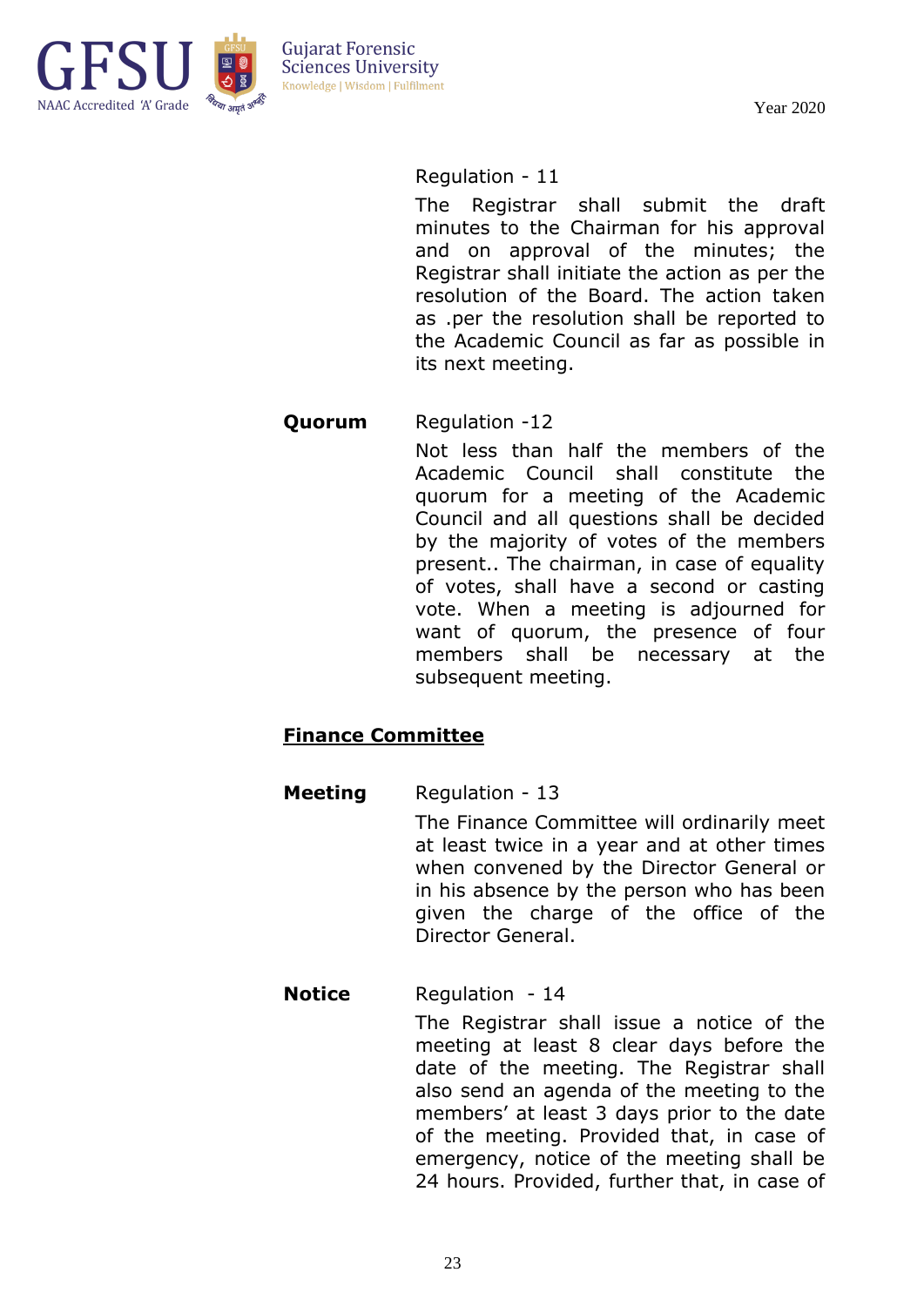Regulation - 11

The Registrar shall submit the draft minutes to the Chairman for his approval and on approval of the minutes; the Registrar shall initiate the action as per the resolution of the Board. The action taken as .per the resolution shall be reported to the Academic Council as far as possible in its next meeting.

**Quorum**

Regulation -12

Not less than half the members of the Academic Council shall constitute the quorum for a meeting of the Academic Council and all questions shall be decided by the majority of votes of the members present.. The chairman, in case of equality of votes, shall have a second or casting vote. When a meeting is adjourned for want of quorum, the presence of four members shall be necessary at the subsequent meeting.

## **<u>Finance Committee</u>**

**Meeting**

Regulation - 13

The Finance Committee will ordinarily meet at least twice in a year and at other times when convened by the Director General or in his absence by the person who has been given the charge of the office of the Director General.

**Notice**

Regulation - 14

The Registrar shall issue a notice of the meeting at least 8 clear days before the date of the meeting. The Registrar shall also send an agenda of the meeting to the members' at least 3 days prior to the date of the meeting. Provided that, in case of emergency, notice of the meeting shall be 24 hours. Provided, further that, in case of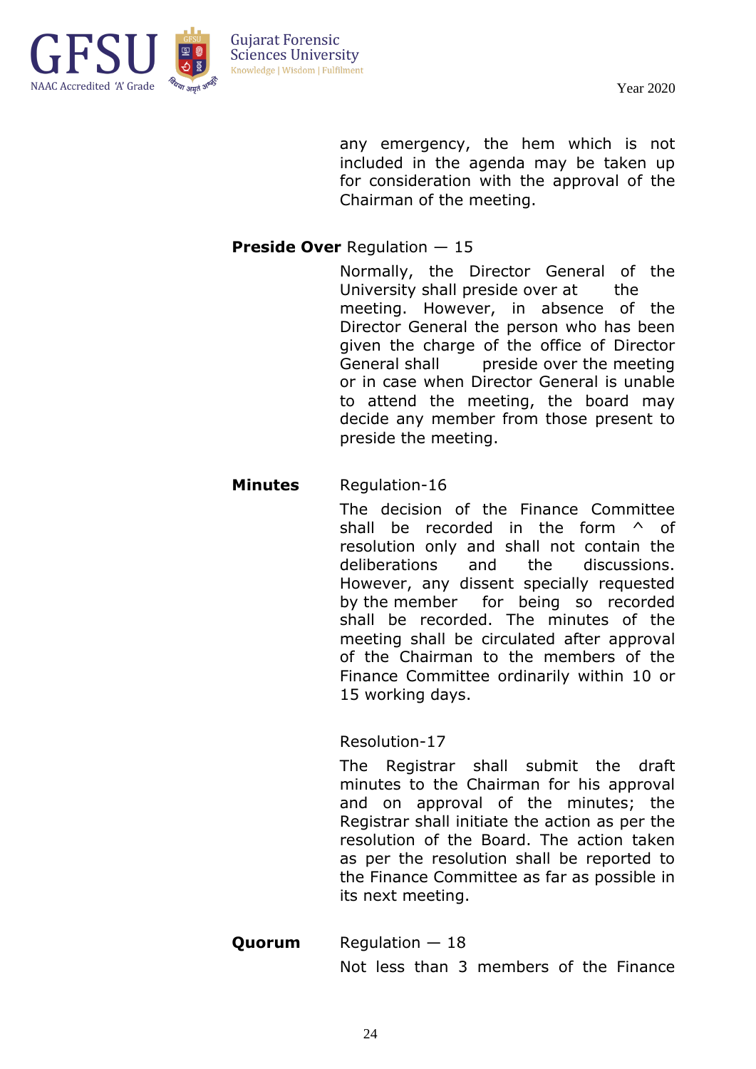any emergency, the hem which is not included in the agenda may be taken up for consideration with the approval of the Chairman of the meeting.

**Preside Over** Regulation — 15

Normally, the Director General of the University shall preside over at the meeting. However, in absence of the Director General the person who has been given the charge of the office of Director General shall preside over the meeting or in case when Director General is unable to attend the meeting, the board may decide any member from those present to preside the meeting.

**Minutes** Regulation-16

The decision of the Finance Committee shall be recorded in the form ^ of resolution only and shall not contain the deliberations and the discussions. However, any dissent specially requested by the member for being so recorded shall be recorded. The minutes of the meeting shall be circulated after approval of the Chairman to the members of the Finance Committee ordinarily within 10 or 15 working days.

Resolution-17

The Registrar shall submit the draft minutes to the Chairman for his approval and on approval of the minutes; the Registrar shall initiate the action as per the resolution of the Board. The action taken as per the resolution shall be reported to the Finance Committee as far as possible in its next meeting.

**Quorum** Regulation — 18

Not less than 3 members of the Finance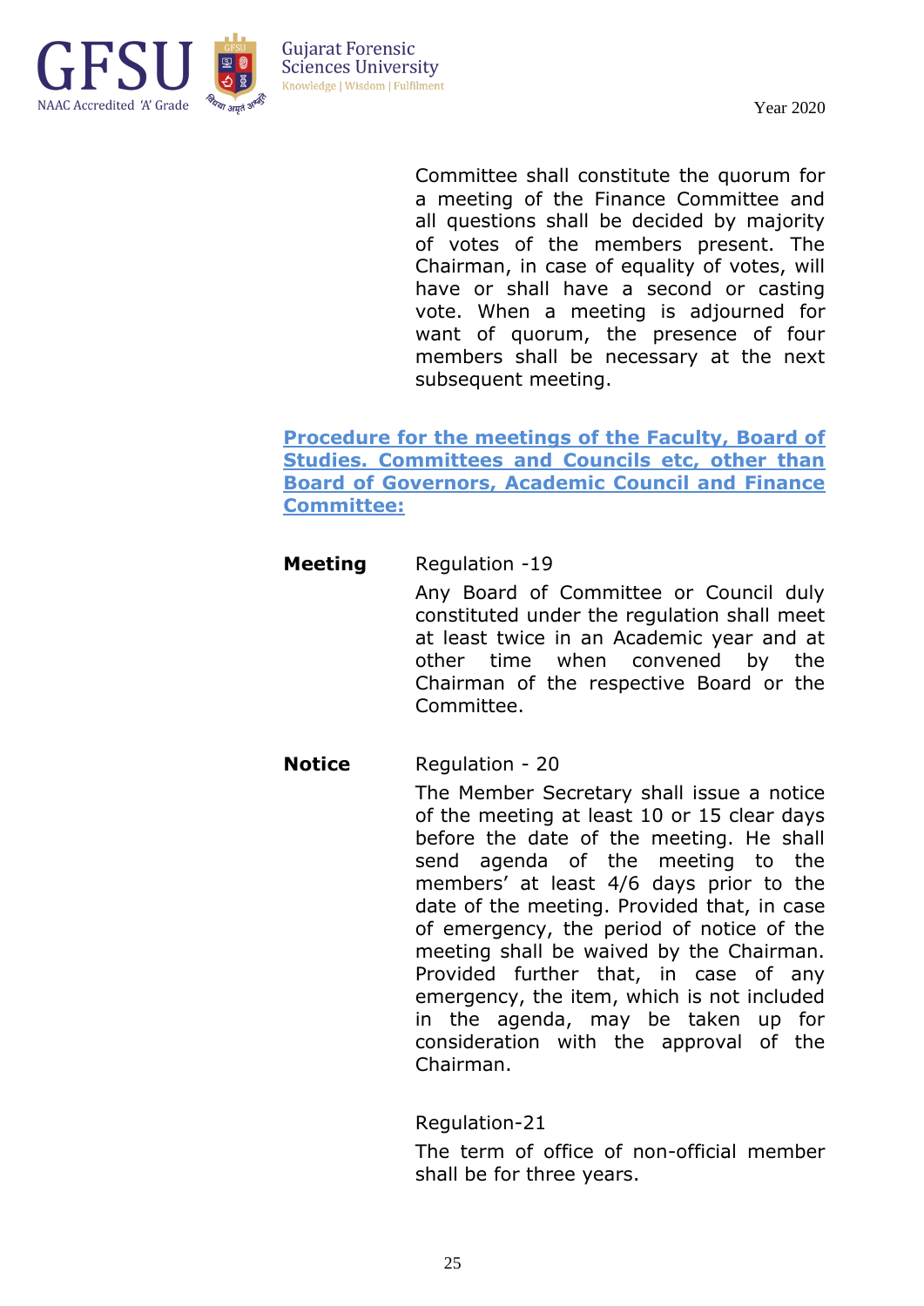Committee shall constitute the quorum for a meeting of the Finance Committee and all questions shall be decided by majority of votes of the members present. The Chairman, in case of equality of votes, will have or shall have a second or casting vote. When a meeting is adjourned for want of quorum, the presence of four members shall be necessary at the next subsequent meeting.

## Procedure for the meetings of the Faculty, Board of Studies. Committees and Councils etc, other than Board of Governors, Academic Council and Finance Committee:

**Meeting**

Regulation -19

Any Board of Committee or Council duly constituted under the regulation shall meet at least twice in an Academic year and at other time when convened by the Chairman of the respective Board or the Committee.

**Notice**

Regulation - 20

The Member Secretary shall issue a notice of the meeting at least 10 or 15 clear days before the date of the meeting. He shall send agenda of the meeting to the members' at least 4/6 days prior to the date of the meeting. Provided that, in case of emergency, the period of notice of the meeting shall be waived by the Chairman. Provided further that, in case of any emergency, the item, which is not included in the agenda, may be taken up for consideration with the approval of the Chairman.

Regulation-21

The term of office of non-official member shall be for three years.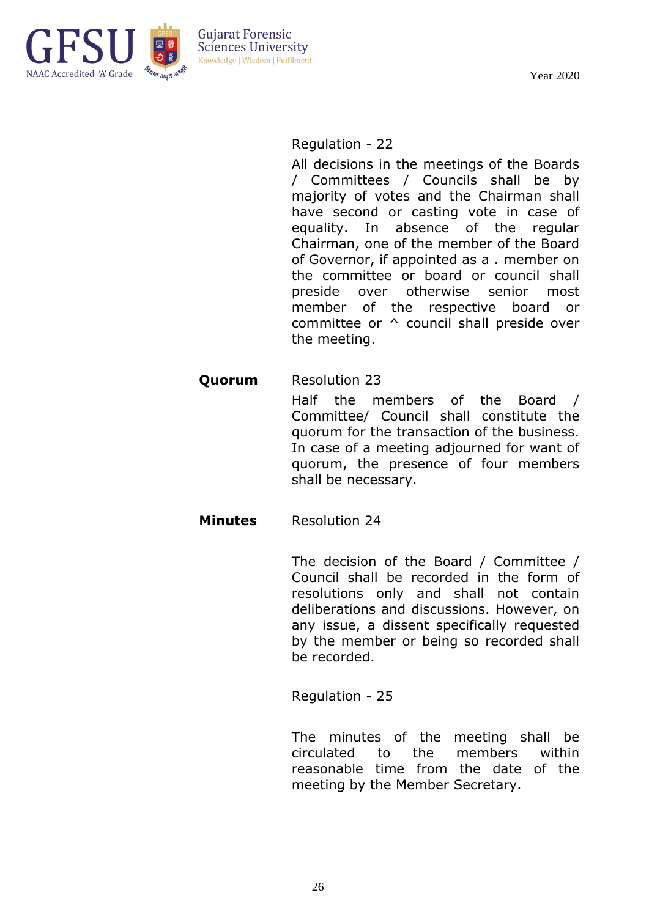Regulation - 22

All decisions in the meetings of the Boards / Committees / Councils shall be by majority of votes and the Chairman shall have second or casting vote in case of equality. In absence of the regular Chairman, one of the member of the Board of Governor, if appointed as a . member on the committee or board or council shall preside over otherwise senior most member of the respective board or committee or ^ council shall preside over the meeting.

**Quorum**

Resolution 23

Half the members of the Board / Committee/ Council shall constitute the quorum for the transaction of the business. In case of a meeting adjourned for want of quorum, the presence of four members shall be necessary.

**Minutes**

Resolution 24

The decision of the Board / Committee / Council shall be recorded in the form of resolutions only and shall not contain deliberations and discussions. However, on any issue, a dissent specifically requested by the member or being so recorded shall be recorded.

Regulation - 25

The minutes of the meeting shall be circulated to the members within reasonable time from the date of the meeting by the Member Secretary.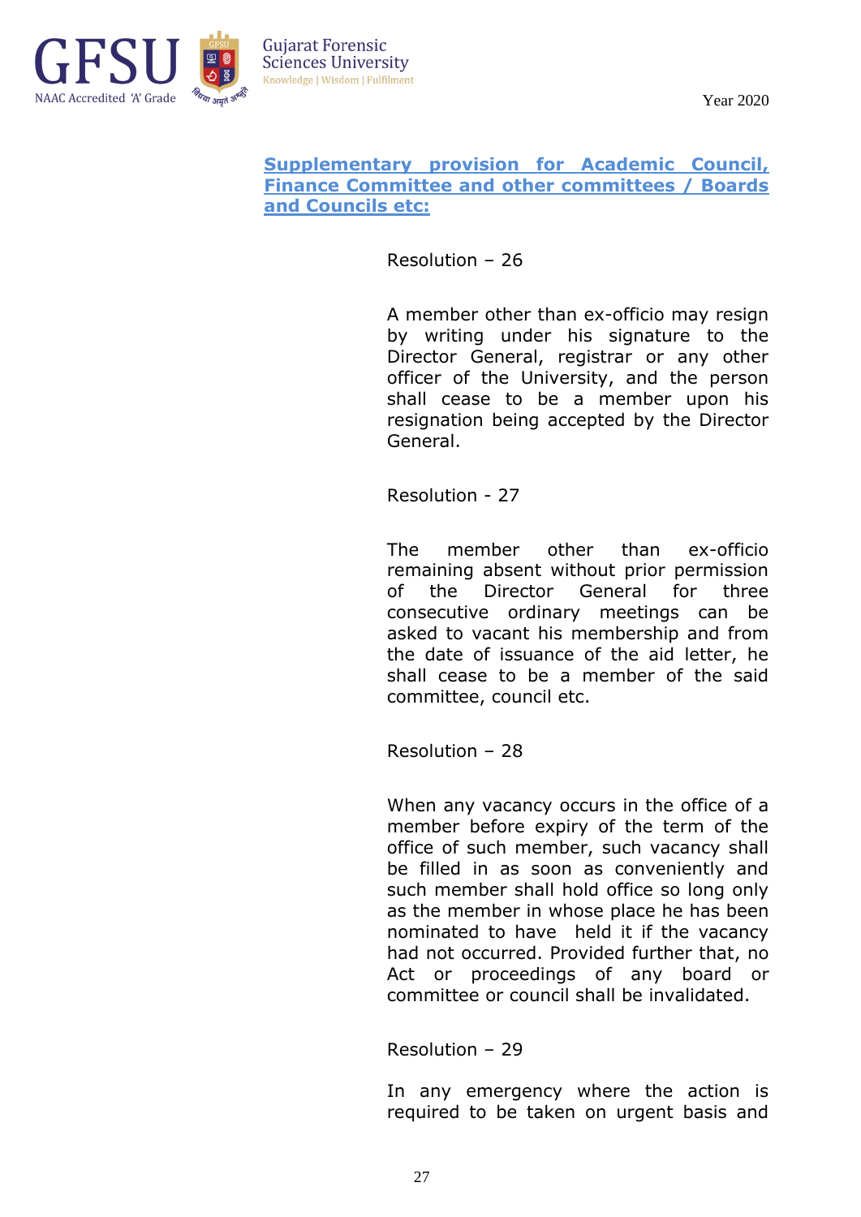## Supplementary provision for Academic Council, Finance Committee and other committees / Boards and Councils etc:

Resolution – 26

A member other than ex-officio may resign by writing under his signature to the Director General, registrar or any other officer of the University, and the person shall cease to be a member upon his resignation being accepted by the Director General.

Resolution - 27

The member other than ex-officio remaining absent without prior permission of the Director General for three consecutive ordinary meetings can be asked to vacant his membership and from the date of issuance of the aid letter, he shall cease to be a member of the said committee, council etc.

Resolution – 28

When any vacancy occurs in the office of a member before expiry of the term of the office of such member, such vacancy shall be filled in as soon as conveniently and such member shall hold office so long only as the member in whose place he has been nominated to have held it if the vacancy had not occurred. Provided further that, no Act or proceedings of any board or committee or council shall be invalidated.

Resolution – 29

In any emergency where the action is required to be taken on urgent basis and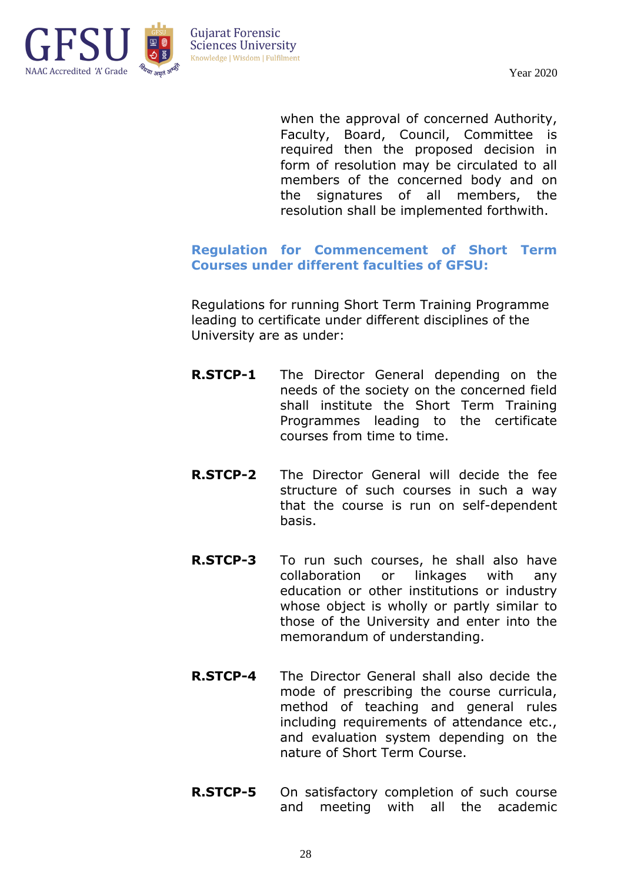when the approval of concerned Authority, Faculty, Board, Council, Committee is required then the proposed decision in form of resolution may be circulated to all members of the concerned body and on the signatures of all members, the resolution shall be implemented forthwith.

## Regulation for Commencement of Short Term Courses under different faculties of GFSU:

Regulations for running Short Term Training Programme leading to certificate under different disciplines of the University are as under:

**R.STCP-1** The Director General depending on the needs of the society on the concerned field shall institute the Short Term Training Programmes leading to the certificate courses from time to time.

**R.STCP-2** The Director General will decide the fee structure of such courses in such a way that the course is run on self-dependent basis.

**R.STCP-3** To run such courses, he shall also have collaboration or linkages with any education or other institutions or industry whose object is wholly or partly similar to those of the University and enter into the memorandum of understanding.

**R.STCP-4** The Director General shall also decide the mode of prescribing the course curricula, method of teaching and general rules including requirements of attendance etc., and evaluation system depending on the nature of Short Term Course.

**R.STCP-5** On satisfactory completion of such course and meeting with all the academic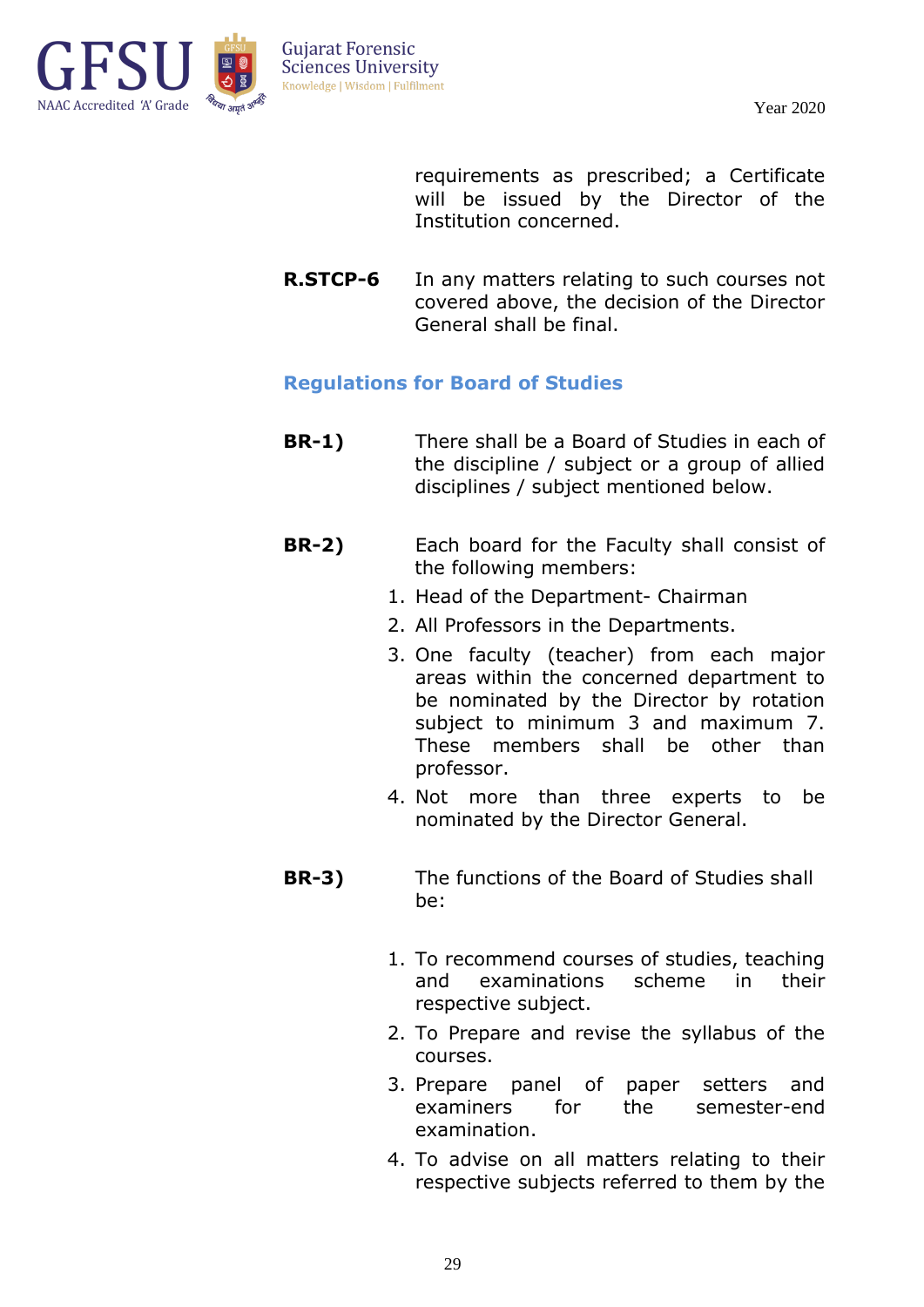requirements as prescribed; a Certificate will be issued by the Director of the Institution concerned.

**R.STCP-6** In any matters relating to such courses not covered above, the decision of the Director General shall be final.

## Regulations for Board of Studies

**BR-1)** There shall be a Board of Studies in each of the discipline / subject or a group of allied disciplines / subject mentioned below.

**BR-2)** Each board for the Faculty shall consist of the following members:

1. Head of the Department- Chairman
2. All Professors in the Departments.
3. One faculty (teacher) from each major areas within the concerned department to be nominated by the Director by rotation subject to minimum 3 and maximum 7. These members shall be other than professor.
4. Not more than three experts to be nominated by the Director General.

**BR-3)** The functions of the Board of Studies shall be:

1. To recommend courses of studies, teaching and examinations scheme in their respective subject.
2. To Prepare and revise the syllabus of the courses.
3. Prepare panel of paper setters and examiners for the semester-end examination.
4. To advise on all matters relating to their respective subjects referred to them by the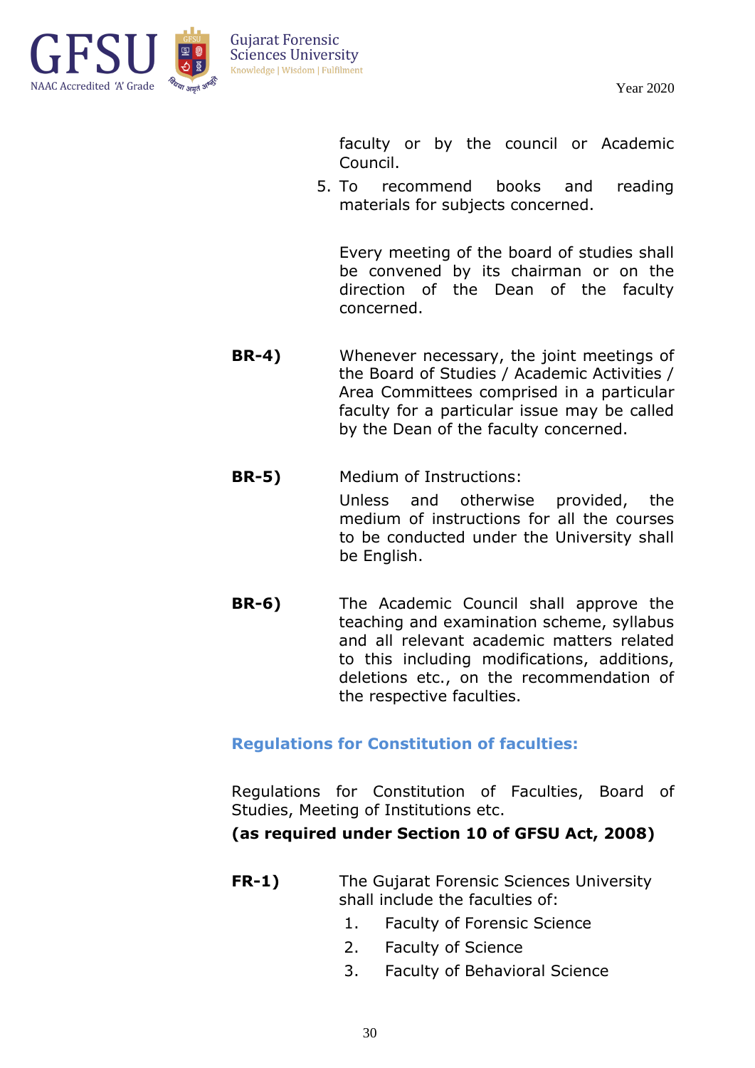faculty or by the council or Academic Council.

5. To recommend books and reading materials for subjects concerned.

Every meeting of the board of studies shall be convened by its chairman or on the direction of the Dean of the faculty concerned.

**BR-4)** Whenever necessary, the joint meetings of the Board of Studies / Academic Activities / Area Committees comprised in a particular faculty for a particular issue may be called by the Dean of the faculty concerned.

**BR-5)** Medium of Instructions:

Unless and otherwise provided, the medium of instructions for all the courses to be conducted under the University shall be English.

**BR-6)** The Academic Council shall approve the teaching and examination scheme, syllabus and all relevant academic matters related to this including modifications, additions, deletions etc., on the recommendation of the respective faculties.

## Regulations for Constitution of faculties:

Regulations for Constitution of Faculties, Board of Studies, Meeting of Institutions etc.

**(as required under Section 10 of GFSU Act, 2008)**

**FR-1)** The Gujarat Forensic Sciences University shall include the faculties of:

1. Faculty of Forensic Science
2. Faculty of Science
3. Faculty of Behavioral Science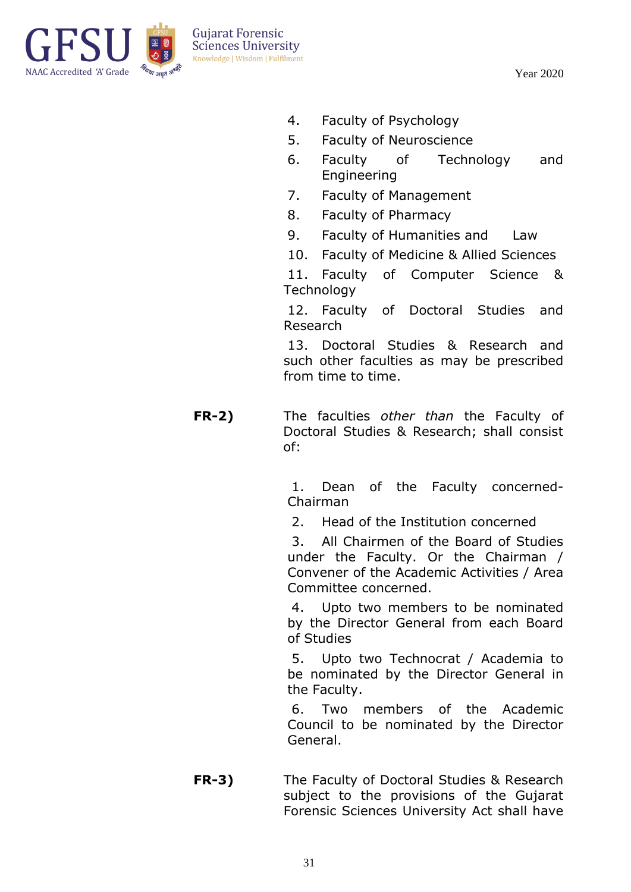4. Faculty of Psychology
5. Faculty of Neuroscience
6. Faculty of Technology and Engineering
7. Faculty of Management
8. Faculty of Pharmacy
9. Faculty of Humanities and Law
10. Faculty of Medicine & Allied Sciences
11. Faculty of Computer Science & Technology
12. Faculty of Doctoral Studies and Research
13. Doctoral Studies & Research and such other faculties as may be prescribed from time to time.

**FR-2)** The faculties *other than* the Faculty of Doctoral Studies & Research; shall consist of:

1. Dean of the Faculty concerned-Chairman
2. Head of the Institution concerned
3. All Chairmen of the Board of Studies under the Faculty. Or the Chairman / Convener of the Academic Activities / Area Committee concerned.
4. Upto two members to be nominated by the Director General from each Board of Studies
5. Upto two Technocrat / Academia to be nominated by the Director General in the Faculty.
6. Two members of the Academic Council to be nominated by the Director General.

**FR-3)** The Faculty of Doctoral Studies & Research subject to the provisions of the Gujarat Forensic Sciences University Act shall have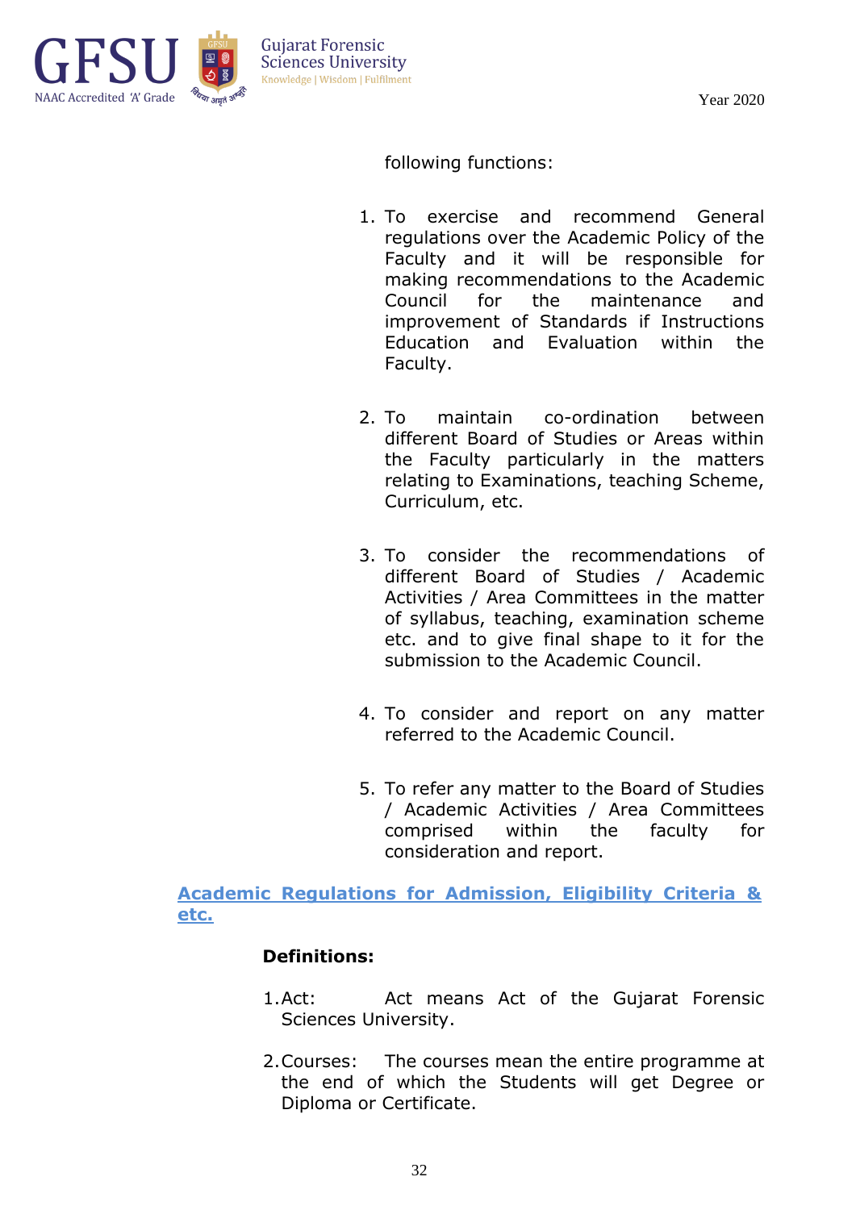following functions:

1. To exercise and recommend General regulations over the Academic Policy of the Faculty and it will be responsible for making recommendations to the Academic Council for the maintenance and improvement of Standards if Instructions Education and Evaluation within the Faculty.

2. To maintain co-ordination between different Board of Studies or Areas within the Faculty particularly in the matters relating to Examinations, teaching Scheme, Curriculum, etc.

3. To consider the recommendations of different Board of Studies / Academic Activities / Area Committees in the matter of syllabus, teaching, examination scheme etc. and to give final shape to it for the submission to the Academic Council.

4. To consider and report on any matter referred to the Academic Council.

5. To refer any matter to the Board of Studies / Academic Activities / Area Committees comprised within the faculty for consideration and report.

## Academic Regulations for Admission, Eligibility Criteria & etc.

**Definitions:**

1. Act: Act means Act of the Gujarat Forensic Sciences University.

2. Courses: The courses mean the entire programme at the end of which the Students will get Degree or Diploma or Certificate.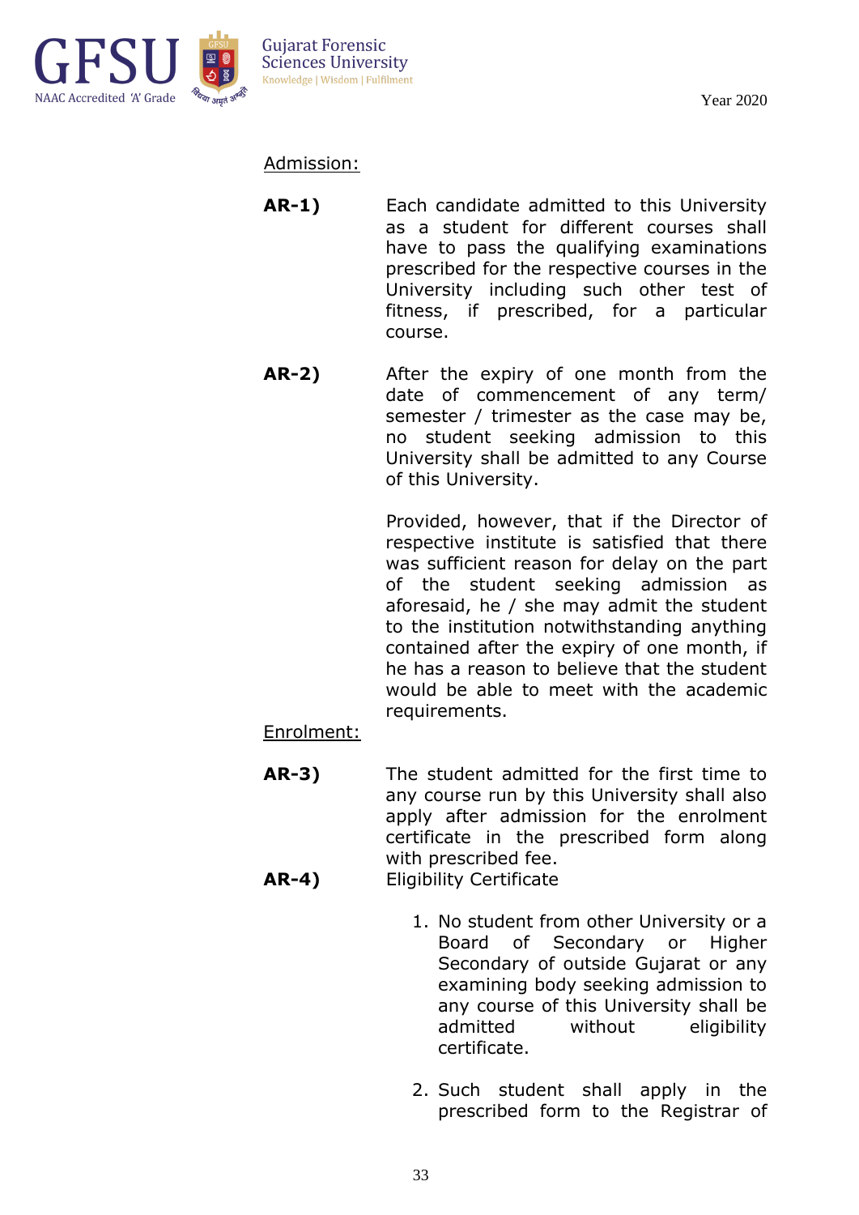Admission:

**AR-1)** Each candidate admitted to this University as a student for different courses shall have to pass the qualifying examinations prescribed for the respective courses in the University including such other test of fitness, if prescribed, for a particular course.

**AR-2)** After the expiry of one month from the date of commencement of any term/ semester / trimester as the case may be, no student seeking admission to this University shall be admitted to any Course of this University.

Provided, however, that if the Director of respective institute is satisfied that there was sufficient reason for delay on the part of the student seeking admission as aforesaid, he / she may admit the student to the institution notwithstanding anything contained after the expiry of one month, if he has a reason to believe that the student would be able to meet with the academic requirements.

Enrolment:

**AR-3)** The student admitted for the first time to any course run by this University shall also apply after admission for the enrolment certificate in the prescribed form along with prescribed fee.

**AR-4)** Eligibility Certificate

1. No student from other University or a Board of Secondary or Higher Secondary of outside Gujarat or any examining body seeking admission to any course of this University shall be admitted without eligibility certificate.

2. Such student shall apply in the prescribed form to the Registrar of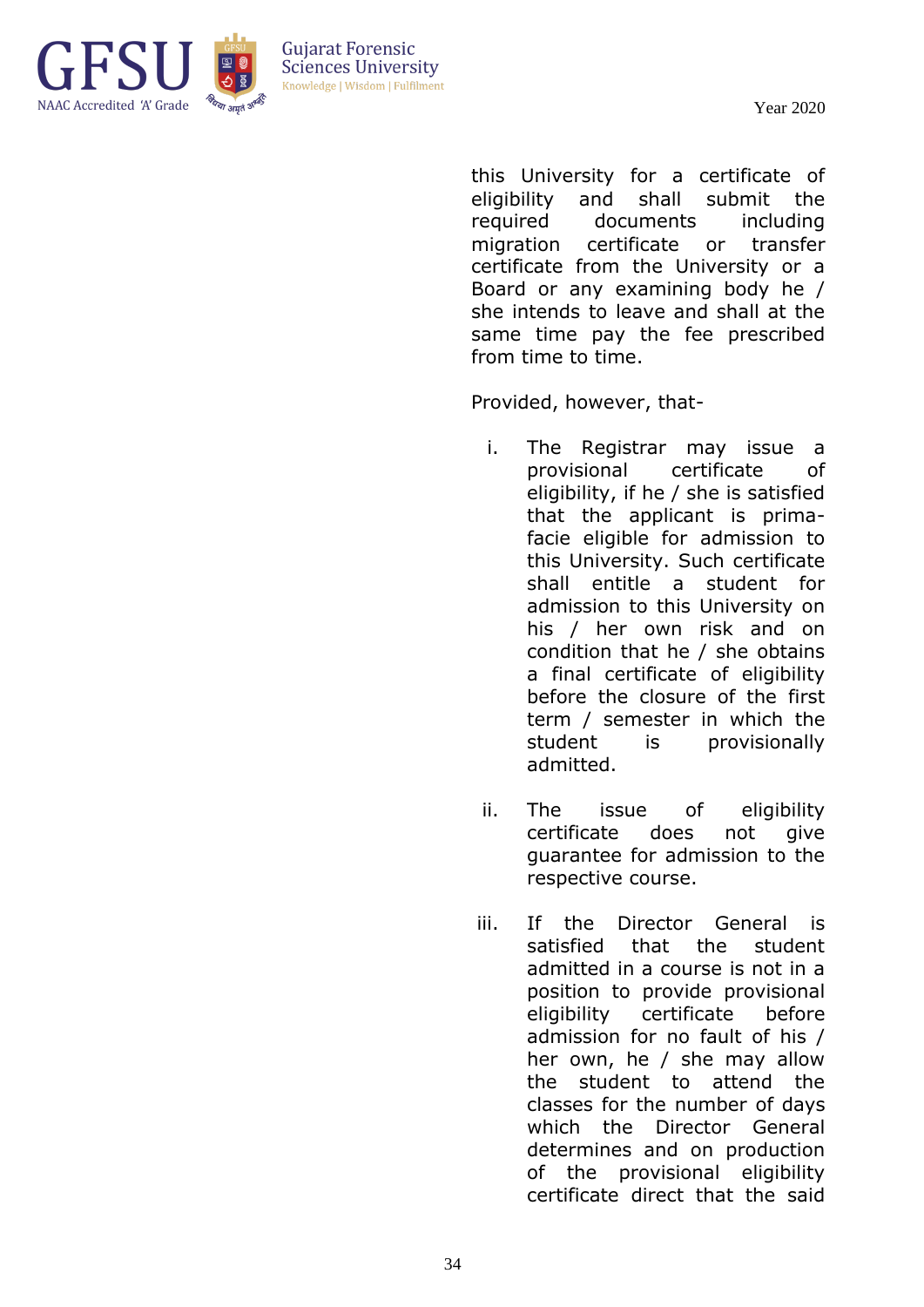this University for a certificate of eligibility and shall submit the required documents including migration certificate or transfer certificate from the University or a Board or any examining body he / she intends to leave and shall at the same time pay the fee prescribed from time to time.

Provided, however, that-

i. The Registrar may issue a provisional certificate of eligibility, if he / she is satisfied that the applicant is prima-facie eligible for admission to this University. Such certificate shall entitle a student for admission to this University on his / her own risk and on condition that he / she obtains a final certificate of eligibility before the closure of the first term / semester in which the student is provisionally admitted.

ii. The issue of eligibility certificate does not give guarantee for admission to the respective course.

iii. If the Director General is satisfied that the student admitted in a course is not in a position to provide provisional eligibility certificate before admission for no fault of his / her own, he / she may allow the student to attend the classes for the number of days which the Director General determines and on production of the provisional eligibility certificate direct that the said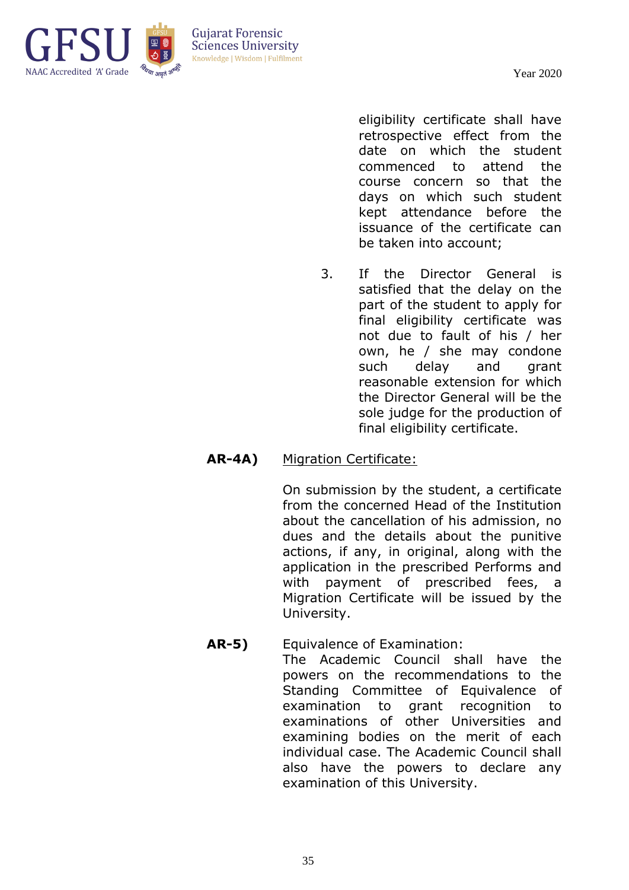eligibility certificate shall have retrospective effect from the date on which the student commenced to attend the course concern so that the days on which such student kept attendance before the issuance of the certificate can be taken into account;

3. If the Director General is satisfied that the delay on the part of the student to apply for final eligibility certificate was not due to fault of his / her own, he / she may condone such delay and grant reasonable extension for which the Director General will be the sole judge for the production of final eligibility certificate.

**AR-4A)** <u>Migration Certificate:</u>

On submission by the student, a certificate from the concerned Head of the Institution about the cancellation of his admission, no dues and the details about the punitive actions, if any, in original, along with the application in the prescribed Performs and with payment of prescribed fees, a Migration Certificate will be issued by the University.

**AR-5)** Equivalence of Examination:

The Academic Council shall have the powers on the recommendations to the Standing Committee of Equivalence of examination to grant recognition to examinations of other Universities and examining bodies on the merit of each individual case. The Academic Council shall also have the powers to declare any examination of this University.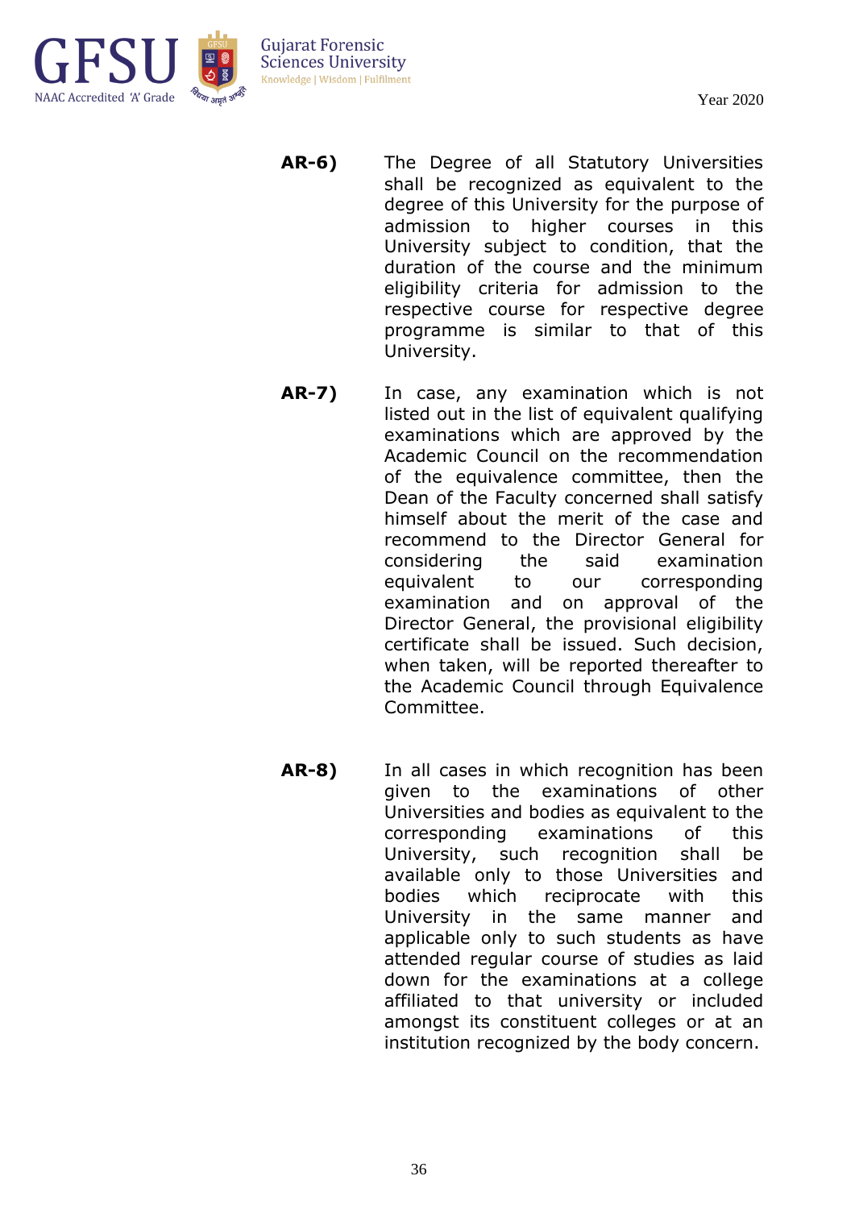**AR-6)** The Degree of all Statutory Universities shall be recognized as equivalent to the degree of this University for the purpose of admission to higher courses in this University subject to condition, that the duration of the course and the minimum eligibility criteria for admission to the respective course for respective degree programme is similar to that of this University.

**AR-7)** In case, any examination which is not listed out in the list of equivalent qualifying examinations which are approved by the Academic Council on the recommendation of the equivalence committee, then the Dean of the Faculty concerned shall satisfy himself about the merit of the case and recommend to the Director General for considering the said examination equivalent to our corresponding examination and on approval of the Director General, the provisional eligibility certificate shall be issued. Such decision, when taken, will be reported thereafter to the Academic Council through Equivalence Committee.

**AR-8)** In all cases in which recognition has been given to the examinations of other Universities and bodies as equivalent to the corresponding examinations of this University, such recognition shall be available only to those Universities and bodies which reciprocate with this University in the same manner and applicable only to such students as have attended regular course of studies as laid down for the examinations at a college affiliated to that university or included amongst its constituent colleges or at an institution recognized by the body concern.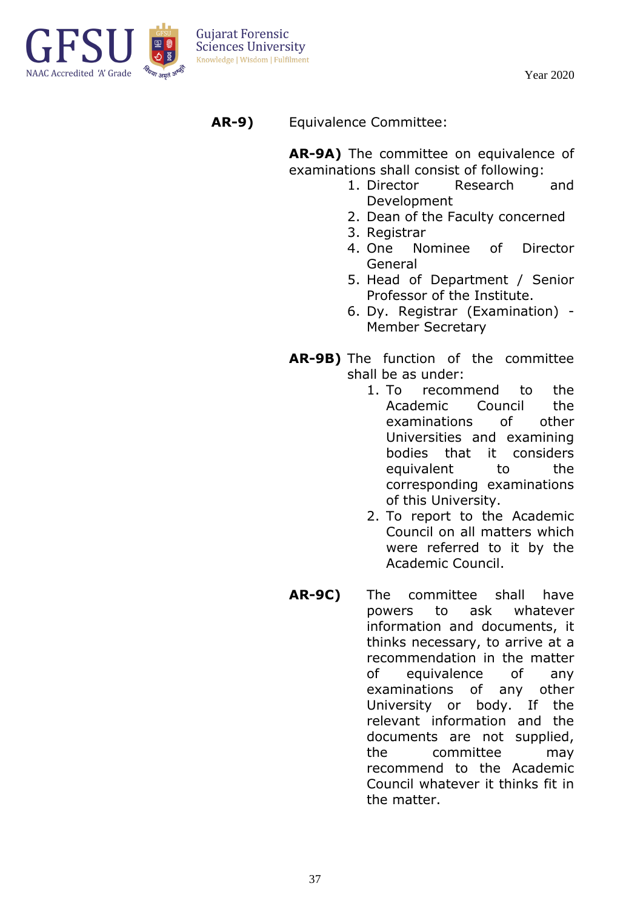**AR-9)** Equivalence Committee:

**AR-9A)** The committee on equivalence of examinations shall consist of following:

1. Director Research and Development
2. Dean of the Faculty concerned
3. Registrar
4. One Nominee of Director General
5. Head of Department / Senior Professor of the Institute.
6. Dy. Registrar (Examination) - Member Secretary

**AR-9B)** The function of the committee shall be as under:

1. To recommend to the Academic Council the examinations of other Universities and examining bodies that it considers equivalent to the corresponding examinations of this University.
2. To report to the Academic Council on all matters which were referred to it by the Academic Council.

**AR-9C)** The committee shall have powers to ask whatever information and documents, it thinks necessary, to arrive at a recommendation in the matter of equivalence of any examinations of any other University or body. If the relevant information and the documents are not supplied, the committee may recommend to the Academic Council whatever it thinks fit in the matter.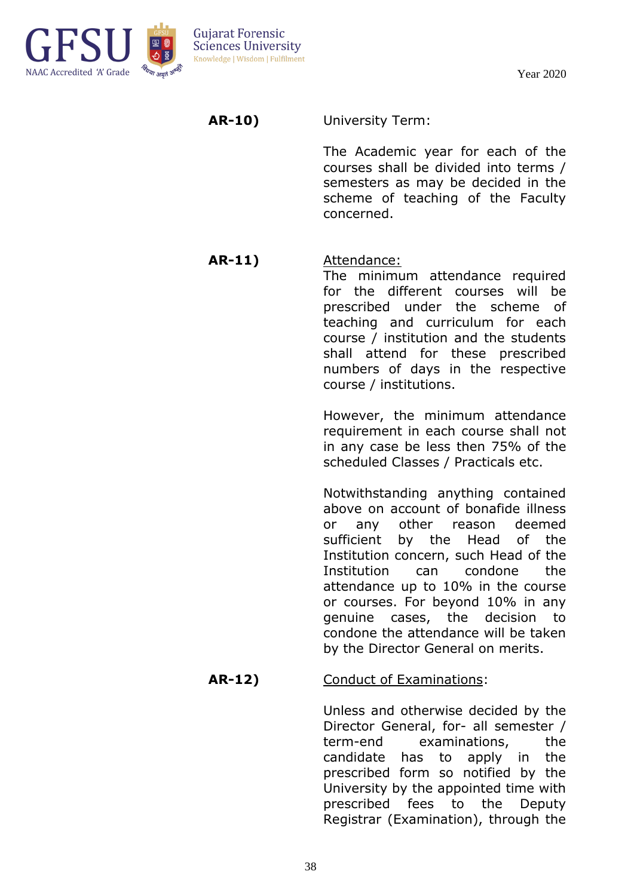**AR-10)** University Term:

The Academic year for each of the courses shall be divided into terms / semesters as may be decided in the scheme of teaching of the Faculty concerned.

**AR-11)** <u>Attendance:</u>

The minimum attendance required for the different courses will be prescribed under the scheme of teaching and curriculum for each course / institution and the students shall attend for these prescribed numbers of days in the respective course / institutions.

However, the minimum attendance requirement in each course shall not in any case be less then 75% of the scheduled Classes / Practicals etc.

Notwithstanding anything contained above on account of bonafide illness or any other reason deemed sufficient by the Head of the Institution concern, such Head of the Institution can condone the attendance up to 10% in the course or courses. For beyond 10% in any genuine cases, the decision to condone the attendance will be taken by the Director General on merits.

**AR-12)** <u>Conduct of Examinations</u>:

Unless and otherwise decided by the Director General, for- all semester / term-end examinations, the candidate has to apply in the prescribed form so notified by the University by the appointed time with prescribed fees to the Deputy Registrar (Examination), through the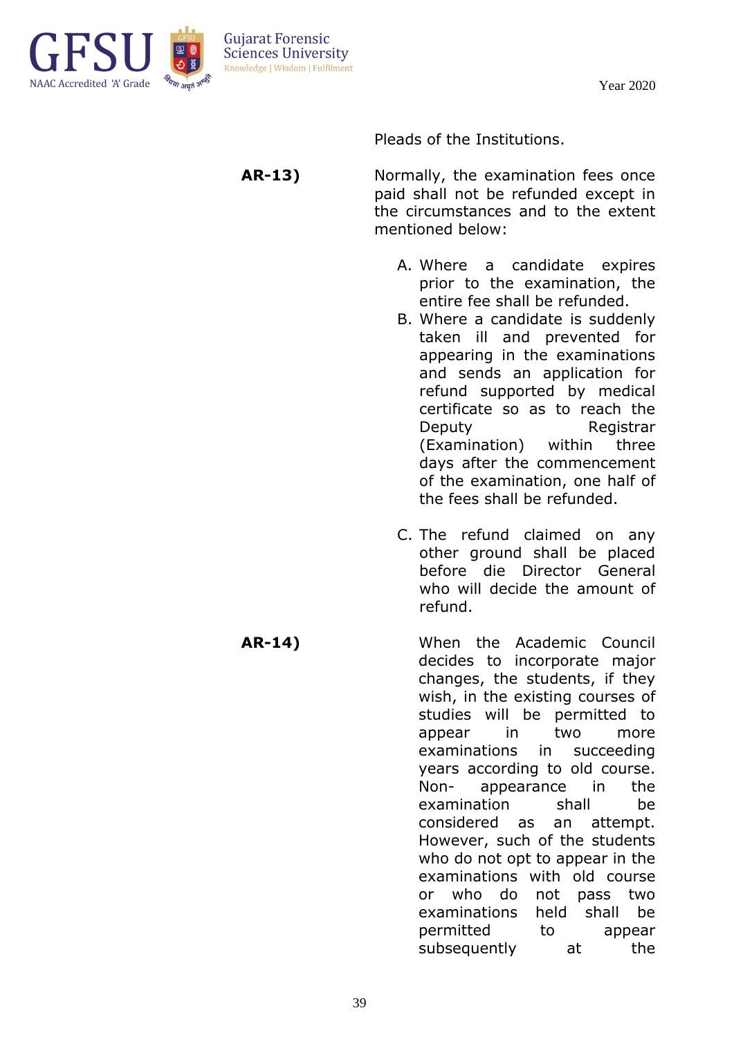Pleads of the Institutions.

**AR-13)** Normally, the examination fees once paid shall not be refunded except in the circumstances and to the extent mentioned below:

A. Where a candidate expires prior to the examination, the entire fee shall be refunded.
B. Where a candidate is suddenly taken ill and prevented for appearing in the examinations and sends an application for refund supported by medical certificate so as to reach the Deputy Registrar (Examination) within three days after the commencement of the examination, one half of the fees shall be refunded.

C. The refund claimed on any other ground shall be placed before die Director General who will decide the amount of refund.

**AR-14)** When the Academic Council decides to incorporate major changes, the students, if they wish, in the existing courses of studies will be permitted to appear in two more examinations in succeeding years according to old course. Non- appearance in the examination shall be considered as an attempt. However, such of the students who do not opt to appear in the examinations with old course or who do not pass two examinations held shall be permitted to appear subsequently at the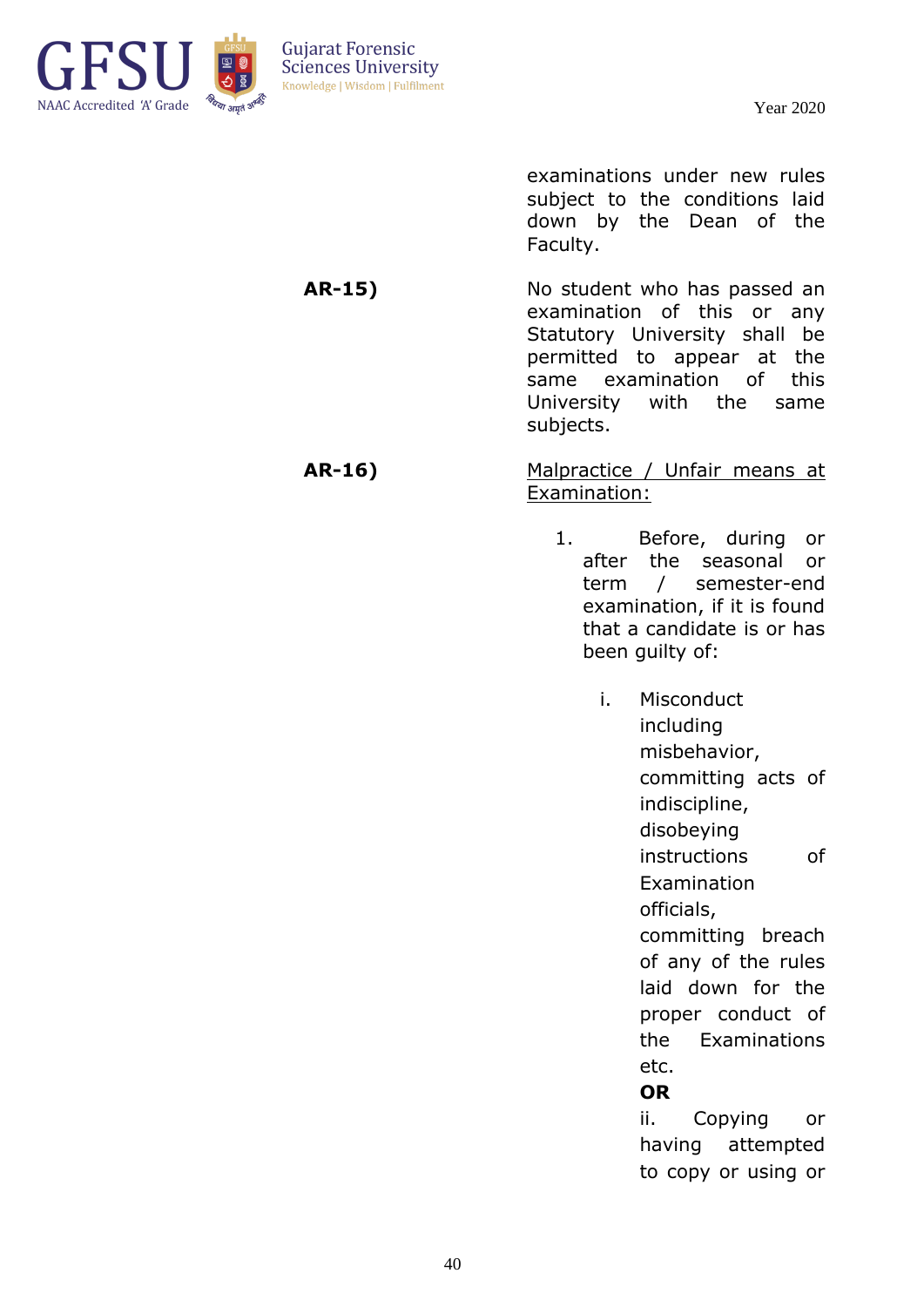examinations under new rules subject to the conditions laid down by the Dean of the Faculty.

**AR-15)** No student who has passed an examination of this or any Statutory University shall be permitted to appear at the same examination of this University with the same subjects.

**AR-16)** Malpractice / Unfair means at Examination:

1. Before, during or after the seasonal or term / semester-end examination, if it is found that a candidate is or has been guilty of:

   i. Misconduct including misbehavior, committing acts of indiscipline, disobeying instructions of Examination officials, committing breach of any of the rules laid down for the proper conduct of the Examinations etc.

   **OR**

   ii. Copying or having attempted to copy or using or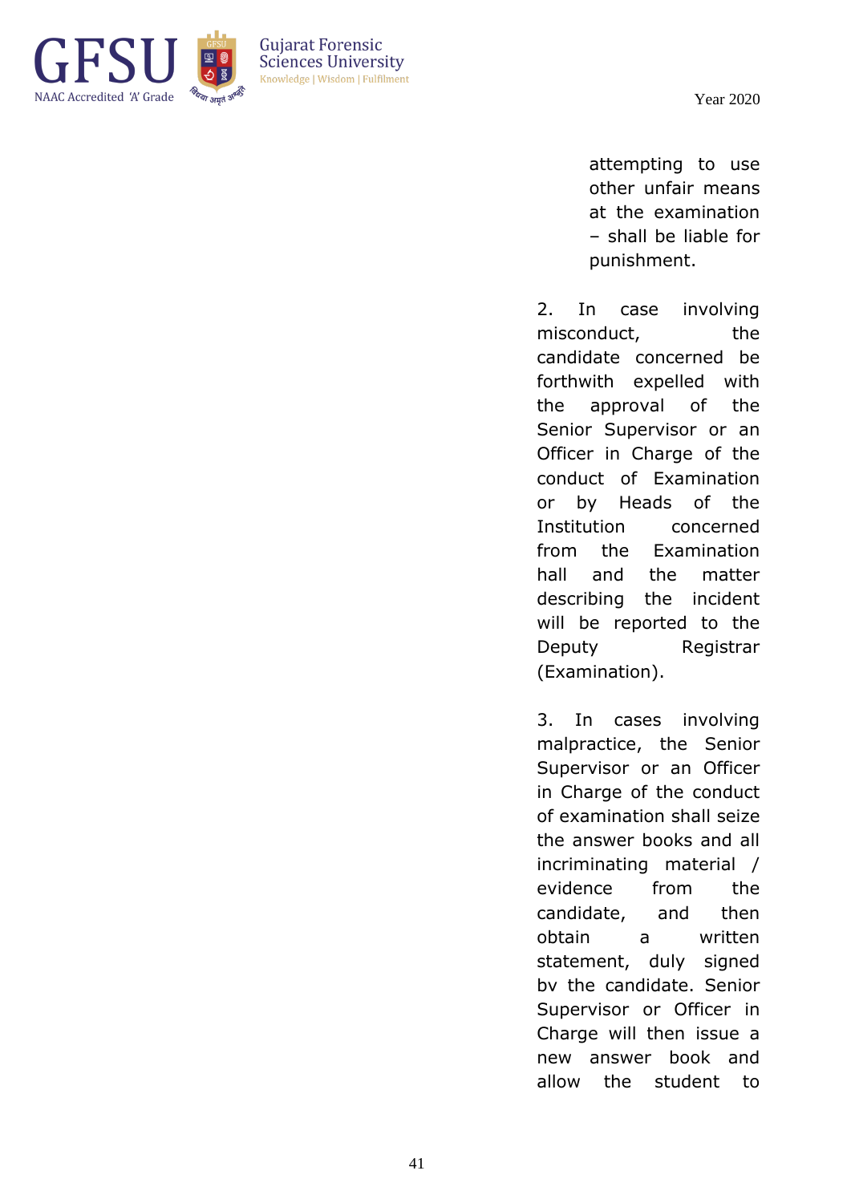attempting to use other unfair means at the examination – shall be liable for punishment.

2. In case involving misconduct, the candidate concerned be forthwith expelled with the approval of the Senior Supervisor or an Officer in Charge of the conduct of Examination or by Heads of the Institution concerned from the Examination hall and the matter describing the incident will be reported to the Deputy Registrar (Examination).

3. In cases involving malpractice, the Senior Supervisor or an Officer in Charge of the conduct of examination shall seize the answer books and all incriminating material / evidence from the candidate, and then obtain a written statement, duly signed bv the candidate. Senior Supervisor or Officer in Charge will then issue a new answer book and allow the student to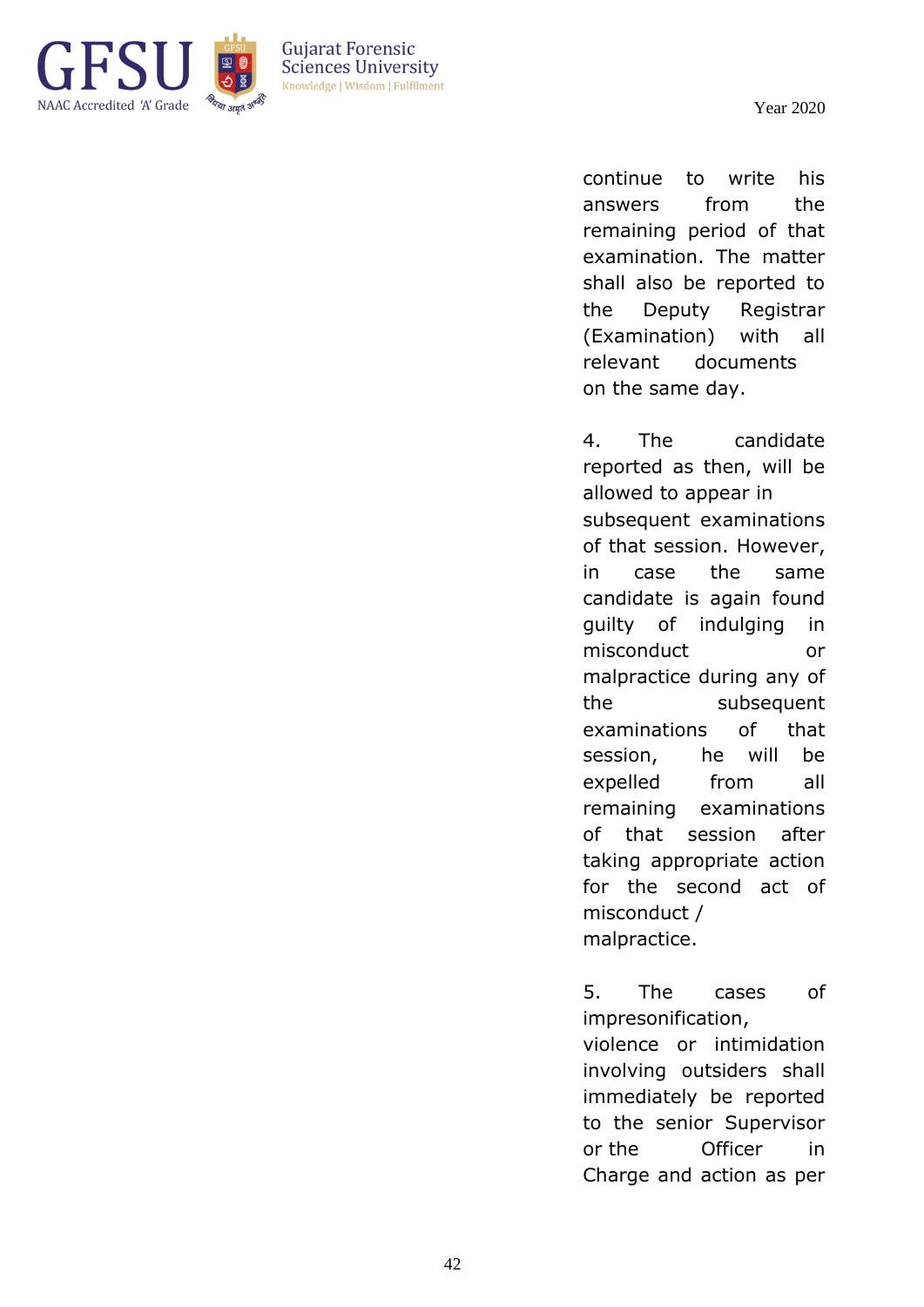continue to write his answers from the remaining period of that examination. The matter shall also be reported to the Deputy Registrar (Examination) with all relevant documents on the same day.

4. The candidate reported as then, will be allowed to appear in subsequent examinations of that session. However, in case the same candidate is again found guilty of indulging in misconduct or malpractice during any of the subsequent examinations of that session, he will be expelled from all remaining examinations of that session after taking appropriate action for the second act of misconduct / malpractice.

5. The cases of impresonification, violence or intimidation involving outsiders shall immediately be reported to the senior Supervisor or the Officer in Charge and action as per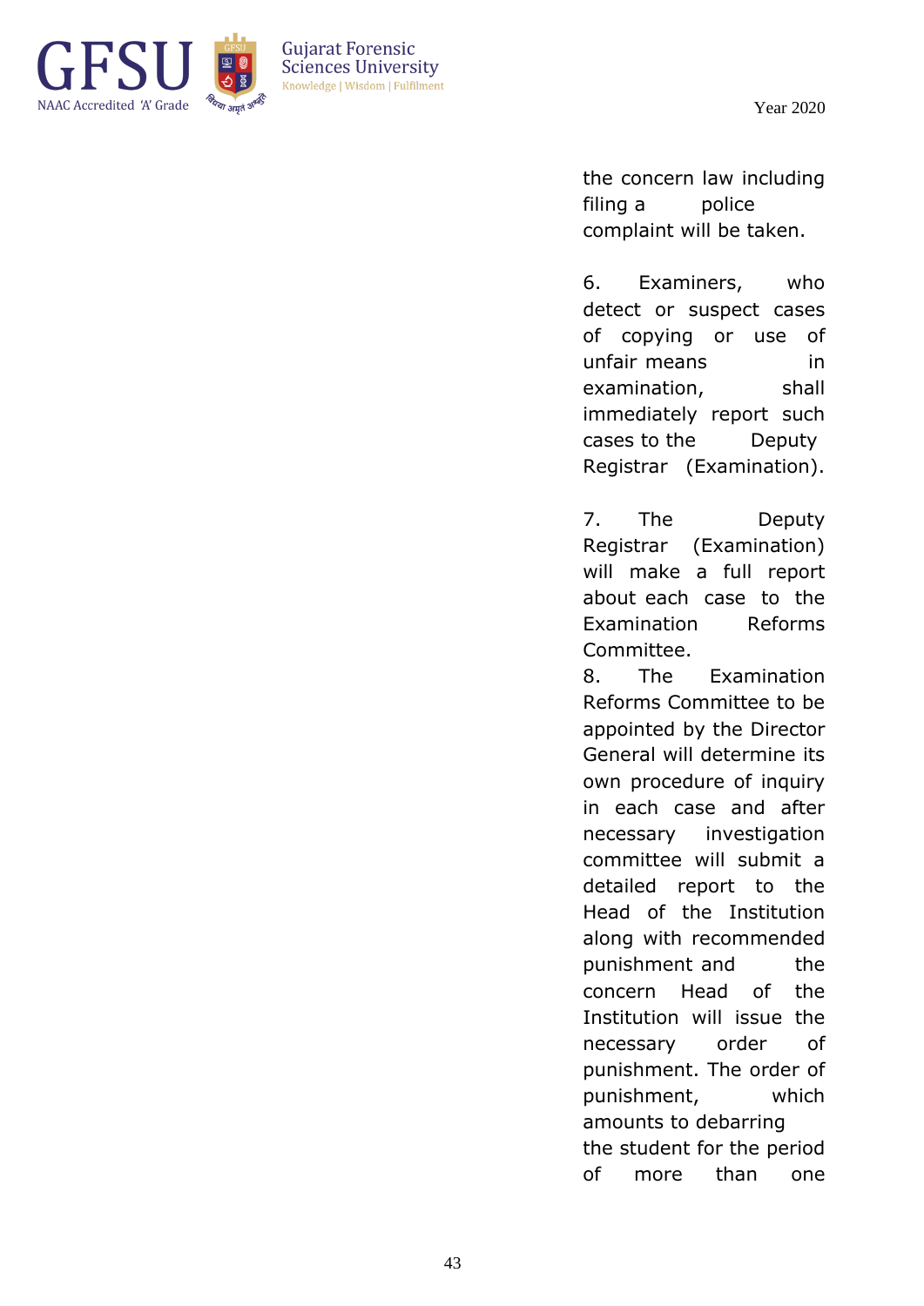the concern law including filing a police complaint will be taken.

6. Examiners, who detect or suspect cases of copying or use of unfair means in examination, shall immediately report such cases to the Deputy Registrar (Examination).

7. The Deputy Registrar (Examination) will make a full report about each case to the Examination Reforms Committee.

8. The Examination Reforms Committee to be appointed by the Director General will determine its own procedure of inquiry in each case and after necessary investigation committee will submit a detailed report to the Head of the Institution along with recommended punishment and the concern Head of the Institution will issue the necessary order of punishment. The order of punishment, which amounts to debarring the student for the period of more than one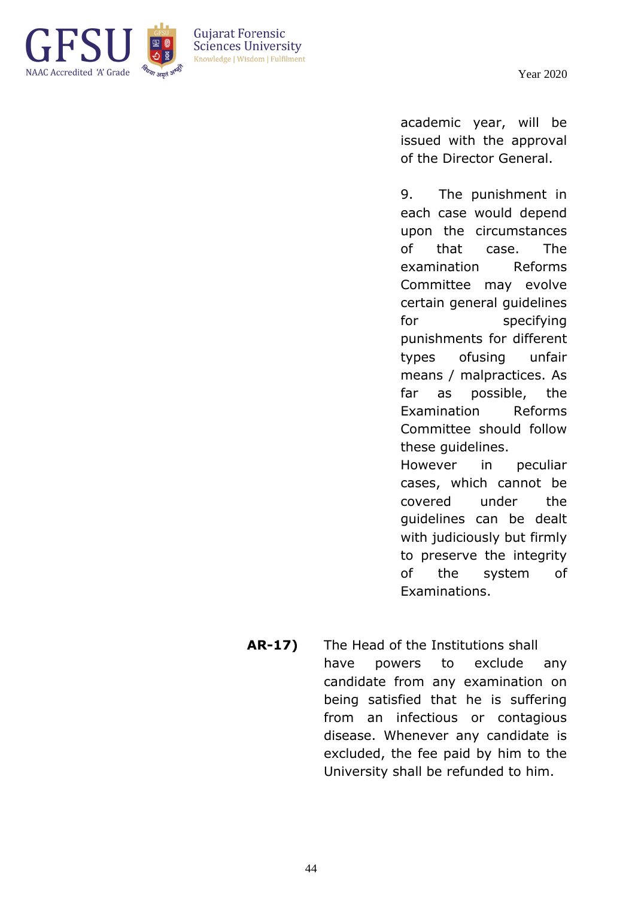academic year, will be issued with the approval of the Director General.

9. The punishment in each case would depend upon the circumstances of that case. The examination Reforms Committee may evolve certain general guidelines for specifying punishments for different types ofusing unfair means / malpractices. As far as possible, the Examination Reforms Committee should follow these guidelines. However in peculiar cases, which cannot be covered under the guidelines can be dealt with judiciously but firmly to preserve the integrity of the system of Examinations.

**AR-17)** The Head of the Institutions shall have powers to exclude any candidate from any examination on being satisfied that he is suffering from an infectious or contagious disease. Whenever any candidate is excluded, the fee paid by him to the University shall be refunded to him.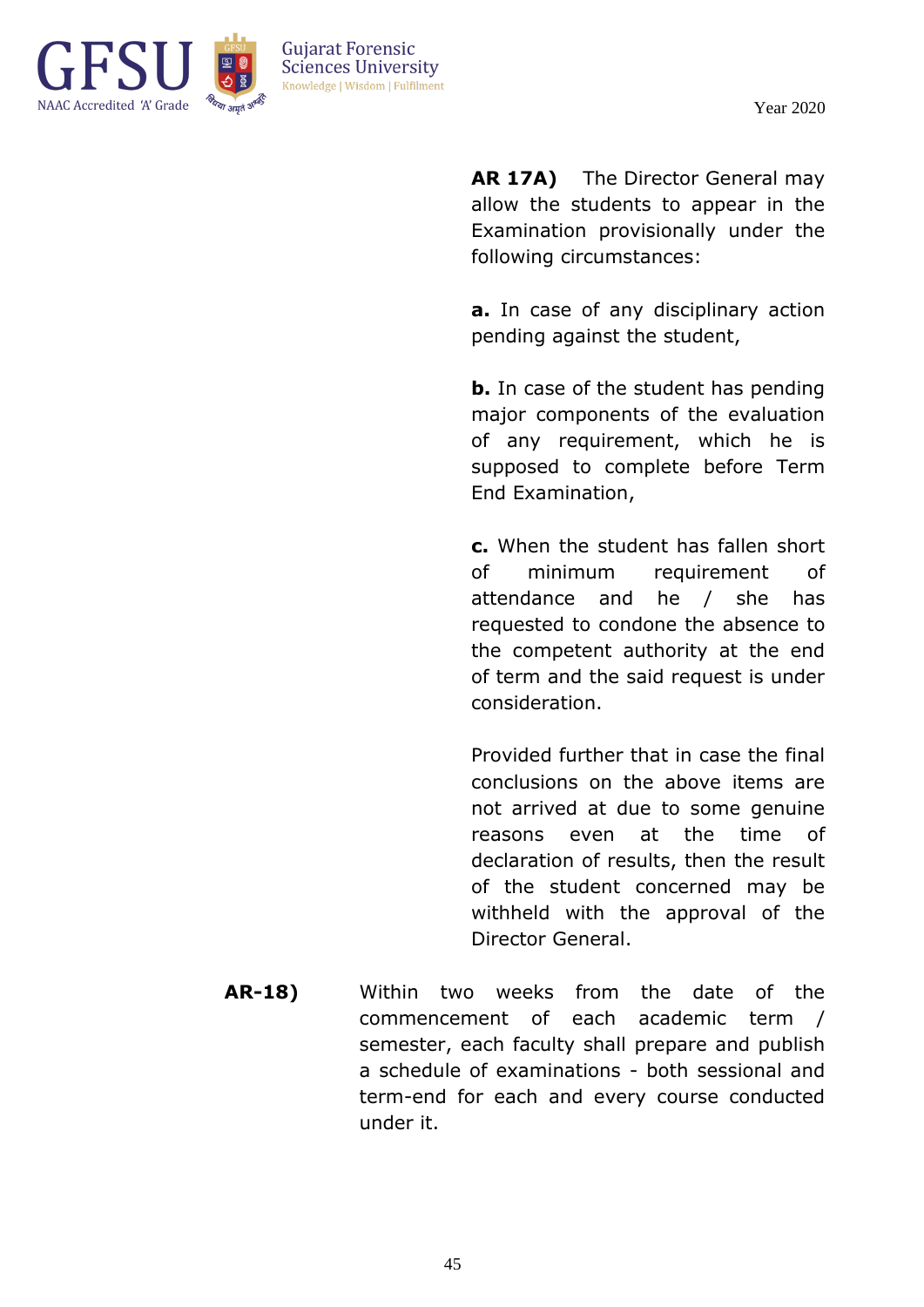**AR 17A)** The Director General may allow the students to appear in the Examination provisionally under the following circumstances:

**a.** In case of any disciplinary action pending against the student,

**b.** In case of the student has pending major components of the evaluation of any requirement, which he is supposed to complete before Term End Examination,

**c.** When the student has fallen short of minimum requirement of attendance and he / she has requested to condone the absence to the competent authority at the end of term and the said request is under consideration.

Provided further that in case the final conclusions on the above items are not arrived at due to some genuine reasons even at the time of declaration of results, then the result of the student concerned may be withheld with the approval of the Director General.

**AR-18)** Within two weeks from the date of the commencement of each academic term / semester, each faculty shall prepare and publish a schedule of examinations - both sessional and term-end for each and every course conducted under it.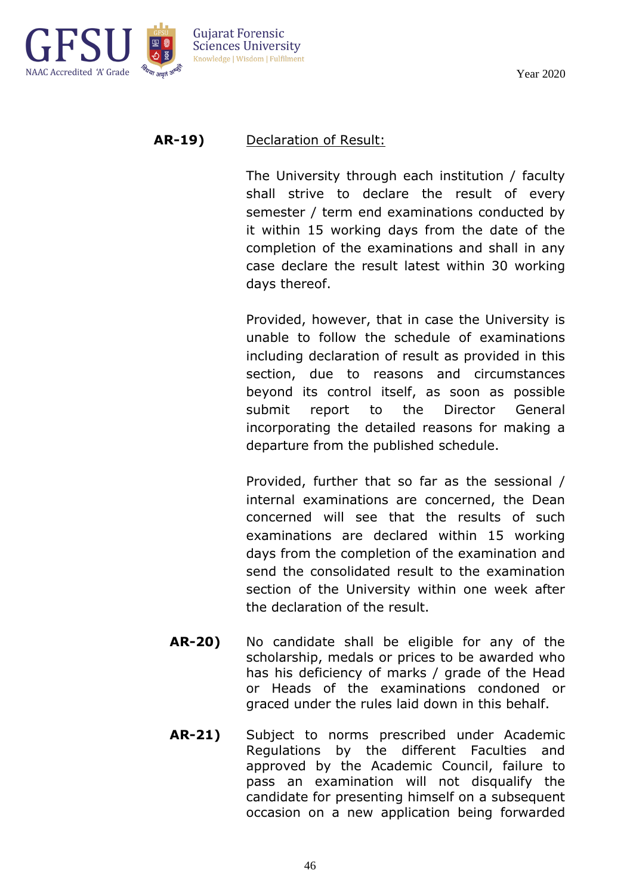**AR-19)** Declaration of Result:

The University through each institution / faculty shall strive to declare the result of every semester / term end examinations conducted by it within 15 working days from the date of the completion of the examinations and shall in any case declare the result latest within 30 working days thereof.

Provided, however, that in case the University is unable to follow the schedule of examinations including declaration of result as provided in this section, due to reasons and circumstances beyond its control itself, as soon as possible submit report to the Director General incorporating the detailed reasons for making a departure from the published schedule.

Provided, further that so far as the sessional / internal examinations are concerned, the Dean concerned will see that the results of such examinations are declared within 15 working days from the completion of the examination and send the consolidated result to the examination section of the University within one week after the declaration of the result.

**AR-20)** No candidate shall be eligible for any of the scholarship, medals or prices to be awarded who has his deficiency of marks / grade of the Head or Heads of the examinations condoned or graced under the rules laid down in this behalf.

**AR-21)** Subject to norms prescribed under Academic Regulations by the different Faculties and approved by the Academic Council, failure to pass an examination will not disqualify the candidate for presenting himself on a subsequent occasion on a new application being forwarded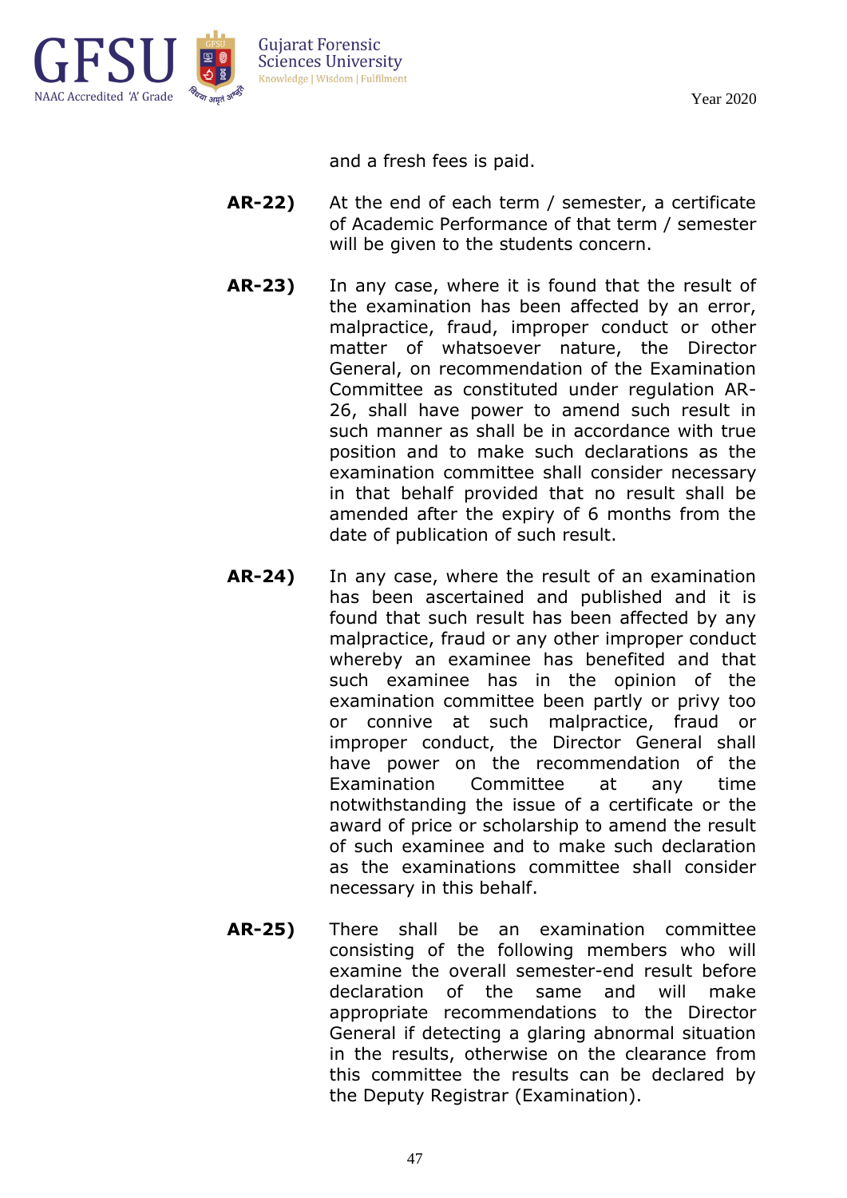and a fresh fees is paid.

**AR-22)** At the end of each term / semester, a certificate of Academic Performance of that term / semester will be given to the students concern.

**AR-23)** In any case, where it is found that the result of the examination has been affected by an error, malpractice, fraud, improper conduct or other matter of whatsoever nature, the Director General, on recommendation of the Examination Committee as constituted under regulation AR-26, shall have power to amend such result in such manner as shall be in accordance with true position and to make such declarations as the examination committee shall consider necessary in that behalf provided that no result shall be amended after the expiry of 6 months from the date of publication of such result.

**AR-24)** In any case, where the result of an examination has been ascertained and published and it is found that such result has been affected by any malpractice, fraud or any other improper conduct whereby an examinee has benefited and that such examinee has in the opinion of the examination committee been partly or privy too or connive at such malpractice, fraud or improper conduct, the Director General shall have power on the recommendation of the Examination Committee at any time notwithstanding the issue of a certificate or the award of price or scholarship to amend the result of such examinee and to make such declaration as the examinations committee shall consider necessary in this behalf.

**AR-25)** There shall be an examination committee consisting of the following members who will examine the overall semester-end result before declaration of the same and will make appropriate recommendations to the Director General if detecting a glaring abnormal situation in the results, otherwise on the clearance from this committee the results can be declared by the Deputy Registrar (Examination).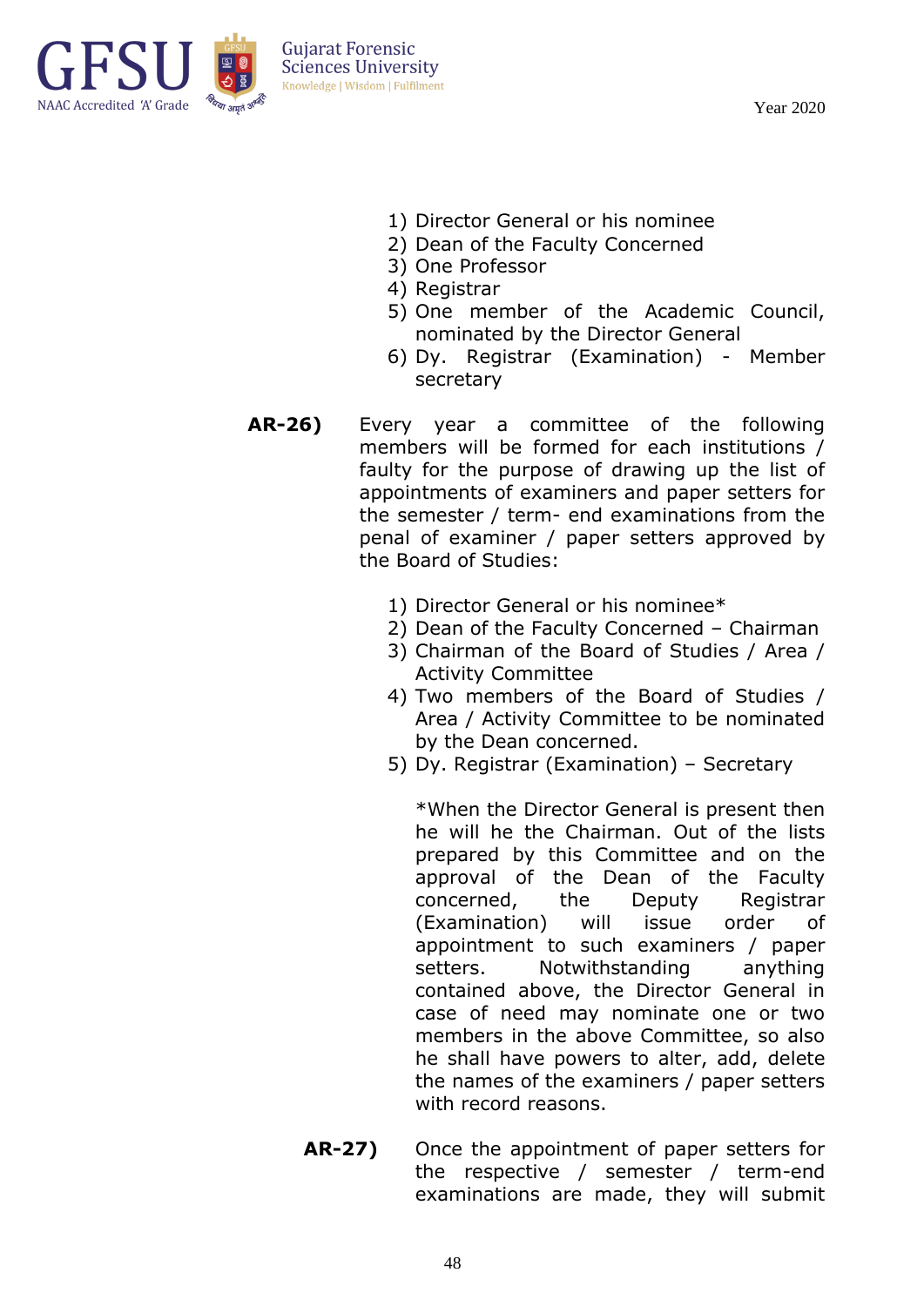1) Director General or his nominee
2) Dean of the Faculty Concerned
3) One Professor
4) Registrar
5) One member of the Academic Council, nominated by the Director General
6) Dy. Registrar (Examination) - Member secretary

**AR-26)** Every year a committee of the following members will be formed for each institutions / faulty for the purpose of drawing up the list of appointments of examiners and paper setters for the semester / term- end examinations from the penal of examiner / paper setters approved by the Board of Studies:

1) Director General or his nominee*
2) Dean of the Faculty Concerned – Chairman
3) Chairman of the Board of Studies / Area / Activity Committee
4) Two members of the Board of Studies / Area / Activity Committee to be nominated by the Dean concerned.
5) Dy. Registrar (Examination) – Secretary

*When the Director General is present then he will he the Chairman. Out of the lists prepared by this Committee and on the approval of the Dean of the Faculty concerned, the Deputy Registrar (Examination) will issue order of appointment to such examiners / paper setters. Notwithstanding anything contained above, the Director General in case of need may nominate one or two members in the above Committee, so also he shall have powers to alter, add, delete the names of the examiners / paper setters with record reasons.

**AR-27)** Once the appointment of paper setters for the respective / semester / term-end examinations are made, they will submit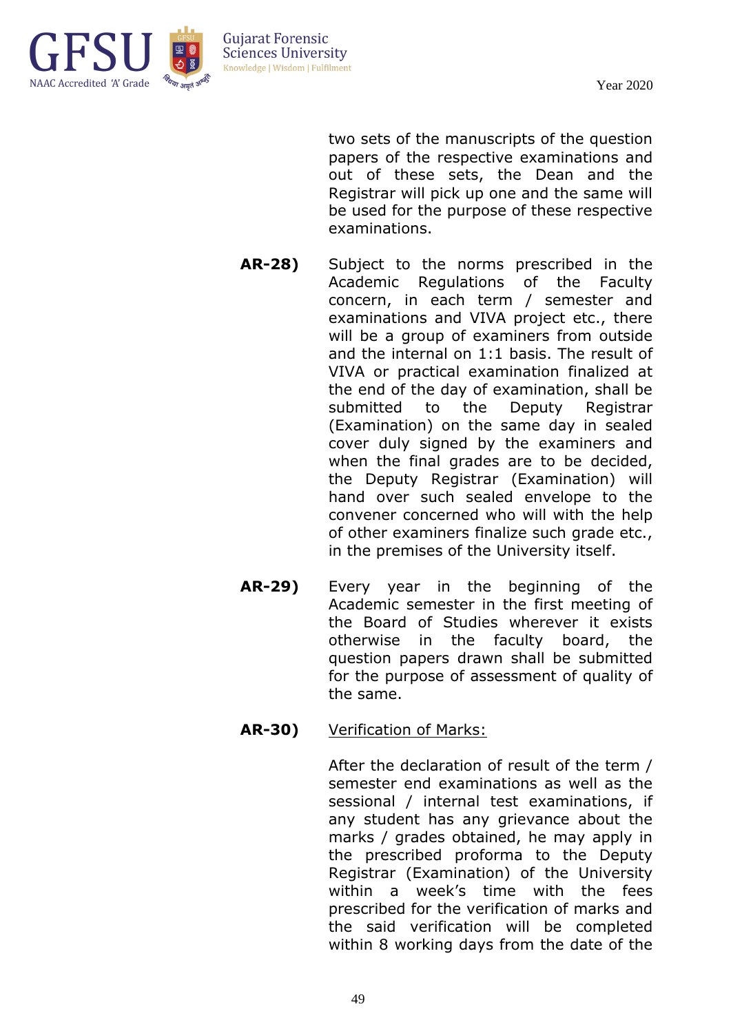two sets of the manuscripts of the question papers of the respective examinations and out of these sets, the Dean and the Registrar will pick up one and the same will be used for the purpose of these respective examinations.

**AR-28)** Subject to the norms prescribed in the Academic Regulations of the Faculty concern, in each term / semester and examinations and VIVA project etc., there will be a group of examiners from outside and the internal on 1:1 basis. The result of VIVA or practical examination finalized at the end of the day of examination, shall be submitted to the Deputy Registrar (Examination) on the same day in sealed cover duly signed by the examiners and when the final grades are to be decided, the Deputy Registrar (Examination) will hand over such sealed envelope to the convener concerned who will with the help of other examiners finalize such grade etc., in the premises of the University itself.

**AR-29)** Every year in the beginning of the Academic semester in the first meeting of the Board of Studies wherever it exists otherwise in the faculty board, the question papers drawn shall be submitted for the purpose of assessment of quality of the same.

**AR-30)** <u>Verification of Marks:</u>

After the declaration of result of the term / semester end examinations as well as the sessional / internal test examinations, if any student has any grievance about the marks / grades obtained, he may apply in the prescribed proforma to the Deputy Registrar (Examination) of the University within a week's time with the fees prescribed for the verification of marks and the said verification will be completed within 8 working days from the date of the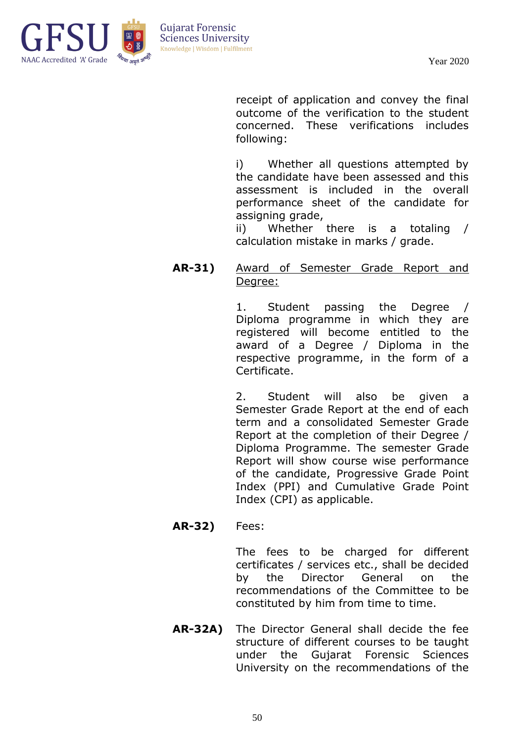receipt of application and convey the final outcome of the verification to the student concerned. These verifications includes following:

i) Whether all questions attempted by the candidate have been assessed and this assessment is included in the overall performance sheet of the candidate for assigning grade,
ii) Whether there is a totaling / calculation mistake in marks / grade.

**AR-31)** <u>Award of Semester Grade Report and Degree:</u>

1. Student passing the Degree / Diploma programme in which they are registered will become entitled to the award of a Degree / Diploma in the respective programme, in the form of a Certificate.

2. Student will also be given a Semester Grade Report at the end of each term and a consolidated Semester Grade Report at the completion of their Degree / Diploma Programme. The semester Grade Report will show course wise performance of the candidate, Progressive Grade Point Index (PPI) and Cumulative Grade Point Index (CPI) as applicable.

**AR-32)** Fees:

The fees to be charged for different certificates / services etc., shall be decided by the Director General on the recommendations of the Committee to be constituted by him from time to time.

**AR-32A)** The Director General shall decide the fee structure of different courses to be taught under the Gujarat Forensic Sciences University on the recommendations of the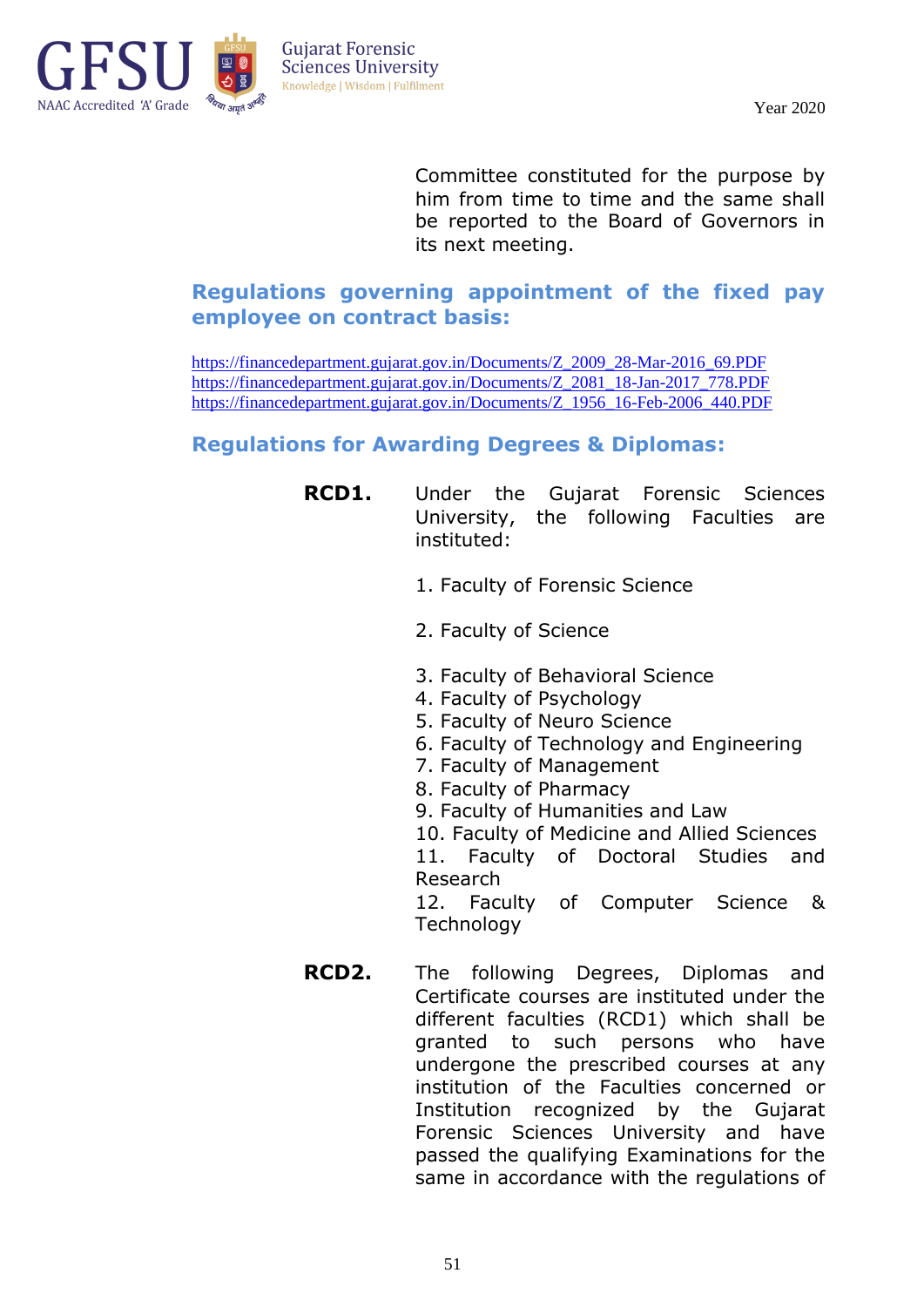Committee constituted for the purpose by him from time to time and the same shall be reported to the Board of Governors in its next meeting.

## Regulations governing appointment of the fixed pay employee on contract basis:

https://financedepartment.gujarat.gov.in/Documents/Z_2009_28-Mar-2016_69.PDF
https://financedepartment.gujarat.gov.in/Documents/Z_2081_18-Jan-2017_778.PDF
https://financedepartment.gujarat.gov.in/Documents/Z_1956_16-Feb-2006_440.PDF

## Regulations for Awarding Degrees & Diplomas:

**RCD1.** Under the Gujarat Forensic Sciences University, the following Faculties are instituted:

1. Faculty of Forensic Science
2. Faculty of Science
3. Faculty of Behavioral Science
4. Faculty of Psychology
5. Faculty of Neuro Science
6. Faculty of Technology and Engineering
7. Faculty of Management
8. Faculty of Pharmacy
9. Faculty of Humanities and Law
10. Faculty of Medicine and Allied Sciences
11. Faculty of Doctoral Studies and Research
12. Faculty of Computer Science & Technology

**RCD2.** The following Degrees, Diplomas and Certificate courses are instituted under the different faculties (RCD1) which shall be granted to such persons who have undergone the prescribed courses at any institution of the Faculties concerned or Institution recognized by the Gujarat Forensic Sciences University and have passed the qualifying Examinations for the same in accordance with the regulations of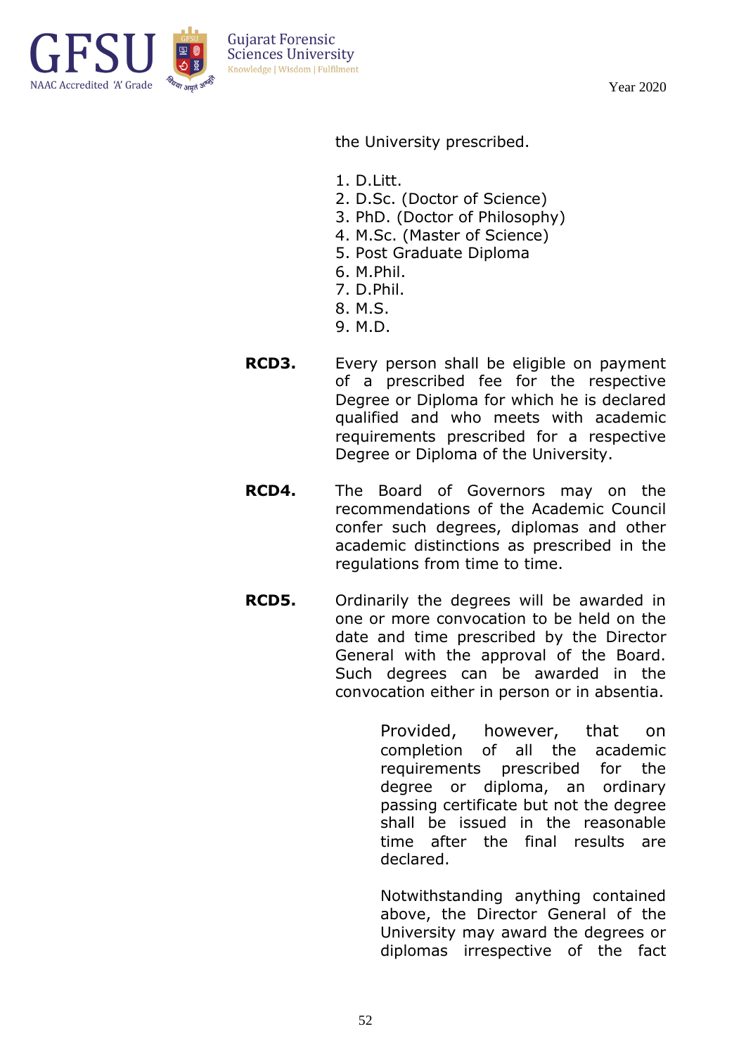the University prescribed.

1. D.Litt.
2. D.Sc. (Doctor of Science)
3. PhD. (Doctor of Philosophy)
4. M.Sc. (Master of Science)
5. Post Graduate Diploma
6. M.Phil.
7. D.Phil.
8. M.S.
9. M.D.

**RCD3.** Every person shall be eligible on payment of a prescribed fee for the respective Degree or Diploma for which he is declared qualified and who meets with academic requirements prescribed for a respective Degree or Diploma of the University.

**RCD4.** The Board of Governors may on the recommendations of the Academic Council confer such degrees, diplomas and other academic distinctions as prescribed in the regulations from time to time.

**RCD5.** Ordinarily the degrees will be awarded in one or more convocation to be held on the date and time prescribed by the Director General with the approval of the Board. Such degrees can be awarded in the convocation either in person or in absentia.

Provided, however, that on completion of all the academic requirements prescribed for the degree or diploma, an ordinary passing certificate but not the degree shall be issued in the reasonable time after the final results are declared.

Notwithstanding anything contained above, the Director General of the University may award the degrees or diplomas irrespective of the fact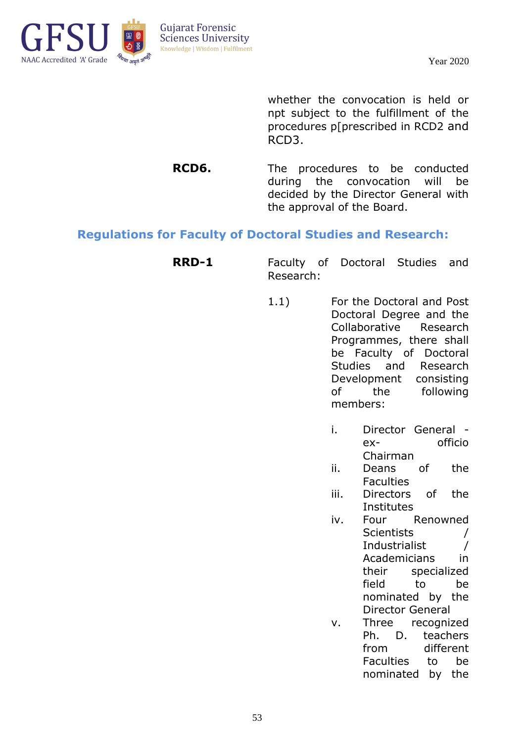whether the convocation is held or npt subject to the fulfillment of the procedures p[prescribed in RCD2 and RCD3.

**RCD6.** The procedures to be conducted during the convocation will be decided by the Director General with the approval of the Board.

## Regulations for Faculty of Doctoral Studies and Research:

**RRD-1** Faculty of Doctoral Studies and Research:

1.1) For the Doctoral and Post Doctoral Degree and the Collaborative Research Programmes, there shall be Faculty of Doctoral Studies and Research Development consisting of the following members:

- i. Director General - ex- officio Chairman
- ii. Deans of the Faculties
- iii. Directors of the Institutes
- iv. Four Renowned Scientists / Industrialist / Academicians in their specialized field to be nominated by the Director General
- v. Three recognized Ph. D. teachers from different Faculties to be nominated by the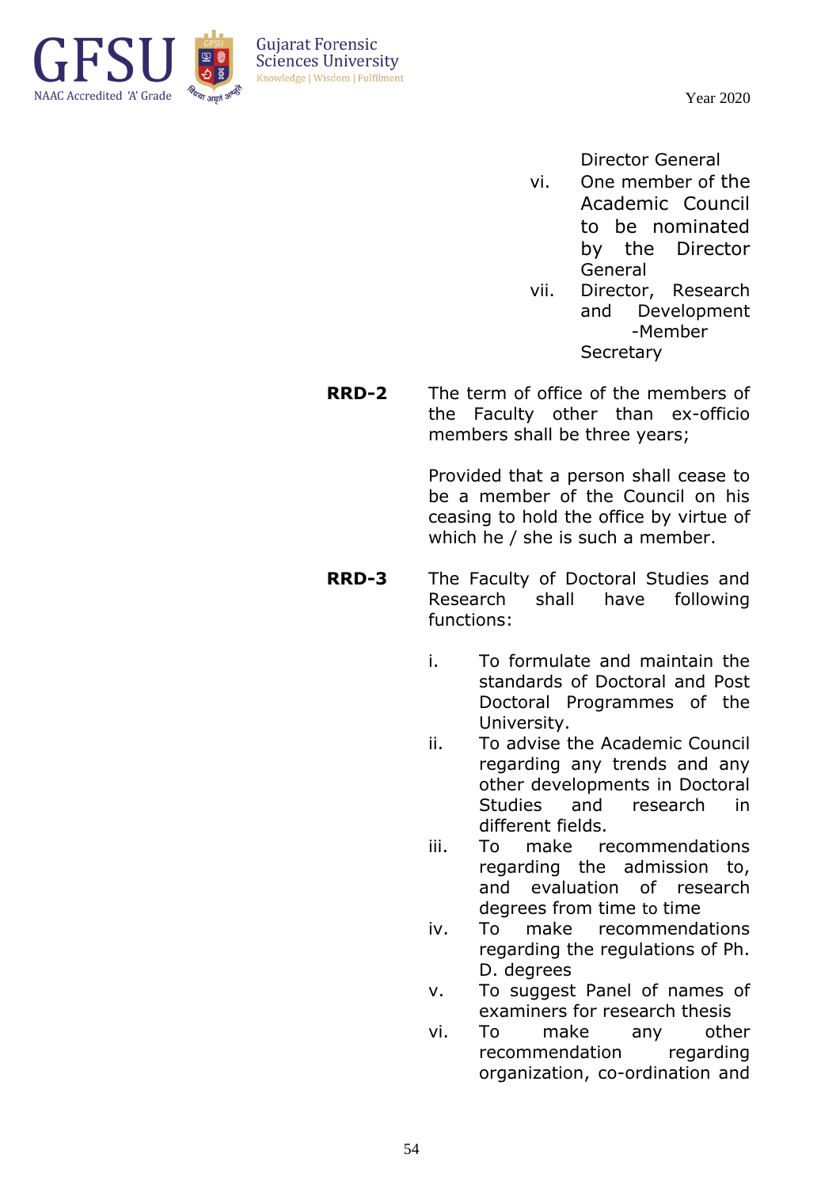Director General

vi. One member of the Academic Council to be nominated by the Director General

vii. Director, Research and Development -Member Secretary

**RRD-2** The term of office of the members of the Faculty other than ex-officio members shall be three years;

Provided that a person shall cease to be a member of the Council on his ceasing to hold the office by virtue of which he / she is such a member.

**RRD-3** The Faculty of Doctoral Studies and Research shall have following functions:

i. To formulate and maintain the standards of Doctoral and Post Doctoral Programmes of the University.

ii. To advise the Academic Council regarding any trends and any other developments in Doctoral Studies and research in different fields.

iii. To make recommendations regarding the admission to, and evaluation of research degrees from time to time

iv. To make recommendations regarding the regulations of Ph. D. degrees

v. To suggest Panel of names of examiners for research thesis

vi. To make any other recommendation regarding organization, co-ordination and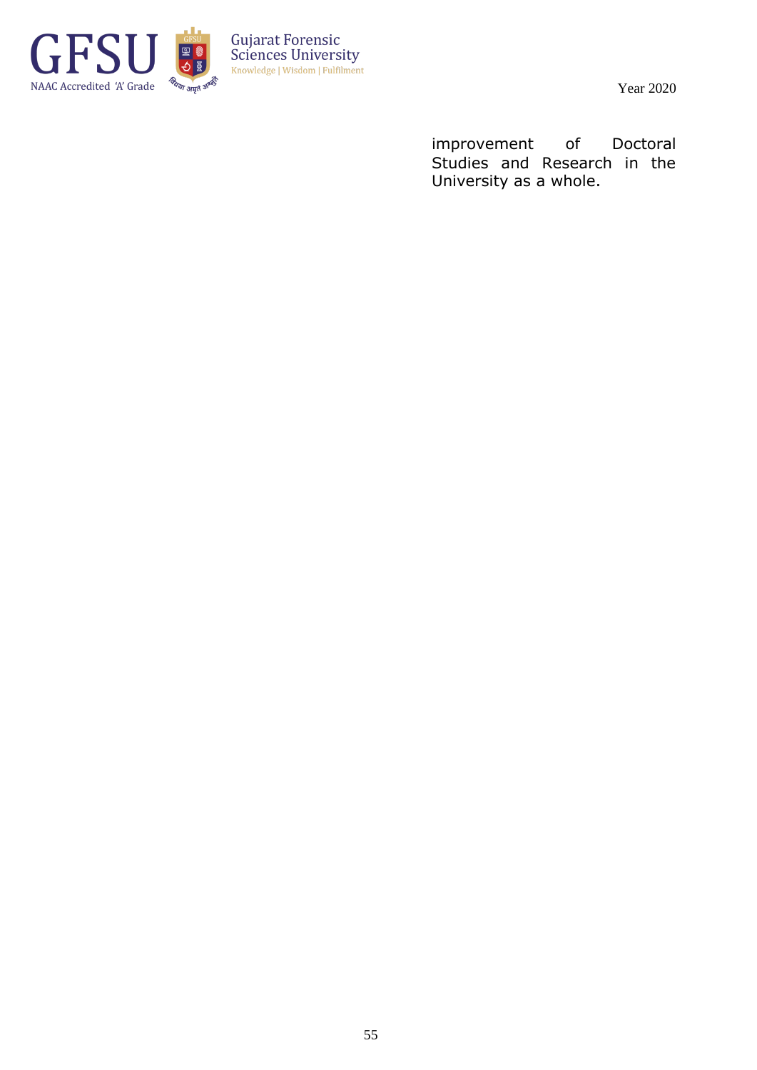improvement of Doctoral Studies and Research in the University as a whole.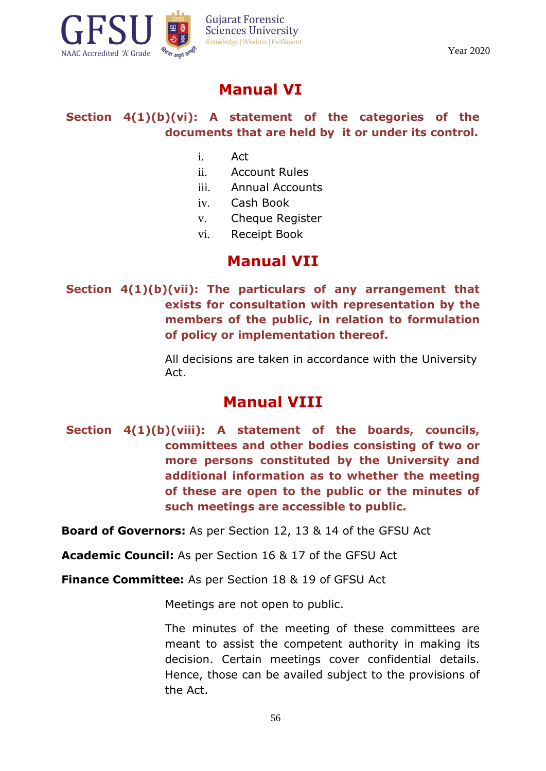# Manual VI

**Section 4(1)(b)(vi): A statement of the categories of the documents that are held by it or under its control.**

i. Act
ii. Account Rules
iii. Annual Accounts
iv. Cash Book
v. Cheque Register
vi. Receipt Book

# Manual VII

**Section 4(1)(b)(vii): The particulars of any arrangement that exists for consultation with representation by the members of the public, in relation to formulation of policy or implementation thereof.**

All decisions are taken in accordance with the University Act.

# Manual VIII

**Section 4(1)(b)(viii): A statement of the boards, councils, committees and other bodies consisting of two or more persons constituted by the University and additional information as to whether the meeting of these are open to the public or the minutes of such meetings are accessible to public.**

**Board of Governors:** As per Section 12, 13 & 14 of the GFSU Act

**Academic Council:** As per Section 16 & 17 of the GFSU Act

**Finance Committee:** As per Section 18 & 19 of GFSU Act

Meetings are not open to public.

The minutes of the meeting of these committees are meant to assist the competent authority in making its decision. Certain meetings cover confidential details. Hence, those can be availed subject to the provisions of the Act.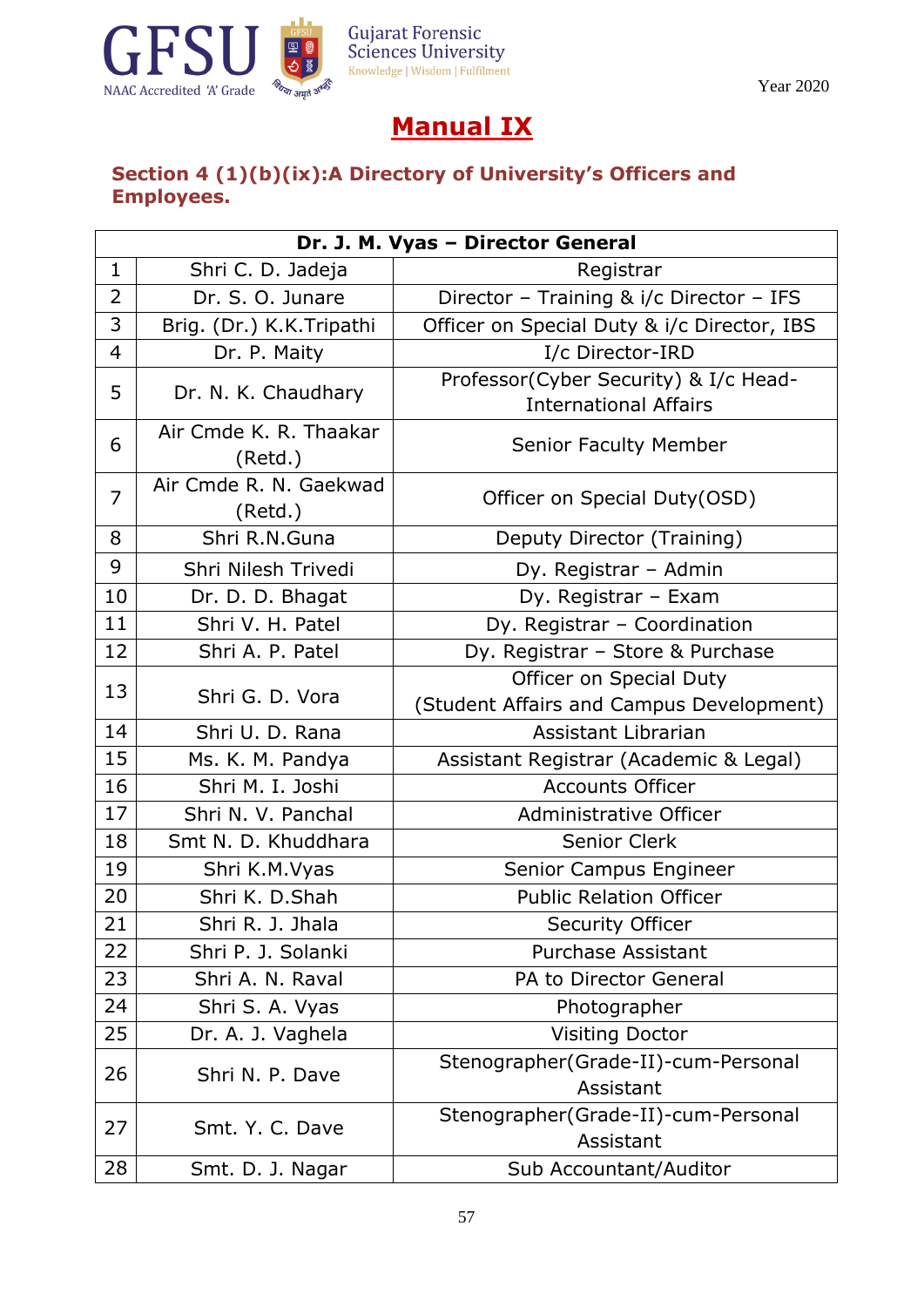# Manual IX

## Section 4 (1)(b)(ix):A Directory of University's Officers and Employees.

| Dr. J. M. Vyas – Director General | | |
|---|---|---|
| 1 | Shri C. D. Jadeja | Registrar |
| 2 | Dr. S. O. Junare | Director – Training & i/c Director – IFS |
| 3 | Brig. (Dr.) K.K.Tripathi | Officer on Special Duty & i/c Director, IBS |
| 4 | Dr. P. Maity | I/c Director-IRD |
| 5 | Dr. N. K. Chaudhary | Professor(Cyber Security) & I/c Head-International Affairs |
| 6 | Air Cmde K. R. Thaakar (Retd.) | Senior Faculty Member |
| 7 | Air Cmde R. N. Gaekwad (Retd.) | Officer on Special Duty(OSD) |
| 8 | Shri R.N.Guna | Deputy Director (Training) |
| 9 | Shri Nilesh Trivedi | Dy. Registrar – Admin |
| 10 | Dr. D. D. Bhagat | Dy. Registrar – Exam |
| 11 | Shri V. H. Patel | Dy. Registrar – Coordination |
| 12 | Shri A. P. Patel | Dy. Registrar – Store & Purchase |
| 13 | Shri G. D. Vora | Officer on Special Duty (Student Affairs and Campus Development) |
| 14 | Shri U. D. Rana | Assistant Librarian |
| 15 | Ms. K. M. Pandya | Assistant Registrar (Academic & Legal) |
| 16 | Shri M. I. Joshi | Accounts Officer |
| 17 | Shri N. V. Panchal | Administrative Officer |
| 18 | Smt N. D. Khuddhara | Senior Clerk |
| 19 | Shri K.M.Vyas | Senior Campus Engineer |
| 20 | Shri K. D.Shah | Public Relation Officer |
| 21 | Shri R. J. Jhala | Security Officer |
| 22 | Shri P. J. Solanki | Purchase Assistant |
| 23 | Shri A. N. Raval | PA to Director General |
| 24 | Shri S. A. Vyas | Photographer |
| 25 | Dr. A. J. Vaghela | Visiting Doctor |
| 26 | Shri N. P. Dave | Stenographer(Grade-II)-cum-Personal Assistant |
| 27 | Smt. Y. C. Dave | Stenographer(Grade-II)-cum-Personal Assistant |
| 28 | Smt. D. J. Nagar | Sub Accountant/Auditor |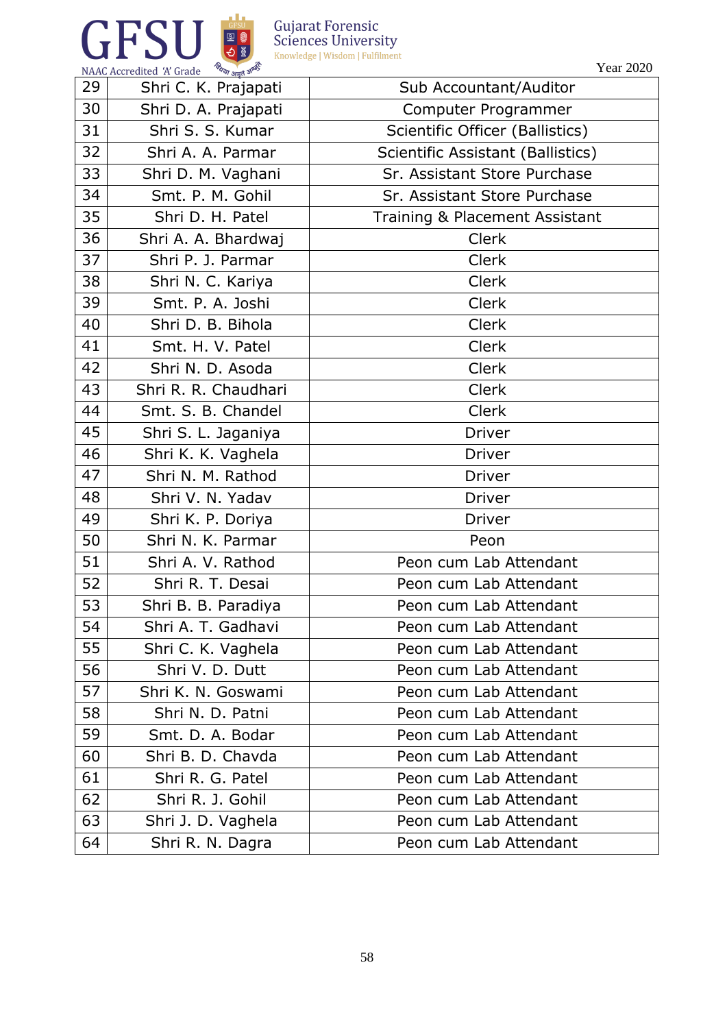| 29 | Shri C. K. Prajapati | Sub Accountant/Auditor |
|---|---|---|
| 30 | Shri D. A. Prajapati | Computer Programmer |
| 31 | Shri S. S. Kumar | Scientific Officer (Ballistics) |
| 32 | Shri A. A. Parmar | Scientific Assistant (Ballistics) |
| 33 | Shri D. M. Vaghani | Sr. Assistant Store Purchase |
| 34 | Smt. P. M. Gohil | Sr. Assistant Store Purchase |
| 35 | Shri D. H. Patel | Training & Placement Assistant |
| 36 | Shri A. A. Bhardwaj | Clerk |
| 37 | Shri P. J. Parmar | Clerk |
| 38 | Shri N. C. Kariya | Clerk |
| 39 | Smt. P. A. Joshi | Clerk |
| 40 | Shri D. B. Bihola | Clerk |
| 41 | Smt. H. V. Patel | Clerk |
| 42 | Shri N. D. Asoda | Clerk |
| 43 | Shri R. R. Chaudhari | Clerk |
| 44 | Smt. S. B. Chandel | Clerk |
| 45 | Shri S. L. Jaganiya | Driver |
| 46 | Shri K. K. Vaghela | Driver |
| 47 | Shri N. M. Rathod | Driver |
| 48 | Shri V. N. Yadav | Driver |
| 49 | Shri K. P. Doriya | Driver |
| 50 | Shri N. K. Parmar | Peon |
| 51 | Shri A. V. Rathod | Peon cum Lab Attendant |
| 52 | Shri R. T. Desai | Peon cum Lab Attendant |
| 53 | Shri B. B. Paradiya | Peon cum Lab Attendant |
| 54 | Shri A. T. Gadhavi | Peon cum Lab Attendant |
| 55 | Shri C. K. Vaghela | Peon cum Lab Attendant |
| 56 | Shri V. D. Dutt | Peon cum Lab Attendant |
| 57 | Shri K. N. Goswami | Peon cum Lab Attendant |
| 58 | Shri N. D. Patni | Peon cum Lab Attendant |
| 59 | Smt. D. A. Bodar | Peon cum Lab Attendant |
| 60 | Shri B. D. Chavda | Peon cum Lab Attendant |
| 61 | Shri R. G. Patel | Peon cum Lab Attendant |
| 62 | Shri R. J. Gohil | Peon cum Lab Attendant |
| 63 | Shri J. D. Vaghela | Peon cum Lab Attendant |
| 64 | Shri R. N. Dagra | Peon cum Lab Attendant |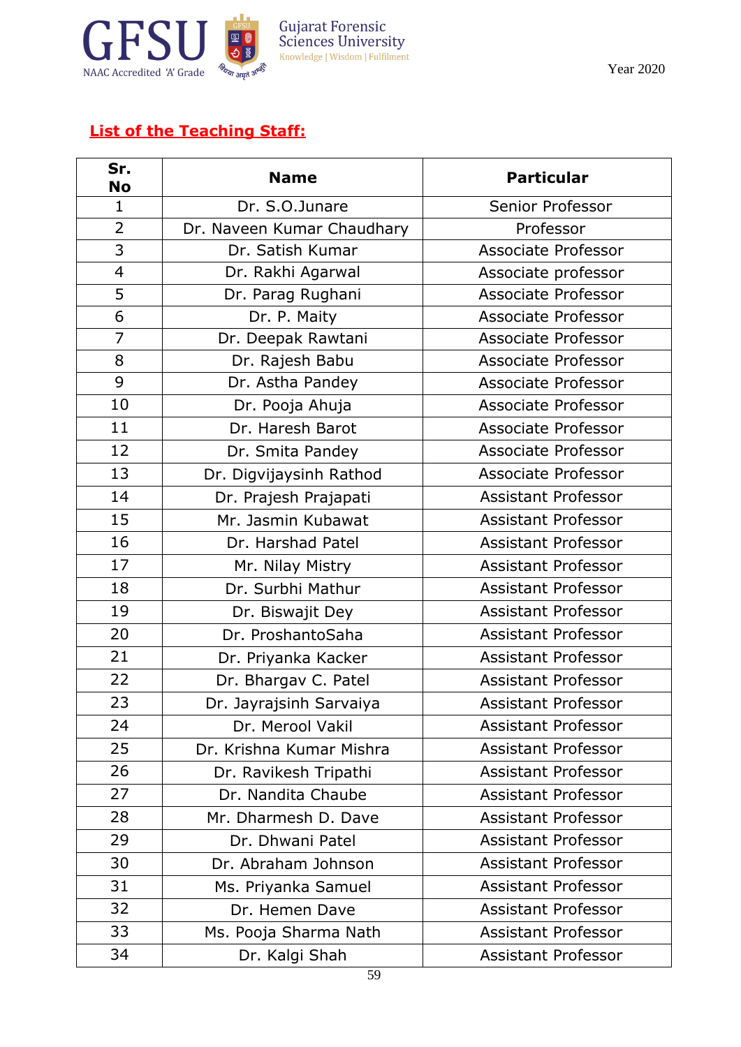## List of the Teaching Staff:

| Sr. No | Name | Particular |
|---|---|---|
| 1 | Dr. S.O.Junare | Senior Professor |
| 2 | Dr. Naveen Kumar Chaudhary | Professor |
| 3 | Dr. Satish Kumar | Associate Professor |
| 4 | Dr. Rakhi Agarwal | Associate professor |
| 5 | Dr. Parag Rughani | Associate Professor |
| 6 | Dr. P. Maity | Associate Professor |
| 7 | Dr. Deepak Rawtani | Associate Professor |
| 8 | Dr. Rajesh Babu | Associate Professor |
| 9 | Dr. Astha Pandey | Associate Professor |
| 10 | Dr. Pooja Ahuja | Associate Professor |
| 11 | Dr. Haresh Barot | Associate Professor |
| 12 | Dr. Smita Pandey | Associate Professor |
| 13 | Dr. Digvijaysinh Rathod | Associate Professor |
| 14 | Dr. Prajesh Prajapati | Assistant Professor |
| 15 | Mr. Jasmin Kubawat | Assistant Professor |
| 16 | Dr. Harshad Patel | Assistant Professor |
| 17 | Mr. Nilay Mistry | Assistant Professor |
| 18 | Dr. Surbhi Mathur | Assistant Professor |
| 19 | Dr. Biswajit Dey | Assistant Professor |
| 20 | Dr. ProshantoSaha | Assistant Professor |
| 21 | Dr. Priyanka Kacker | Assistant Professor |
| 22 | Dr. Bhargav C. Patel | Assistant Professor |
| 23 | Dr. Jayrajsinh Sarvaiya | Assistant Professor |
| 24 | Dr. Merool Vakil | Assistant Professor |
| 25 | Dr. Krishna Kumar Mishra | Assistant Professor |
| 26 | Dr. Ravikesh Tripathi | Assistant Professor |
| 27 | Dr. Nandita Chaube | Assistant Professor |
| 28 | Mr. Dharmesh D. Dave | Assistant Professor |
| 29 | Dr. Dhwani Patel | Assistant Professor |
| 30 | Dr. Abraham Johnson | Assistant Professor |
| 31 | Ms. Priyanka Samuel | Assistant Professor |
| 32 | Dr. Hemen Dave | Assistant Professor |
| 33 | Ms. Pooja Sharma Nath | Assistant Professor |
| 34 | Dr. Kalgi Shah | Assistant Professor |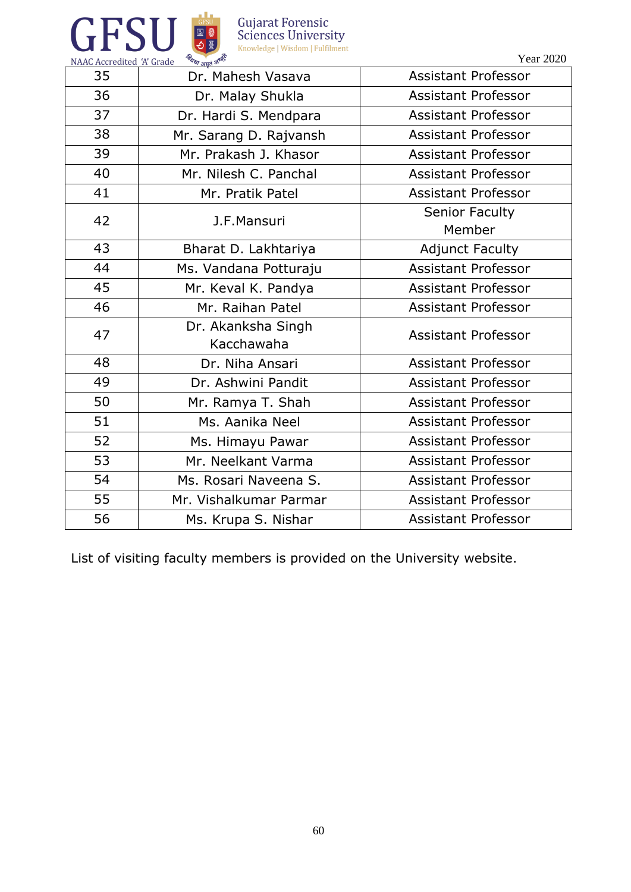| 35 | Dr. Mahesh Vasava | Assistant Professor |
|---|---|---|
| 36 | Dr. Malay Shukla | Assistant Professor |
| 37 | Dr. Hardi S. Mendpara | Assistant Professor |
| 38 | Mr. Sarang D. Rajvansh | Assistant Professor |
| 39 | Mr. Prakash J. Khasor | Assistant Professor |
| 40 | Mr. Nilesh C. Panchal | Assistant Professor |
| 41 | Mr. Pratik Patel | Assistant Professor |
| 42 | J.F.Mansuri | Senior Faculty Member |
| 43 | Bharat D. Lakhtariya | Adjunct Faculty |
| 44 | Ms. Vandana Potturaju | Assistant Professor |
| 45 | Mr. Keval K. Pandya | Assistant Professor |
| 46 | Mr. Raihan Patel | Assistant Professor |
| 47 | Dr. Akanksha Singh Kacchawaha | Assistant Professor |
| 48 | Dr. Niha Ansari | Assistant Professor |
| 49 | Dr. Ashwini Pandit | Assistant Professor |
| 50 | Mr. Ramya T. Shah | Assistant Professor |
| 51 | Ms. Aanika Neel | Assistant Professor |
| 52 | Ms. Himayu Pawar | Assistant Professor |
| 53 | Mr. Neelkant Varma | Assistant Professor |
| 54 | Ms. Rosari Naveena S. | Assistant Professor |
| 55 | Mr. Vishalkumar Parmar | Assistant Professor |
| 56 | Ms. Krupa S. Nishar | Assistant Professor |

List of visiting faculty members is provided on the University website.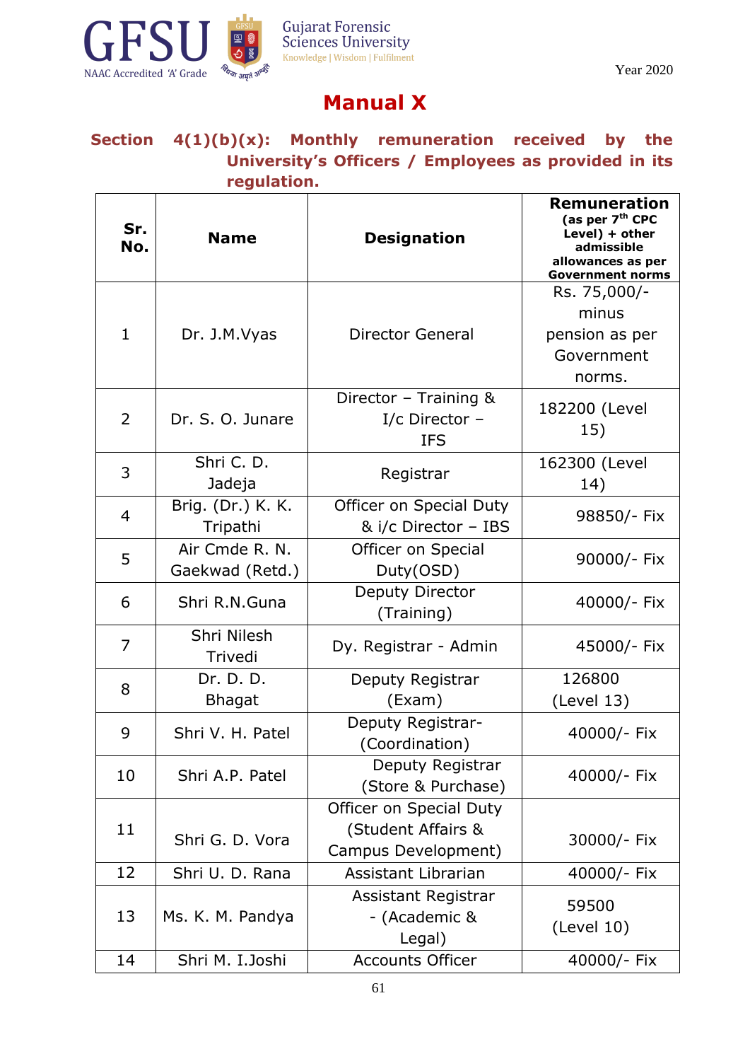# Manual X

## Section 4(1)(b)(x): Monthly remuneration received by the University's Officers / Employees as provided in its regulation.

| Sr. No. | Name | Designation | Remuneration (as per 7th CPC Level) + other admissible allowances as per Government norms |
|---|---|---|---|
| 1 | Dr. J.M.Vyas | Director General | Rs. 75,000/- minus pension as per Government norms. |
| 2 | Dr. S. O. Junare | Director – Training & I/c Director – IFS | 182200 (Level 15) |
| 3 | Shri C. D. Jadeja | Registrar | 162300 (Level 14) |
| 4 | Brig. (Dr.) K. K. Tripathi | Officer on Special Duty & i/c Director – IBS | 98850/- Fix |
| 5 | Air Cmde R. N. Gaekwad (Retd.) | Officer on Special Duty(OSD) | 90000/- Fix |
| 6 | Shri R.N.Guna | Deputy Director (Training) | 40000/- Fix |
| 7 | Shri Nilesh Trivedi | Dy. Registrar - Admin | 45000/- Fix |
| 8 | Dr. D. D. Bhagat | Deputy Registrar (Exam) | 126800 (Level 13) |
| 9 | Shri V. H. Patel | Deputy Registrar- (Coordination) | 40000/- Fix |
| 10 | Shri A.P. Patel | Deputy Registrar (Store & Purchase) | 40000/- Fix |
| 11 | Shri G. D. Vora | Officer on Special Duty (Student Affairs & Campus Development) | 30000/- Fix |
| 12 | Shri U. D. Rana | Assistant Librarian | 40000/- Fix |
| 13 | Ms. K. M. Pandya | Assistant Registrar - (Academic & Legal) | 59500 (Level 10) |
| 14 | Shri M. I.Joshi | Accounts Officer | 40000/- Fix |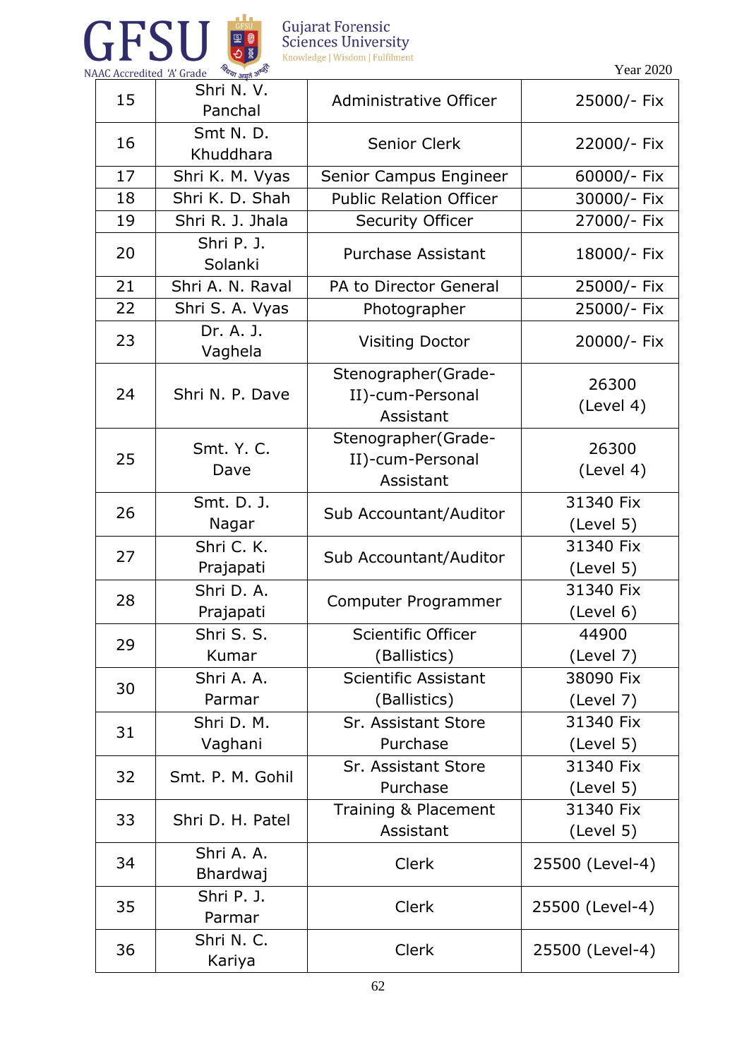| 15 | Shri N. V. Panchal | Administrative Officer | 25000/- Fix |
|---|---|---|---|
| 16 | Smt N. D. Khuddhara | Senior Clerk | 22000/- Fix |
| 17 | Shri K. M. Vyas | Senior Campus Engineer | 60000/- Fix |
| 18 | Shri K. D. Shah | Public Relation Officer | 30000/- Fix |
| 19 | Shri R. J. Jhala | Security Officer | 27000/- Fix |
| 20 | Shri P. J. Solanki | Purchase Assistant | 18000/- Fix |
| 21 | Shri A. N. Raval | PA to Director General | 25000/- Fix |
| 22 | Shri S. A. Vyas | Photographer | 25000/- Fix |
| 23 | Dr. A. J. Vaghela | Visiting Doctor | 20000/- Fix |
| 24 | Shri N. P. Dave | Stenographer(Grade-II)-cum-Personal Assistant | 26300 (Level 4) |
| 25 | Smt. Y. C. Dave | Stenographer(Grade-II)-cum-Personal Assistant | 26300 (Level 4) |
| 26 | Smt. D. J. Nagar | Sub Accountant/Auditor | 31340 Fix (Level 5) |
| 27 | Shri C. K. Prajapati | Sub Accountant/Auditor | 31340 Fix (Level 5) |
| 28 | Shri D. A. Prajapati | Computer Programmer | 31340 Fix (Level 6) |
| 29 | Shri S. S. Kumar | Scientific Officer (Ballistics) | 44900 (Level 7) |
| 30 | Shri A. A. Parmar | Scientific Assistant (Ballistics) | 38090 Fix (Level 7) |
| 31 | Shri D. M. Vaghani | Sr. Assistant Store Purchase | 31340 Fix (Level 5) |
| 32 | Smt. P. M. Gohil | Sr. Assistant Store Purchase | 31340 Fix (Level 5) |
| 33 | Shri D. H. Patel | Training & Placement Assistant | 31340 Fix (Level 5) |
| 34 | Shri A. A. Bhardwaj | Clerk | 25500 (Level-4) |
| 35 | Shri P. J. Parmar | Clerk | 25500 (Level-4) |
| 36 | Shri N. C. Kariya | Clerk | 25500 (Level-4) |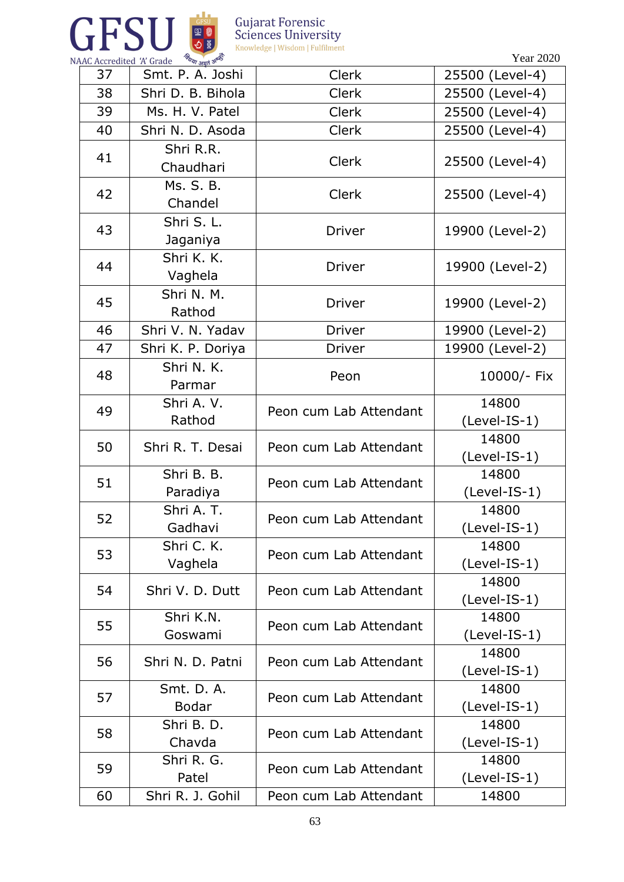| 37 | Smt. P. A. Joshi | Clerk | 25500 (Level-4) |
|---|---|---|---|
| 38 | Shri D. B. Bihola | Clerk | 25500 (Level-4) |
| 39 | Ms. H. V. Patel | Clerk | 25500 (Level-4) |
| 40 | Shri N. D. Asoda | Clerk | 25500 (Level-4) |
| 41 | Shri R.R. Chaudhari | Clerk | 25500 (Level-4) |
| 42 | Ms. S. B. Chandel | Clerk | 25500 (Level-4) |
| 43 | Shri S. L. Jaganiya | Driver | 19900 (Level-2) |
| 44 | Shri K. K. Vaghela | Driver | 19900 (Level-2) |
| 45 | Shri N. M. Rathod | Driver | 19900 (Level-2) |
| 46 | Shri V. N. Yadav | Driver | 19900 (Level-2) |
| 47 | Shri K. P. Doriya | Driver | 19900 (Level-2) |
| 48 | Shri N. K. Parmar | Peon | 10000/- Fix |
| 49 | Shri A. V. Rathod | Peon cum Lab Attendant | 14800 (Level-IS-1) |
| 50 | Shri R. T. Desai | Peon cum Lab Attendant | 14800 (Level-IS-1) |
| 51 | Shri B. B. Paradiya | Peon cum Lab Attendant | 14800 (Level-IS-1) |
| 52 | Shri A. T. Gadhavi | Peon cum Lab Attendant | 14800 (Level-IS-1) |
| 53 | Shri C. K. Vaghela | Peon cum Lab Attendant | 14800 (Level-IS-1) |
| 54 | Shri V. D. Dutt | Peon cum Lab Attendant | 14800 (Level-IS-1) |
| 55 | Shri K.N. Goswami | Peon cum Lab Attendant | 14800 (Level-IS-1) |
| 56 | Shri N. D. Patni | Peon cum Lab Attendant | 14800 (Level-IS-1) |
| 57 | Smt. D. A. Bodar | Peon cum Lab Attendant | 14800 (Level-IS-1) |
| 58 | Shri B. D. Chavda | Peon cum Lab Attendant | 14800 (Level-IS-1) |
| 59 | Shri R. G. Patel | Peon cum Lab Attendant | 14800 (Level-IS-1) |
| 60 | Shri R. J. Gohil | Peon cum Lab Attendant | 14800 |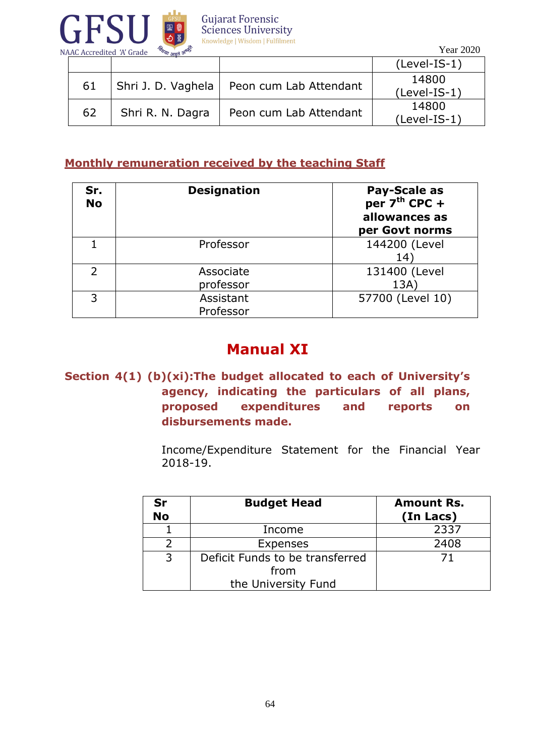| | | | (Level-IS-1) |
|---|---|---|---|
| 61 | Shri J. D. Vaghela | Peon cum Lab Attendant | 14800 (Level-IS-1) |
| 62 | Shri R. N. Dagra | Peon cum Lab Attendant | 14800 (Level-IS-1) |

**Monthly remuneration received by the teaching Staff**

| Sr. No | Designation | Pay-Scale as per 7th CPC + allowances as per Govt norms |
|---|---|---|
| 1 | Professor | 144200 (Level 14) |
| 2 | Associate professor | 131400 (Level 13A) |
| 3 | Assistant Professor | 57700 (Level 10) |

# Manual XI

**Section 4(1) (b)(xi):The budget allocated to each of University's agency, indicating the particulars of all plans, proposed expenditures and reports on disbursements made.**

Income/Expenditure Statement for the Financial Year 2018-19.

| Sr No | Budget Head | Amount Rs. (In Lacs) |
|---|---|---|
| 1 | Income | 2337 |
| 2 | Expenses | 2408 |
| 3 | Deficit Funds to be transferred from the University Fund | 71 |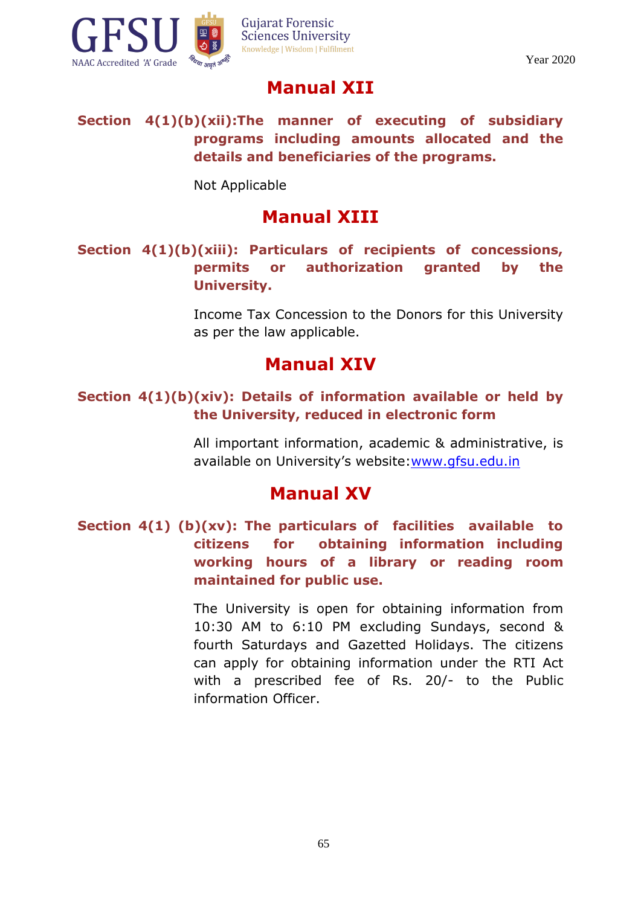## Manual XII

**Section 4(1)(b)(xii):The manner of executing of subsidiary programs including amounts allocated and the details and beneficiaries of the programs.**

Not Applicable

## Manual XIII

**Section 4(1)(b)(xiii): Particulars of recipients of concessions, permits or authorization granted by the University.**

Income Tax Concession to the Donors for this University as per the law applicable.

## Manual XIV

**Section 4(1)(b)(xiv): Details of information available or held by the University, reduced in electronic form**

All important information, academic & administrative, is available on University's website:[www.gfsu.edu.in](http://www.gfsu.edu.in)

## Manual XV

**Section 4(1) (b)(xv): The particulars of facilities available to citizens for obtaining information including working hours of a library or reading room maintained for public use.**

The University is open for obtaining information from 10:30 AM to 6:10 PM excluding Sundays, second & fourth Saturdays and Gazetted Holidays. The citizens can apply for obtaining information under the RTI Act with a prescribed fee of Rs. 20/- to the Public information Officer.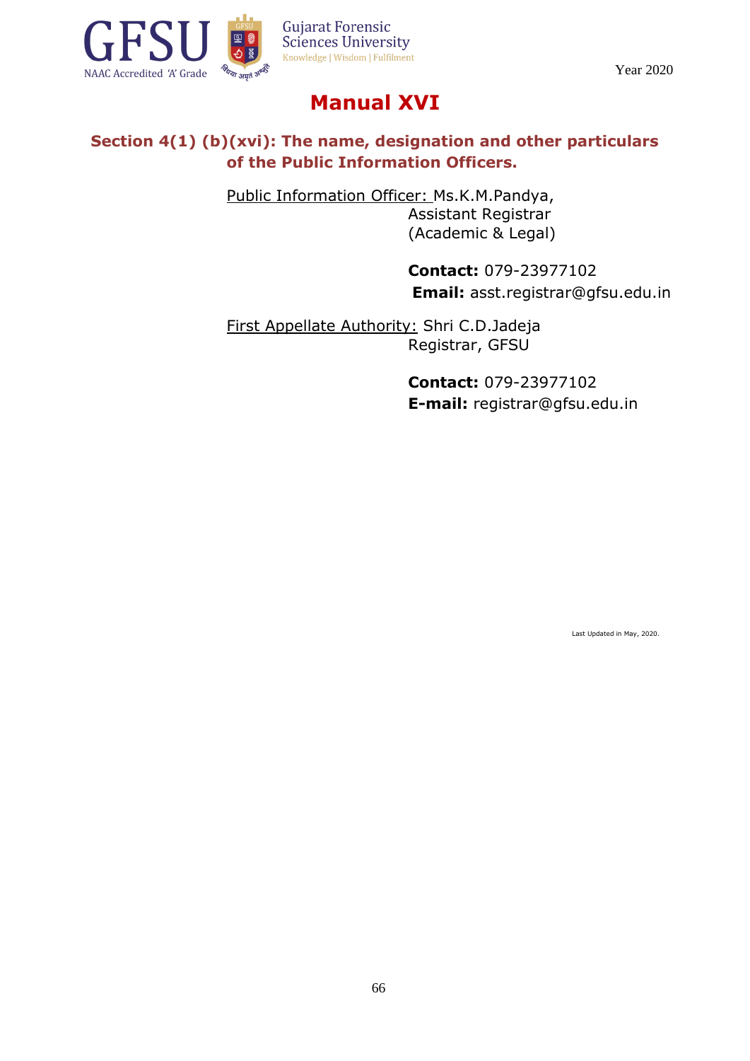# Manual XVI

## Section 4(1) (b)(xvi): The name, designation and other particulars of the Public Information Officers.

Public Information Officer: Ms.K.M.Pandya,
Assistant Registrar
(Academic & Legal)

**Contact:** 079-23977102
**Email:** asst.registrar@gfsu.edu.in

First Appellate Authority: Shri C.D.Jadeja
Registrar, GFSU

**Contact:** 079-23977102
**E-mail:** registrar@gfsu.edu.in

Last Updated in May, 2020.